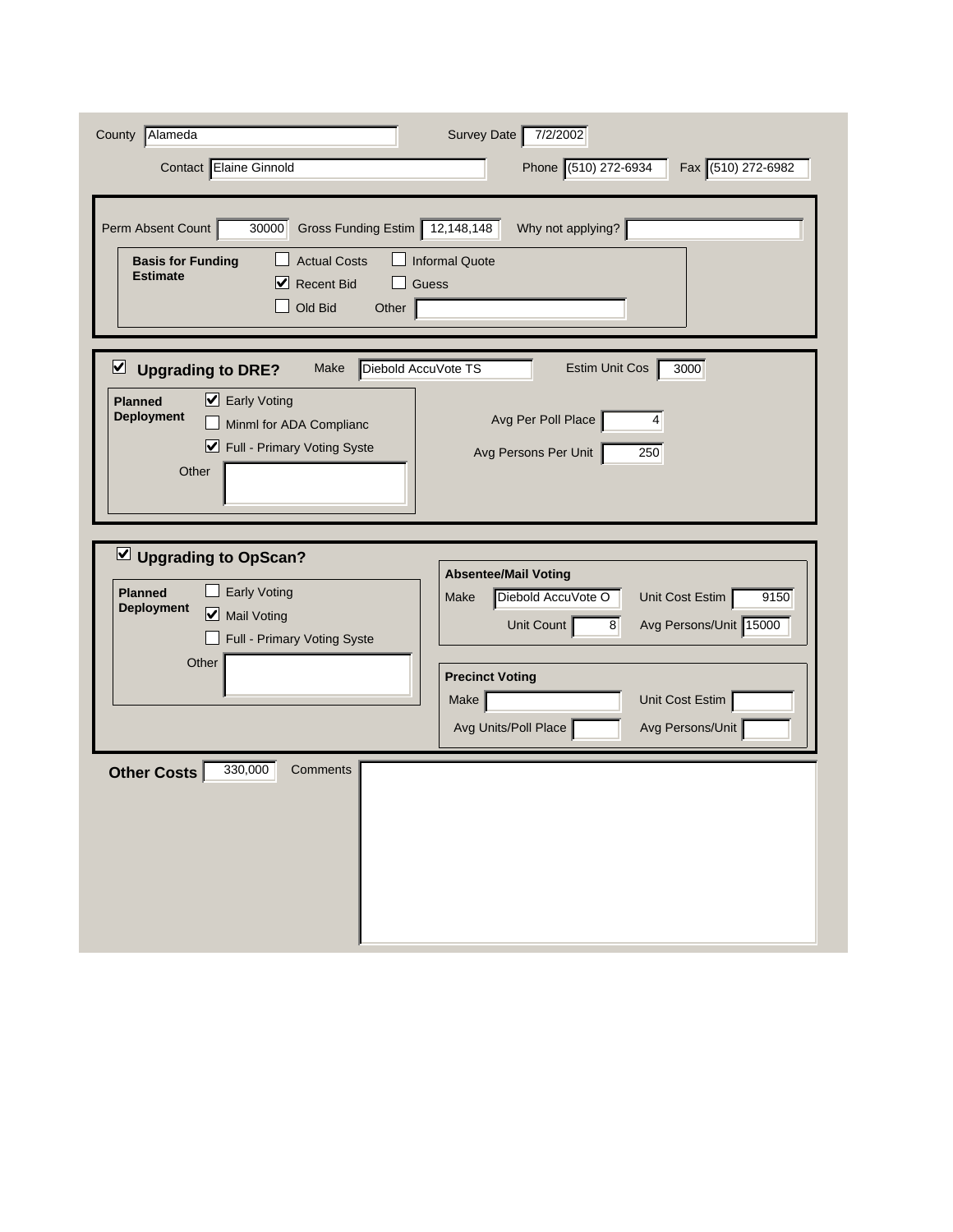County: Alameda

Survey Date: 7/2/2002

Contact: Elaine Ginnold

Phone: (510) 272-6934

Fax: (510) 272-6982

---

Perm Absent Count: 30000

Gross Funding Estim: 12,148,148

Why not applying?:

**Basis for Funding Estimate**

- [ ] Actual Costs
- [ ] Informal Quote
- [x] Recent Bid
- [ ] Guess
- [ ] Old Bid

Other:

---

- [x] **Upgrading to DRE?**

Make: Diebold AccuVote TS

Estim Unit Cos: 3000

**Planned Deployment**

- [x] Early Voting
- [ ] Minml for ADA Complianc
- [x] Full - Primary Voting Syste

Other:

Avg Per Poll Place: 4

Avg Persons Per Unit: 250

---

- [x] **Upgrading to OpScan?**

**Planned Deployment**

- [ ] Early Voting
- [x] Mail Voting
- [ ] Full - Primary Voting Syste

Other:

**Absentee/Mail Voting**

Make: Diebold AccuVote O

Unit Cost Estim: 9150

Unit Count: 8

Avg Persons/Unit: 15000

**Precinct Voting**

Make:

Unit Cost Estim:

Avg Units/Poll Place:

Avg Persons/Unit:

---

**Other Costs**: 330,000

Comments: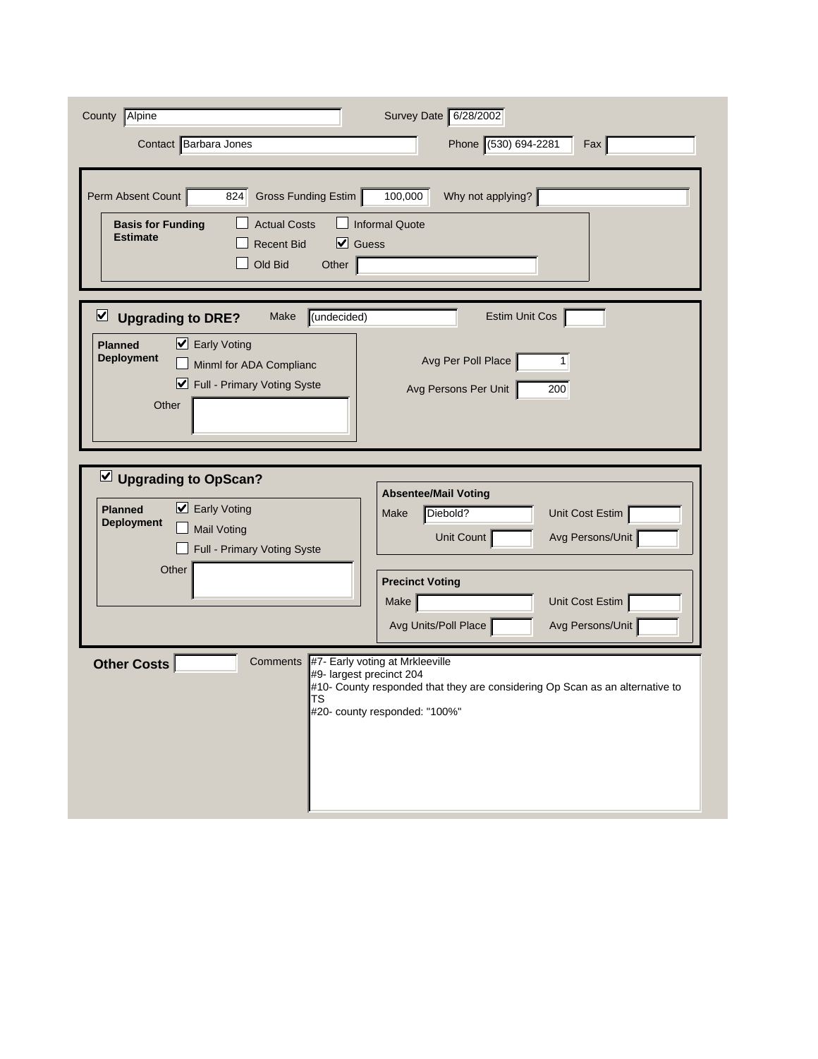County: Alpine

Survey Date: 6/28/2002

Contact: Barbara Jones

Phone: (530) 694-2281

Fax:

---

Perm Absent Count: 824

Gross Funding Estim: 100,000

Why not applying?:

**Basis for Funding Estimate**

- [ ] Actual Costs
- [ ] Informal Quote
- [ ] Recent Bid
- [x] Guess
- [ ] Old Bid
- Other:

---

- [x] **Upgrading to DRE?**

Make: (undecided)

Estim Unit Cos:

**Planned Deployment**

- [x] Early Voting
- [ ] Minml for ADA Complianc
- [x] Full - Primary Voting Syste
- Other:

Avg Per Poll Place: 1

Avg Persons Per Unit: 200

---

- [x] **Upgrading to OpScan?**

**Planned Deployment**

- [x] Early Voting
- [ ] Mail Voting
- [ ] Full - Primary Voting Syste
- Other:

**Absentee/Mail Voting**

Make: Diebold?

Unit Cost Estim:

Unit Count:

Avg Persons/Unit:

**Precinct Voting**

Make:

Unit Cost Estim:

Avg Units/Poll Place:

Avg Persons/Unit:

---

**Other Costs**:

Comments:

#7- Early voting at Mrkleeville
#9- largest precinct 204
#10- County responded that they are considering Op Scan as an alternative to TS
#20- county responded: "100%"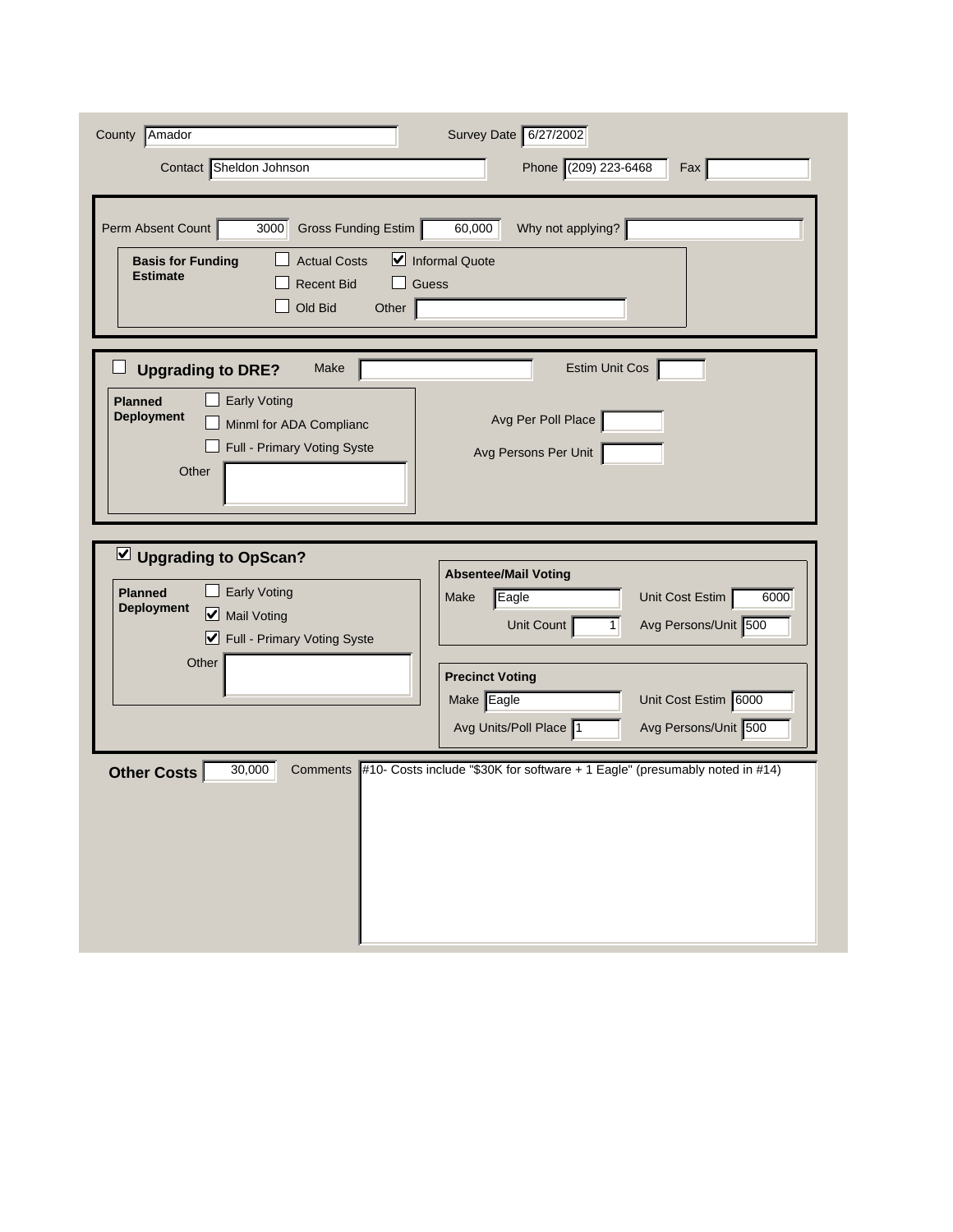County: Amador

Survey Date: 6/27/2002

Contact: Sheldon Johnson

Phone: (209) 223-6468

Fax:

---

Perm Absent Count: 3000

Gross Funding Estim: 60,000

Why not applying?:

**Basis for Funding Estimate**

- [ ] Actual Costs
- [x] Informal Quote
- [ ] Recent Bid
- [ ] Guess
- [ ] Old Bid

Other:

---

- [ ] **Upgrading to DRE?**

Make:

Estim Unit Cos:

**Planned Deployment**

- [ ] Early Voting
- [ ] Minml for ADA Complianc
- [ ] Full - Primary Voting Syste

Other:

Avg Per Poll Place:

Avg Persons Per Unit:

---

- [x] **Upgrading to OpScan?**

**Planned Deployment**

- [ ] Early Voting
- [x] Mail Voting
- [x] Full - Primary Voting Syste

Other:

**Absentee/Mail Voting**

Make: Eagle

Unit Cost Estim: 6000

Unit Count: 1

Avg Persons/Unit: 500

**Precinct Voting**

Make: Eagle

Unit Cost Estim: 6000

Avg Units/Poll Place: 1

Avg Persons/Unit: 500

---

**Other Costs**: 30,000

Comments: #10- Costs include "$30K for software + 1 Eagle" (presumably noted in #14)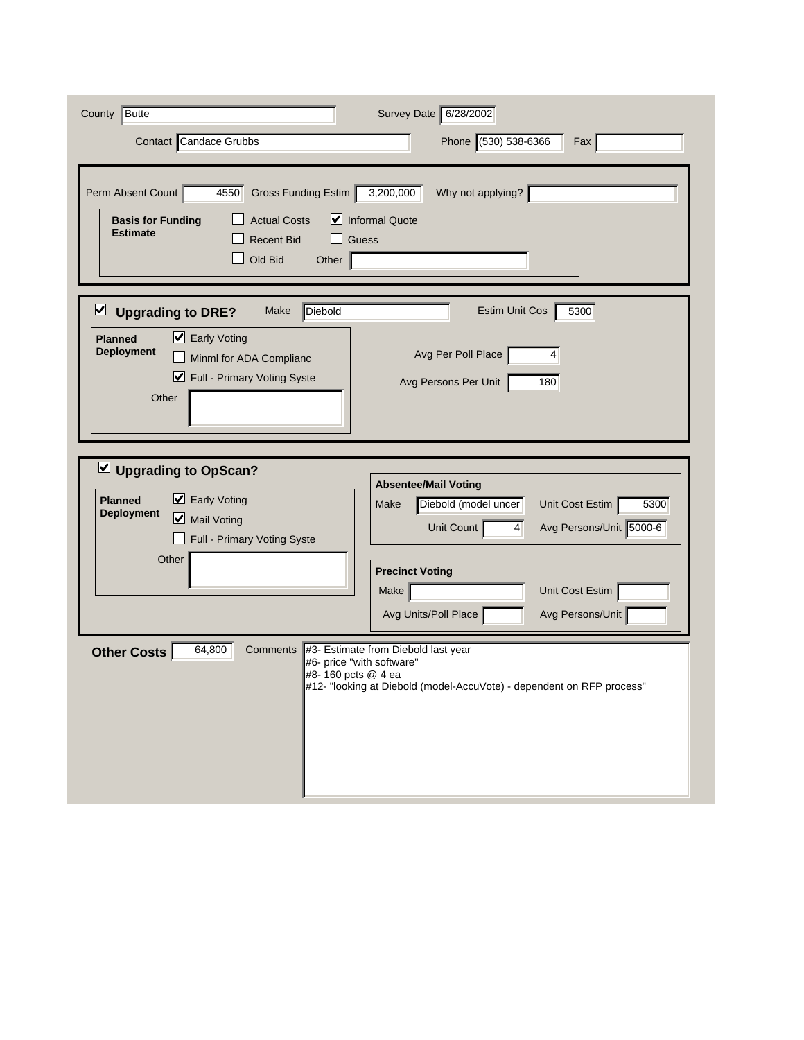County: Butte

Survey Date: 6/28/2002

Contact: Candace Grubbs

Phone: (530) 538-6366

Fax:

---

Perm Absent Count: 4550

Gross Funding Estim: 3,200,000

Why not applying?:

**Basis for Funding Estimate**

- [ ] Actual Costs
- [x] Informal Quote
- [ ] Recent Bid
- [ ] Guess
- [ ] Old Bid
- Other:

---

- [x] **Upgrading to DRE?**

Make: Diebold

Estim Unit Cos: 5300

**Planned Deployment**

- [x] Early Voting
- [ ] Minml for ADA Complianc
- [x] Full - Primary Voting Syste
- Other:

Avg Per Poll Place: 4

Avg Persons Per Unit: 180

---

- [x] **Upgrading to OpScan?**

**Planned Deployment**

- [x] Early Voting
- [x] Mail Voting
- [ ] Full - Primary Voting Syste
- Other:

**Absentee/Mail Voting**

Make: Diebold (model uncer

Unit Cost Estim: 5300

Unit Count: 4

Avg Persons/Unit: 5000-6

**Precinct Voting**

Make:

Unit Cost Estim:

Avg Units/Poll Place:

Avg Persons/Unit:

---

**Other Costs**: 64,800

Comments:

#3- Estimate from Diebold last year
#6- price "with software"
#8- 160 pcts @ 4 ea
#12- "looking at Diebold (model-AccuVote) - dependent on RFP process"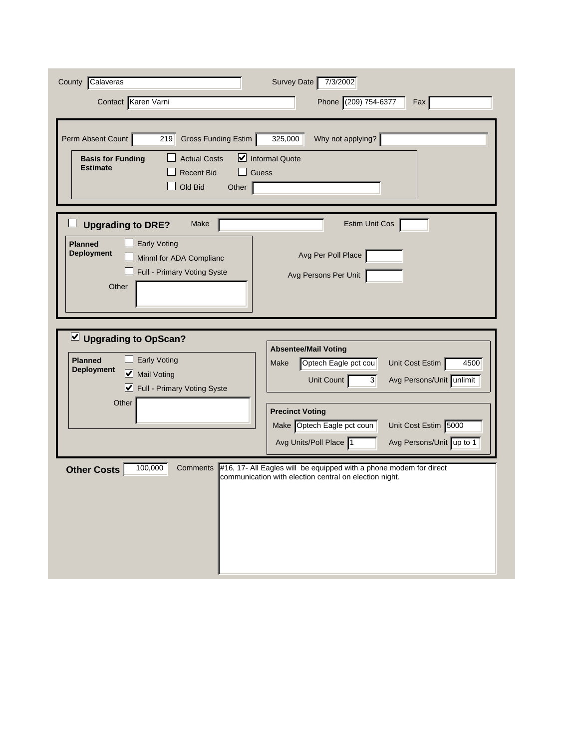County: Calaveras

Survey Date: 7/3/2002

Contact: Karen Varni

Phone: (209) 754-6377

Fax:

---

Perm Absent Count: 219

Gross Funding Estim: 325,000

Why not applying?:

**Basis for Funding Estimate**

- [ ] Actual Costs
- [x] Informal Quote
- [ ] Recent Bid
- [ ] Guess
- [ ] Old Bid

Other:

---

- [ ] **Upgrading to DRE?**

Make:

Estim Unit Cos:

**Planned Deployment**

- [ ] Early Voting
- [ ] Minml for ADA Complianc
- [ ] Full - Primary Voting Syste

Other:

Avg Per Poll Place:

Avg Persons Per Unit:

---

- [x] **Upgrading to OpScan?**

**Planned Deployment**

- [ ] Early Voting
- [x] Mail Voting
- [x] Full - Primary Voting Syste

Other:

**Absentee/Mail Voting**

Make: Optech Eagle pct cou

Unit Cost Estim: 4500

Unit Count: 3

Avg Persons/Unit: unlimit

**Precinct Voting**

Make: Optech Eagle pct coun

Unit Cost Estim: 5000

Avg Units/Poll Place: 1

Avg Persons/Unit: up to 1

---

**Other Costs**: 100,000

Comments: #16, 17- All Eagles will be equipped with a phone modem for direct communication with election central on election night.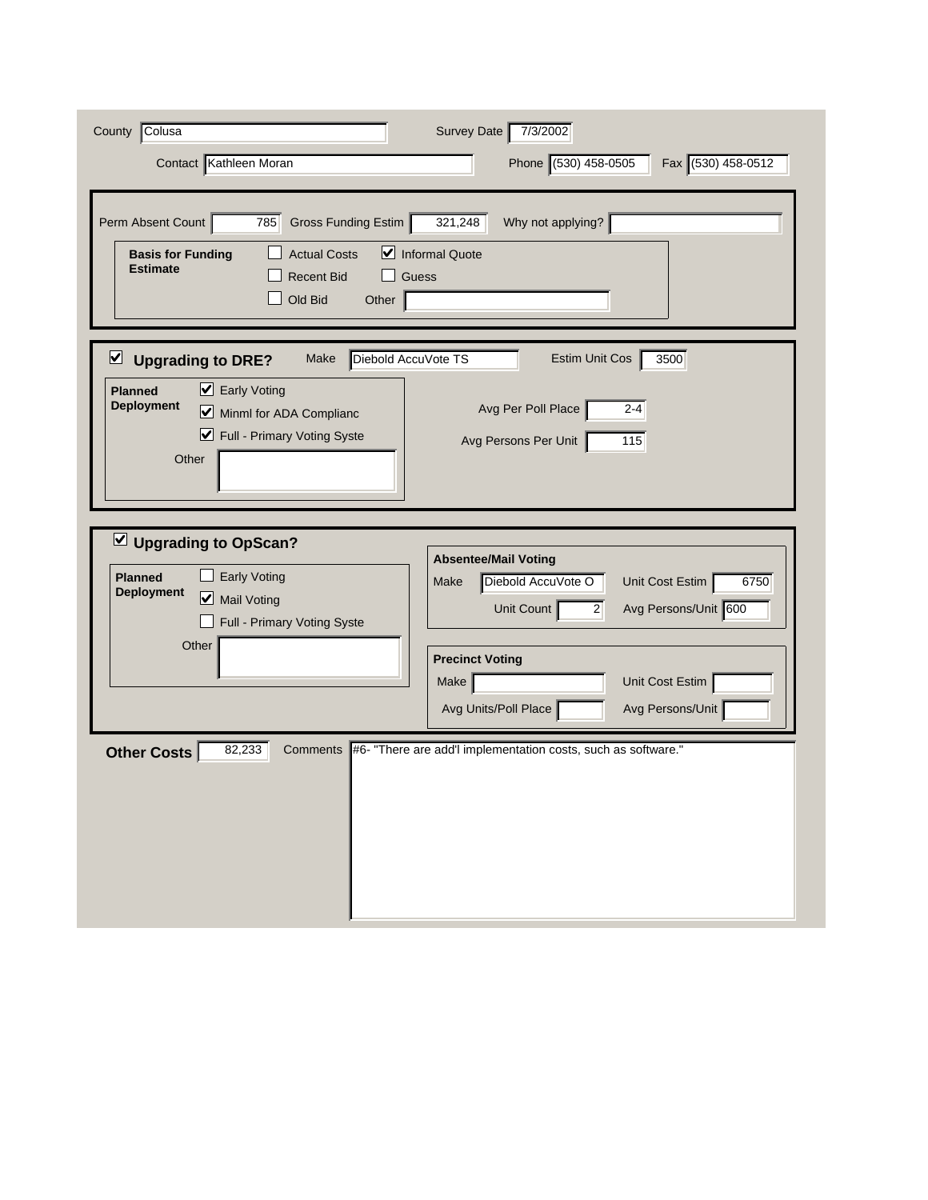County: Colusa

Survey Date: 7/3/2002

Contact: Kathleen Moran

Phone: (530) 458-0505

Fax: (530) 458-0512

---

Perm Absent Count: 785

Gross Funding Estim: 321,248

Why not applying?:

**Basis for Funding Estimate**

- [ ] Actual Costs
- [x] Informal Quote
- [ ] Recent Bid
- [ ] Guess
- [ ] Old Bid

Other:

---

- [x] **Upgrading to DRE?**

Make: Diebold AccuVote TS

Estim Unit Cos: 3500

**Planned Deployment**

- [x] Early Voting
- [x] Minml for ADA Complianc
- [x] Full - Primary Voting Syste

Other:

Avg Per Poll Place: 2-4

Avg Persons Per Unit: 115

---

- [x] **Upgrading to OpScan?**

**Planned Deployment**

- [ ] Early Voting
- [x] Mail Voting
- [ ] Full - Primary Voting Syste

Other:

**Absentee/Mail Voting**

Make: Diebold AccuVote O

Unit Cost Estim: 6750

Unit Count: 2

Avg Persons/Unit: 600

**Precinct Voting**

Make:

Unit Cost Estim:

Avg Units/Poll Place:

Avg Persons/Unit:

---

**Other Costs**: 82,233

Comments: #6- "There are add'l implementation costs, such as software."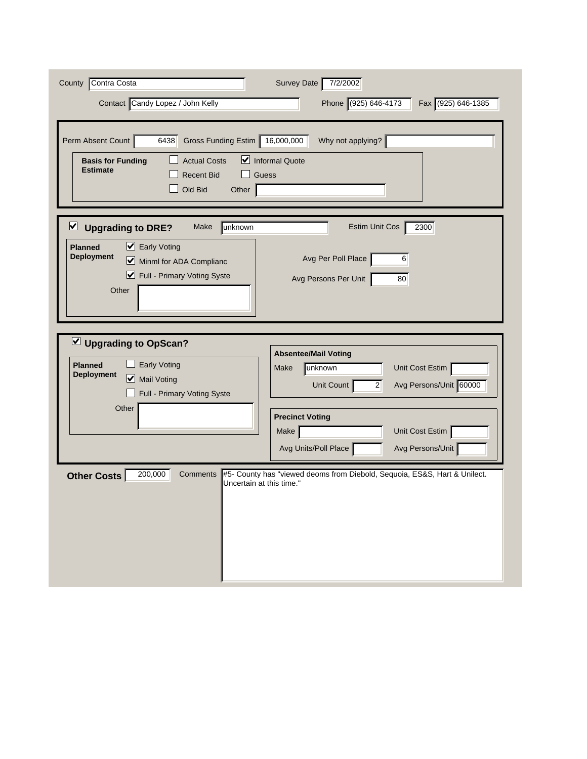County: Contra Costa

Survey Date: 7/2/2002

Contact: Candy Lopez / John Kelly

Phone: (925) 646-4173

Fax: (925) 646-1385

---

Perm Absent Count: 6438

Gross Funding Estim: 16,000,000

Why not applying?:

**Basis for Funding Estimate**

- [ ] Actual Costs
- [x] Informal Quote
- [ ] Recent Bid
- [ ] Guess
- [ ] Old Bid

Other:

---

- [x] **Upgrading to DRE?**

Make: unknown

Estim Unit Cos: 2300

**Planned Deployment**

- [x] Early Voting
- [x] Minml for ADA Complianc
- [x] Full - Primary Voting Syste

Other:

Avg Per Poll Place: 6

Avg Persons Per Unit: 80

---

- [x] **Upgrading to OpScan?**

**Planned Deployment**

- [ ] Early Voting
- [x] Mail Voting
- [ ] Full - Primary Voting Syste

Other:

**Absentee/Mail Voting**

Make: unknown

Unit Cost Estim:

Unit Count: 2

Avg Persons/Unit: 60000

**Precinct Voting**

Make:

Unit Cost Estim:

Avg Units/Poll Place:

Avg Persons/Unit:

---

**Other Costs**: 200,000

Comments: #5- County has "viewed deoms from Diebold, Sequoia, ES&S, Hart & Unilect. Uncertain at this time."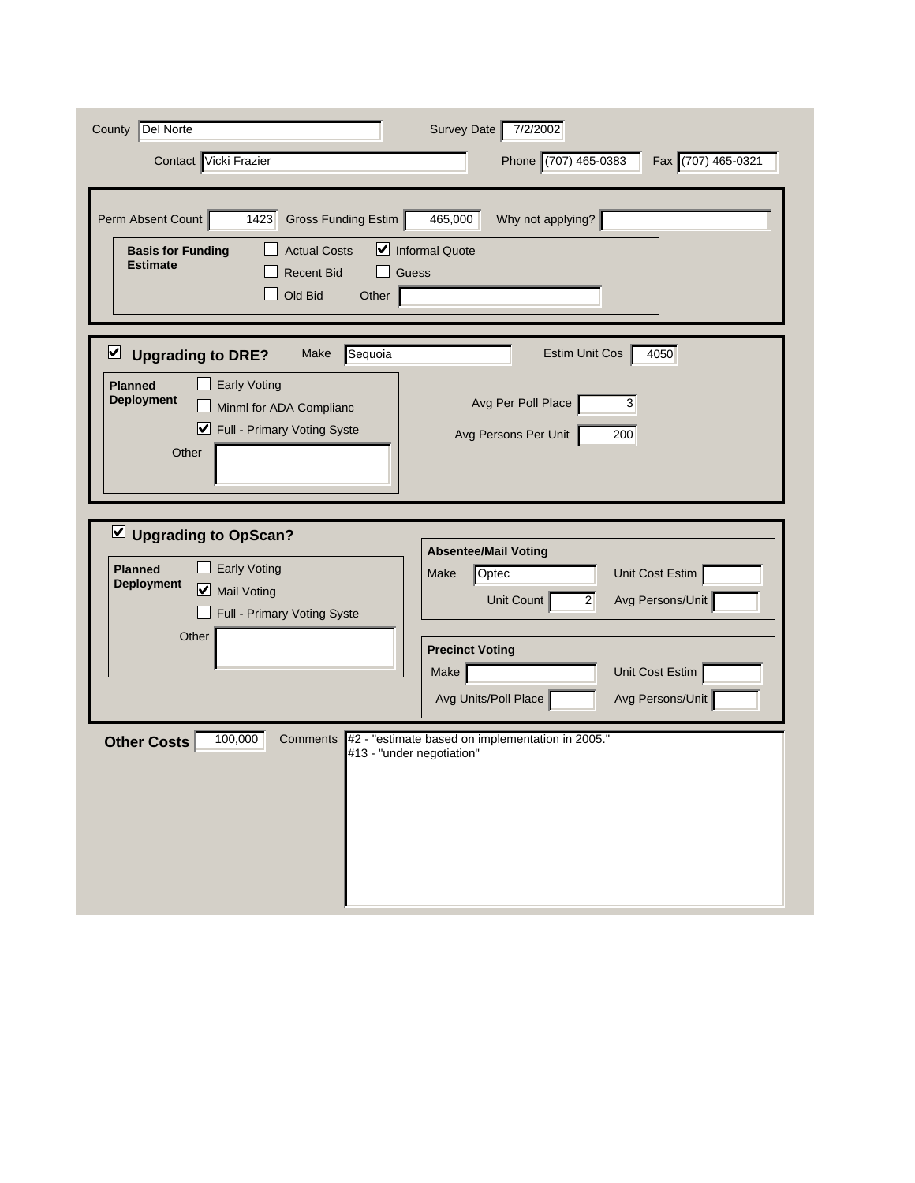County: Del Norte

Survey Date: 7/2/2002

Contact: Vicki Frazier

Phone: (707) 465-0383

Fax: (707) 465-0321

---

Perm Absent Count: 1423

Gross Funding Estim: 465,000

Why not applying?:

**Basis for Funding Estimate**

- [ ] Actual Costs
- [x] Informal Quote
- [ ] Recent Bid
- [ ] Guess
- [ ] Old Bid

Other:

---

- [x] **Upgrading to DRE?**

Make: Sequoia

Estim Unit Cos: 4050

**Planned Deployment**

- [ ] Early Voting
- [ ] Minml for ADA Complianc
- [x] Full - Primary Voting Syste

Other:

Avg Per Poll Place: 3

Avg Persons Per Unit: 200

---

- [x] **Upgrading to OpScan?**

**Planned Deployment**

- [ ] Early Voting
- [x] Mail Voting
- [ ] Full - Primary Voting Syste

Other:

**Absentee/Mail Voting**

Make: Optec

Unit Cost Estim:

Unit Count: 2

Avg Persons/Unit:

**Precinct Voting**

Make:

Unit Cost Estim:

Avg Units/Poll Place:

Avg Persons/Unit:

---

**Other Costs**: 100,000

Comments:

#2 - "estimate based on implementation in 2005."
#13 - "under negotiation"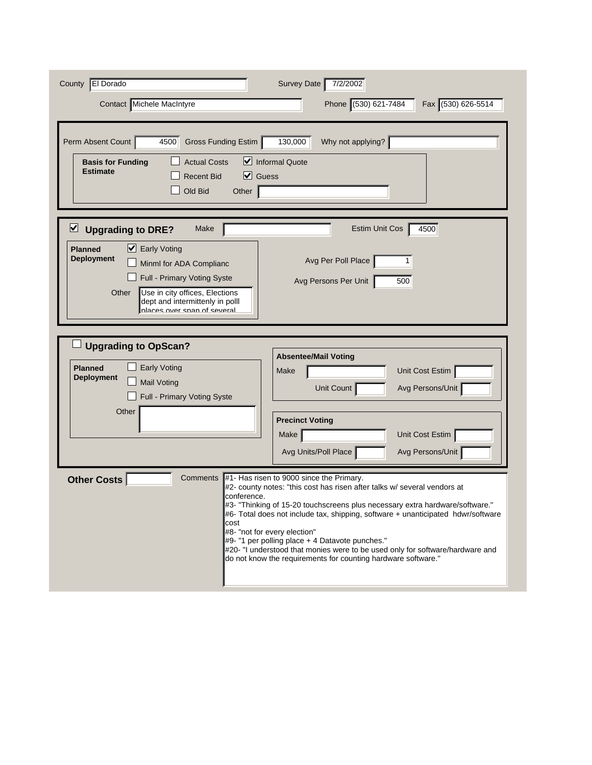County: El Dorado

Survey Date: 7/2/2002

Contact: Michele MacIntyre

Phone: (530) 621-7484

Fax: (530) 626-5514

---

Perm Absent Count: 4500

Gross Funding Estim: 130,000

Why not applying?:

**Basis for Funding Estimate**

- [ ] Actual Costs
- [x] Informal Quote
- [ ] Recent Bid
- [x] Guess
- [ ] Old Bid

Other:

---

- [x] **Upgrading to DRE?**

Make:

Estim Unit Cos: 4500

**Planned Deployment**

- [x] Early Voting
- [ ] Minml for ADA Complianc
- [ ] Full - Primary Voting Syste

Other: Use in city offices, Elections dept and intermittenly in polll places over span of several

Avg Per Poll Place: 1

Avg Persons Per Unit: 500

---

- [ ] **Upgrading to OpScan?**

**Planned Deployment**

- [ ] Early Voting
- [ ] Mail Voting
- [ ] Full - Primary Voting Syste

Other:

**Absentee/Mail Voting**

Make:

Unit Cost Estim:

Unit Count:

Avg Persons/Unit:

**Precinct Voting**

Make:

Unit Cost Estim:

Avg Units/Poll Place:

Avg Persons/Unit:

---

**Other Costs**:

Comments:

#1- Has risen to 9000 since the Primary.
#2- county notes: "this cost has risen after talks w/ several vendors at conference.
#3- "Thinking of 15-20 touchscreens plus necessary extra hardware/software."
#6- Total does not include tax, shipping, software + unanticipated hdwr/software cost
#8- "not for every election"
#9- "1 per polling place + 4 Datavote punches."
#20- "I understood that monies were to be used only for software/hardware and do not know the requirements for counting hardware software."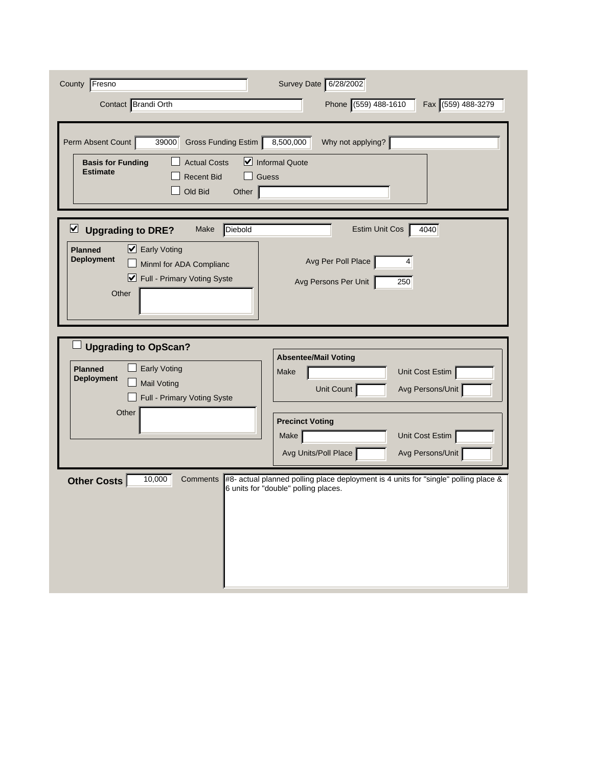County: Fresno

Survey Date: 6/28/2002

Contact: Brandi Orth

Phone: (559) 488-1610

Fax: (559) 488-3279

---

Perm Absent Count: 39000

Gross Funding Estim: 8,500,000

Why not applying?:

**Basis for Funding Estimate**

- [ ] Actual Costs
- [x] Informal Quote
- [ ] Recent Bid
- [ ] Guess
- [ ] Old Bid

Other:

---

- [x] **Upgrading to DRE?**

Make: Diebold

Estim Unit Cos: 4040

**Planned Deployment**

- [x] Early Voting
- [ ] Minml for ADA Complianc
- [x] Full - Primary Voting Syste

Other:

Avg Per Poll Place: 4

Avg Persons Per Unit: 250

---

- [ ] **Upgrading to OpScan?**

**Planned Deployment**

- [ ] Early Voting
- [ ] Mail Voting
- [ ] Full - Primary Voting Syste

Other:

**Absentee/Mail Voting**

Make:

Unit Cost Estim:

Unit Count:

Avg Persons/Unit:

**Precinct Voting**

Make:

Unit Cost Estim:

Avg Units/Poll Place:

Avg Persons/Unit:

---

**Other Costs**: 10,000

Comments: #8- actual planned polling place deployment is 4 units for "single" polling place & 6 units for "double" polling places.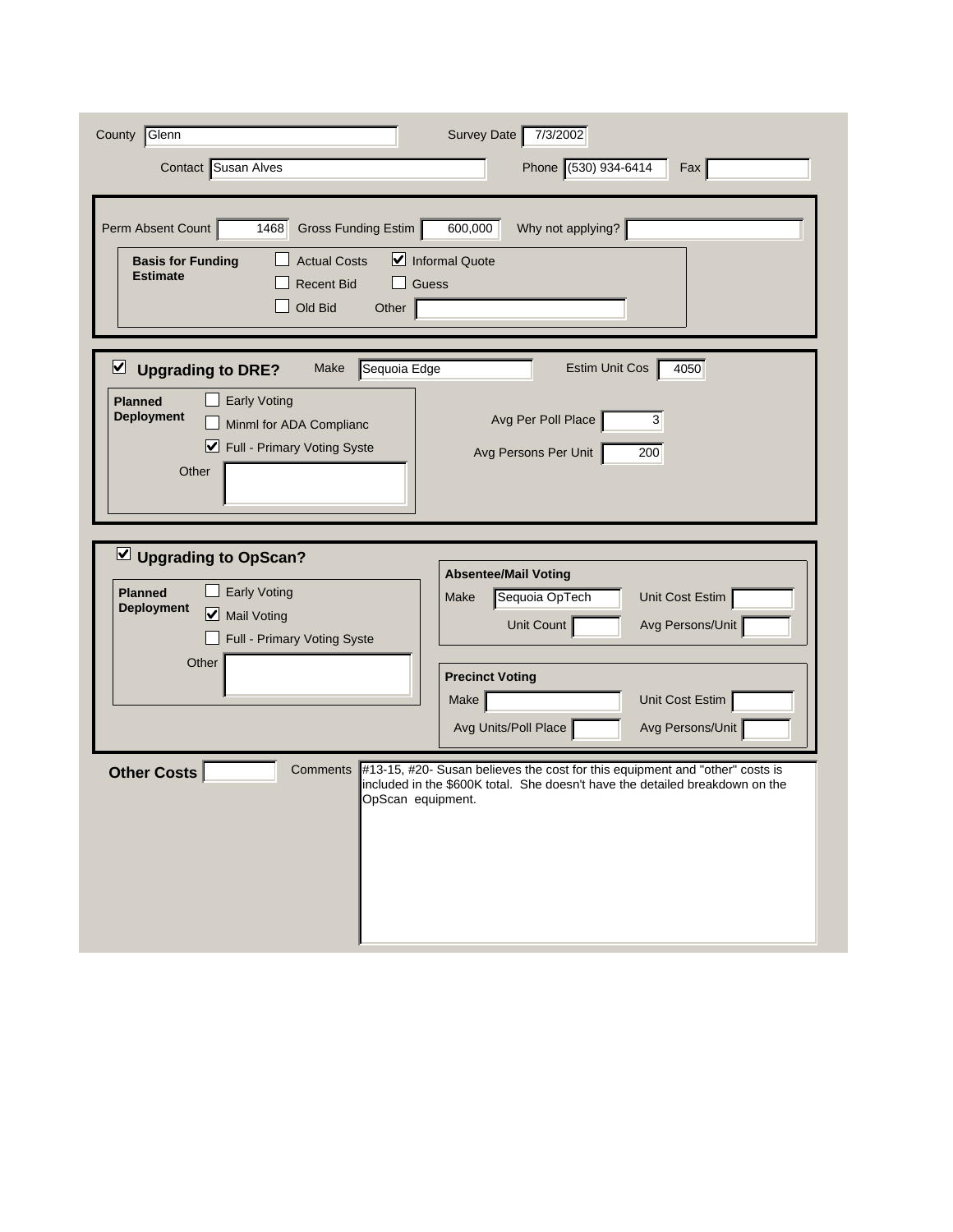County: Glenn

Survey Date: 7/3/2002

Contact: Susan Alves

Phone: (530) 934-6414

Fax:

---

Perm Absent Count: 1468

Gross Funding Estim: 600,000

Why not applying?:

**Basis for Funding Estimate**

- [ ] Actual Costs
- [x] Informal Quote
- [ ] Recent Bid
- [ ] Guess
- [ ] Old Bid

Other:

---

- [x] **Upgrading to DRE?**

Make: Sequoia Edge

Estim Unit Cos: 4050

**Planned Deployment**

- [ ] Early Voting
- [ ] Minml for ADA Complianc
- [x] Full - Primary Voting Syste

Other:

Avg Per Poll Place: 3

Avg Persons Per Unit: 200

---

- [x] **Upgrading to OpScan?**

**Planned Deployment**

- [ ] Early Voting
- [x] Mail Voting
- [ ] Full - Primary Voting Syste

Other:

**Absentee/Mail Voting**

Make: Sequoia OpTech

Unit Cost Estim:

Unit Count:

Avg Persons/Unit:

**Precinct Voting**

Make:

Unit Cost Estim:

Avg Units/Poll Place:

Avg Persons/Unit:

---

**Other Costs**:

Comments: #13-15, #20- Susan believes the cost for this equipment and "other" costs is included in the $600K total. She doesn't have the detailed breakdown on the OpScan equipment.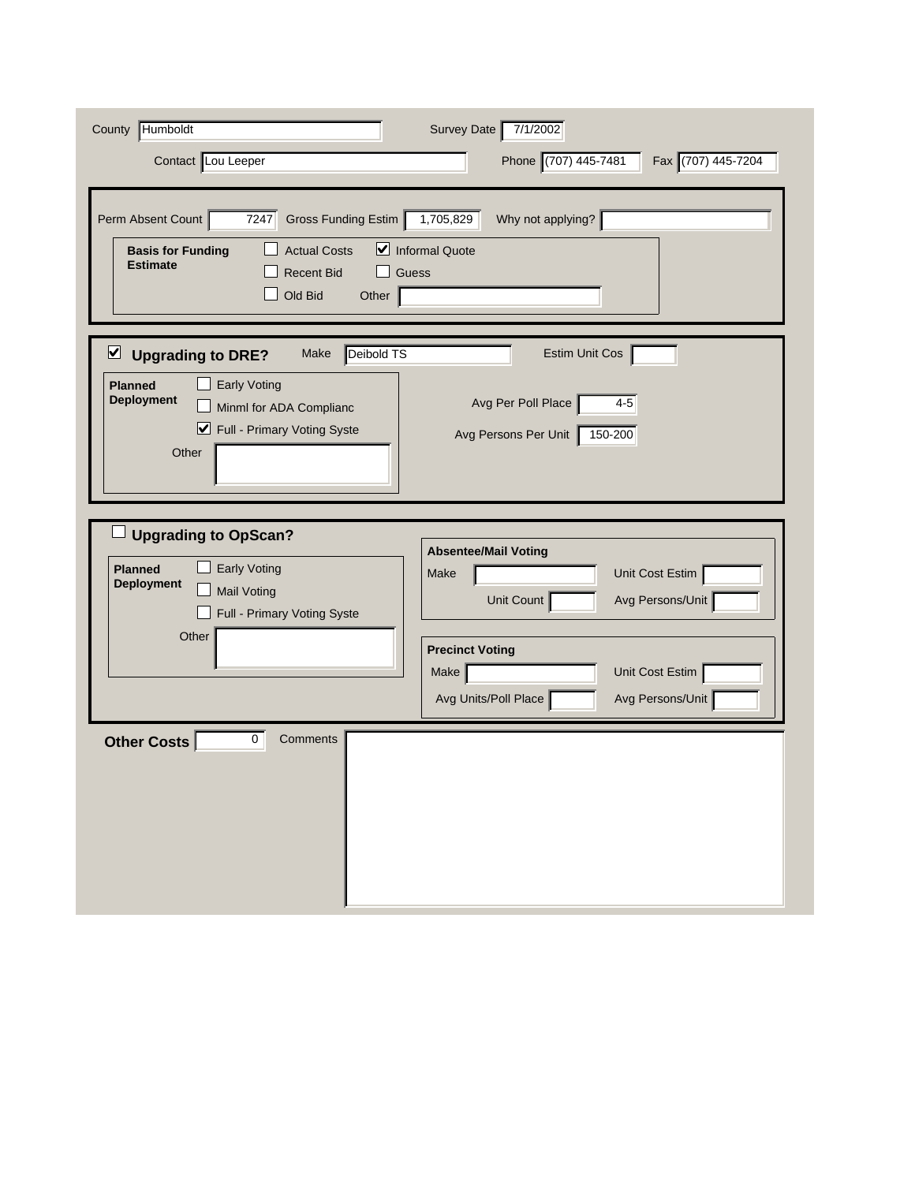County: Humboldt

Survey Date: 7/1/2002

Contact: Lou Leeper

Phone: (707) 445-7481

Fax: (707) 445-7204

---

Perm Absent Count: 7247

Gross Funding Estim: 1,705,829

Why not applying?:

**Basis for Funding Estimate**

- [ ] Actual Costs
- [x] Informal Quote
- [ ] Recent Bid
- [ ] Guess
- [ ] Old Bid

Other:

---

- [x] **Upgrading to DRE?**

Make: Deibold TS

Estim Unit Cos:

**Planned Deployment**

- [ ] Early Voting
- [ ] Minml for ADA Complianc
- [x] Full - Primary Voting Syste

Other:

Avg Per Poll Place: 4-5

Avg Persons Per Unit: 150-200

---

- [ ] **Upgrading to OpScan?**

**Planned Deployment**

- [ ] Early Voting
- [ ] Mail Voting
- [ ] Full - Primary Voting Syste

Other:

**Absentee/Mail Voting**

Make:

Unit Cost Estim:

Unit Count:

Avg Persons/Unit:

**Precinct Voting**

Make:

Unit Cost Estim:

Avg Units/Poll Place:

Avg Persons/Unit:

---

**Other Costs**: 0

Comments: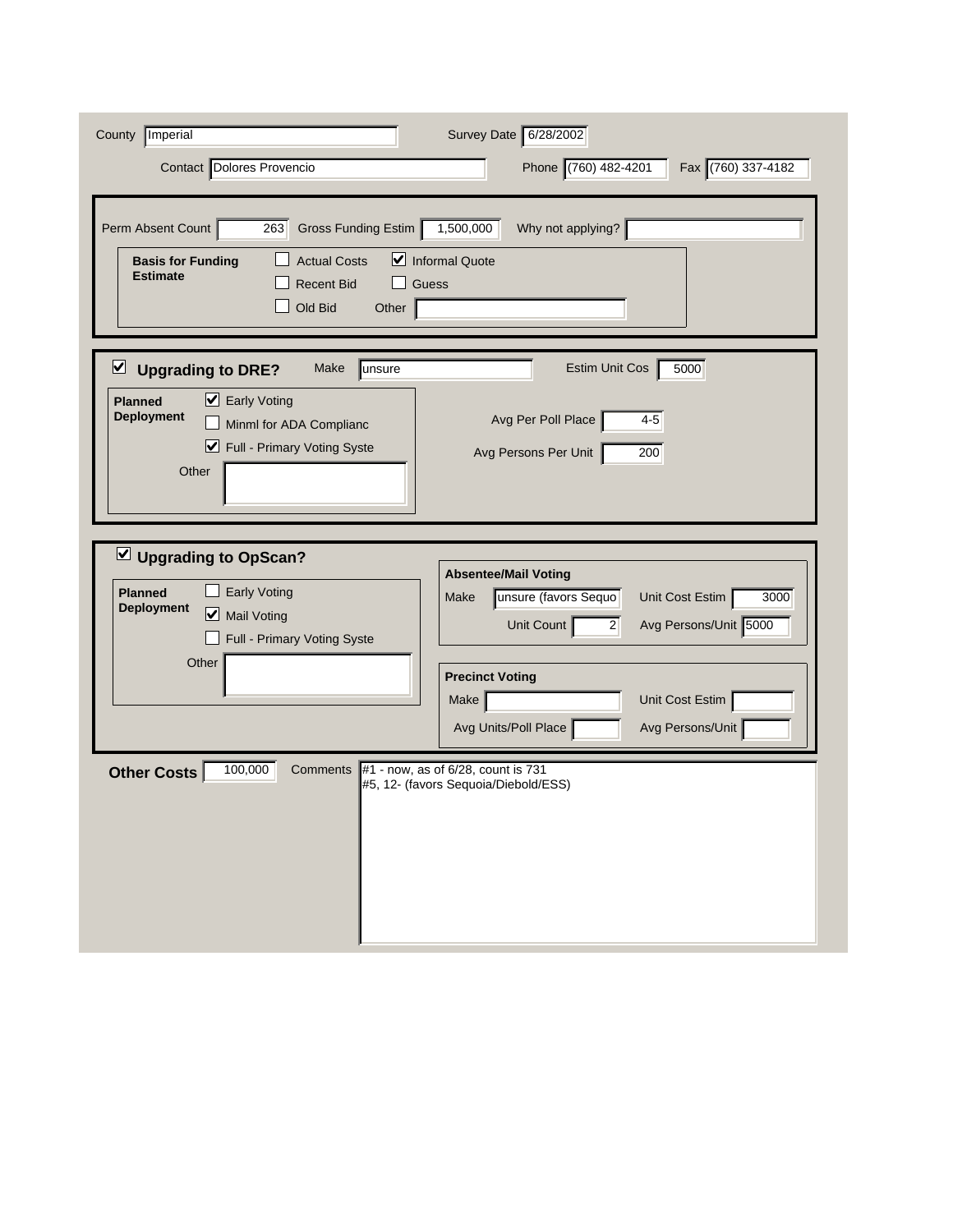County: Imperial

Survey Date: 6/28/2002

Contact: Dolores Provencio

Phone: (760) 482-4201

Fax: (760) 337-4182

---

Perm Absent Count: 263

Gross Funding Estim: 1,500,000

Why not applying?:

**Basis for Funding Estimate**

- [ ] Actual Costs
- [x] Informal Quote
- [ ] Recent Bid
- [ ] Guess
- [ ] Old Bid

Other:

---

- [x] **Upgrading to DRE?**

Make: unsure

Estim Unit Cos: 5000

**Planned Deployment**

- [x] Early Voting
- [ ] Minml for ADA Complianc
- [x] Full - Primary Voting Syste

Other:

Avg Per Poll Place: 4-5

Avg Persons Per Unit: 200

---

- [x] **Upgrading to OpScan?**

**Planned Deployment**

- [ ] Early Voting
- [x] Mail Voting
- [ ] Full - Primary Voting Syste

Other:

**Absentee/Mail Voting**

Make: unsure (favors Sequo

Unit Cost Estim: 3000

Unit Count: 2

Avg Persons/Unit: 5000

**Precinct Voting**

Make:

Unit Cost Estim:

Avg Units/Poll Place:

Avg Persons/Unit:

---

**Other Costs**: 100,000

Comments:
#1 - now, as of 6/28, count is 731
#5, 12- (favors Sequoia/Diebold/ESS)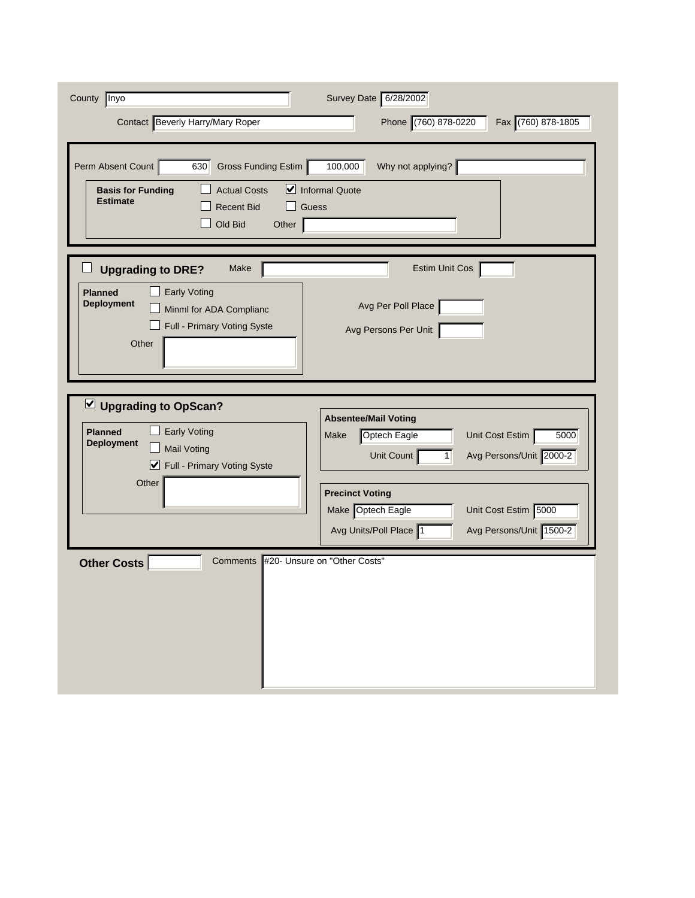County: Inyo

Survey Date: 6/28/2002

Contact: Beverly Harry/Mary Roper

Phone: (760) 878-0220

Fax: (760) 878-1805

---

Perm Absent Count: 630

Gross Funding Estim: 100,000

Why not applying?:

**Basis for Funding Estimate**

- [ ] Actual Costs
- [x] Informal Quote
- [ ] Recent Bid
- [ ] Guess
- [ ] Old Bid

Other:

---

- [ ] **Upgrading to DRE?**

Make:

Estim Unit Cos:

**Planned Deployment**

- [ ] Early Voting
- [ ] Minml for ADA Complianc
- [ ] Full - Primary Voting Syste

Other:

Avg Per Poll Place:

Avg Persons Per Unit:

---

- [x] **Upgrading to OpScan?**

**Planned Deployment**

- [ ] Early Voting
- [ ] Mail Voting
- [x] Full - Primary Voting Syste

Other:

**Absentee/Mail Voting**

Make: Optech Eagle

Unit Cost Estim: 5000

Unit Count: 1

Avg Persons/Unit: 2000-2

**Precinct Voting**

Make: Optech Eagle

Unit Cost Estim: 5000

Avg Units/Poll Place: 1

Avg Persons/Unit: 1500-2

---

**Other Costs**:

Comments: #20- Unsure on "Other Costs"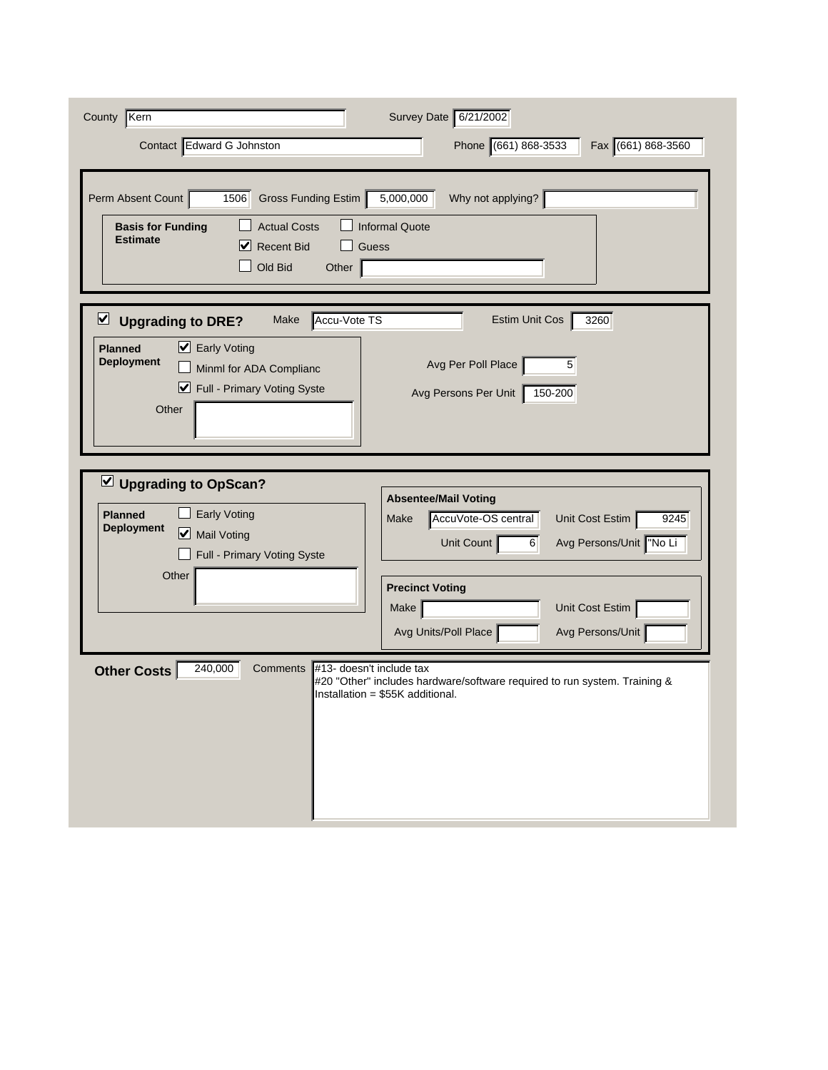County: Kern

Survey Date: 6/21/2002

Contact: Edward G Johnston

Phone: (661) 868-3533

Fax: (661) 868-3560

---

Perm Absent Count: 1506

Gross Funding Estim: 5,000,000

Why not applying?:

**Basis for Funding Estimate**

- [ ] Actual Costs
- [ ] Informal Quote
- [x] Recent Bid
- [ ] Guess
- [ ] Old Bid

Other:

---

- [x] **Upgrading to DRE?**

Make: Accu-Vote TS

Estim Unit Cos: 3260

**Planned Deployment**

- [x] Early Voting
- [ ] Minml for ADA Complianc
- [x] Full - Primary Voting Syste

Other:

Avg Per Poll Place: 5

Avg Persons Per Unit: 150-200

---

- [x] **Upgrading to OpScan?**

**Planned Deployment**

- [ ] Early Voting
- [x] Mail Voting
- [ ] Full - Primary Voting Syste

Other:

**Absentee/Mail Voting**

Make: AccuVote-OS central

Unit Cost Estim: 9245

Unit Count: 6

Avg Persons/Unit: "No Li

**Precinct Voting**

Make:

Unit Cost Estim:

Avg Units/Poll Place:

Avg Persons/Unit:

---

**Other Costs**: 240,000

Comments:

#13- doesn't include tax
#20 "Other" includes hardware/software required to run system. Training & Installation = $55K additional.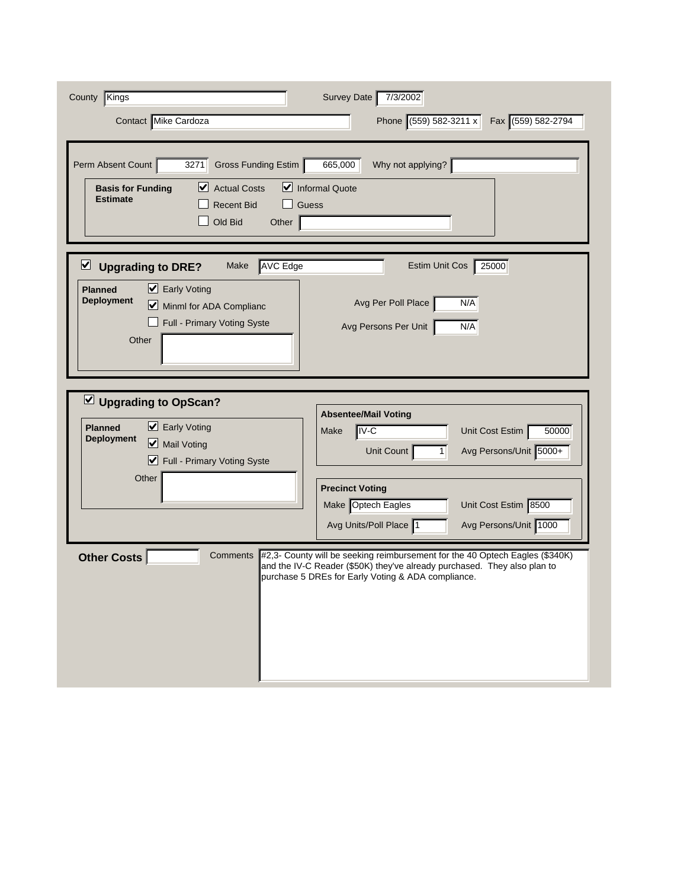County: Kings

Survey Date: 7/3/2002

Contact: Mike Cardoza

Phone: (559) 582-3211 x

Fax: (559) 582-2794

---

Perm Absent Count: 3271

Gross Funding Estim: 665,000

Why not applying?:

**Basis for Funding Estimate**

- [x] Actual Costs
- [x] Informal Quote
- [ ] Recent Bid
- [ ] Guess
- [ ] Old Bid

Other:

---

- [x] **Upgrading to DRE?**

Make: AVC Edge

Estim Unit Cos: 25000

**Planned Deployment**

- [x] Early Voting
- [x] Minml for ADA Complianc
- [ ] Full - Primary Voting Syste

Other:

Avg Per Poll Place: N/A

Avg Persons Per Unit: N/A

---

- [x] **Upgrading to OpScan?**

**Planned Deployment**

- [x] Early Voting
- [x] Mail Voting
- [x] Full - Primary Voting Syste

Other:

**Absentee/Mail Voting**

Make: IV-C

Unit Cost Estim: 50000

Unit Count: 1

Avg Persons/Unit: 5000+

**Precinct Voting**

Make: Optech Eagles

Unit Cost Estim: 8500

Avg Units/Poll Place: 1

Avg Persons/Unit: 1000

---

**Other Costs**:

Comments: #2,3- County will be seeking reimbursement for the 40 Optech Eagles ($340K) and the IV-C Reader ($50K) they've already purchased. They also plan to purchase 5 DREs for Early Voting & ADA compliance.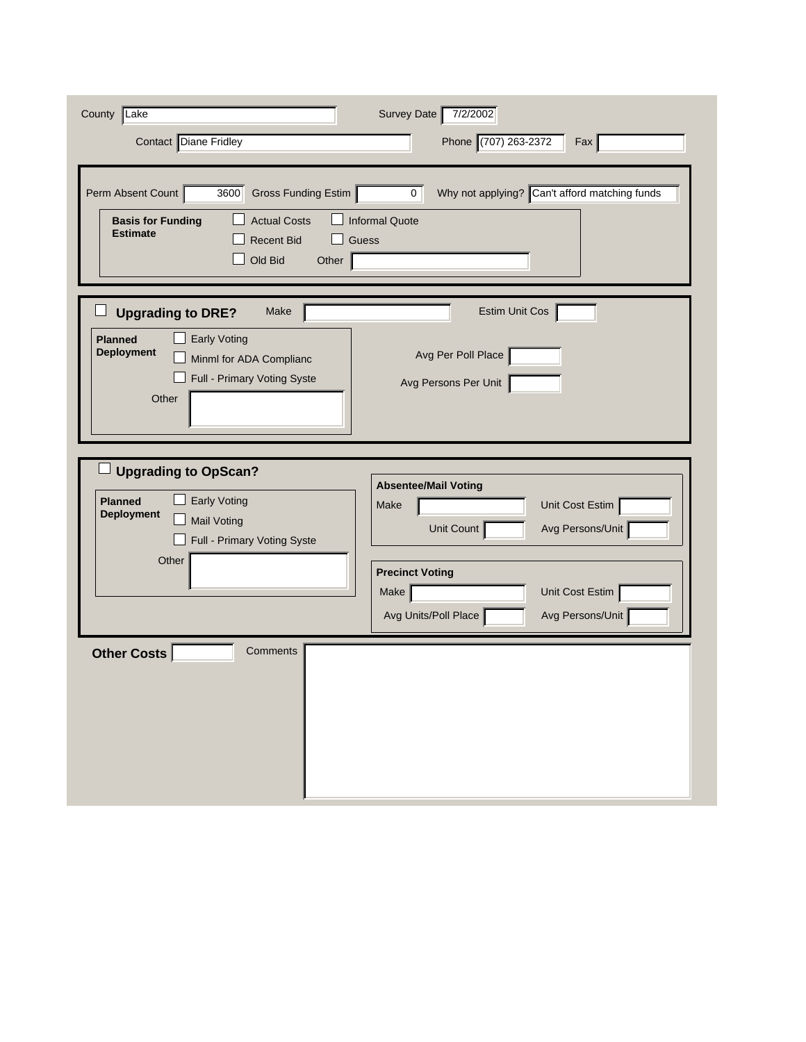County: Lake

Survey Date: 7/2/2002

Contact: Diane Fridley

Phone: (707) 263-2372

Fax:

---

Perm Absent Count: 3600

Gross Funding Estim: 0

Why not applying? Can't afford matching funds

**Basis for Funding Estimate**

- [ ] Actual Costs
- [ ] Informal Quote
- [ ] Recent Bid
- [ ] Guess
- [ ] Old Bid

Other:

---

- [ ] **Upgrading to DRE?**

Make:

Estim Unit Cos:

**Planned Deployment**

- [ ] Early Voting
- [ ] Minml for ADA Complianc
- [ ] Full - Primary Voting Syste

Other:

Avg Per Poll Place:

Avg Persons Per Unit:

---

- [ ] **Upgrading to OpScan?**

**Planned Deployment**

- [ ] Early Voting
- [ ] Mail Voting
- [ ] Full - Primary Voting Syste

Other:

**Absentee/Mail Voting**

Make:

Unit Cost Estim:

Unit Count:

Avg Persons/Unit:

**Precinct Voting**

Make:

Unit Cost Estim:

Avg Units/Poll Place:

Avg Persons/Unit:

---

**Other Costs**:

Comments: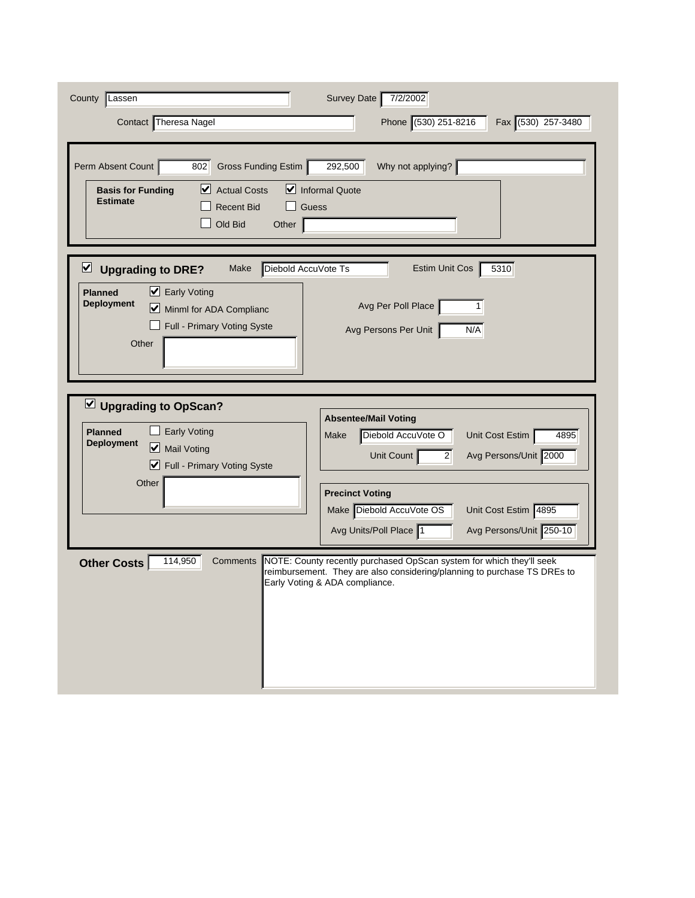County: Lassen

Survey Date: 7/2/2002

Contact: Theresa Nagel

Phone: (530) 251-8216

Fax: (530) 257-3480

---

Perm Absent Count: 802

Gross Funding Estim: 292,500

Why not applying?:

**Basis for Funding Estimate**

- [x] Actual Costs
- [x] Informal Quote
- [ ] Recent Bid
- [ ] Guess
- [ ] Old Bid

Other:

---

- [x] **Upgrading to DRE?**

Make: Diebold AccuVote Ts

Estim Unit Cos: 5310

**Planned Deployment**

- [x] Early Voting
- [x] Minml for ADA Complianc
- [ ] Full - Primary Voting Syste

Other:

Avg Per Poll Place: 1

Avg Persons Per Unit: N/A

---

- [x] **Upgrading to OpScan?**

**Planned Deployment**

- [ ] Early Voting
- [x] Mail Voting
- [x] Full - Primary Voting Syste

Other:

**Absentee/Mail Voting**

Make: Diebold AccuVote O

Unit Cost Estim: 4895

Unit Count: 2

Avg Persons/Unit: 2000

**Precinct Voting**

Make: Diebold AccuVote OS

Unit Cost Estim: 4895

Avg Units/Poll Place: 1

Avg Persons/Unit: 250-10

---

**Other Costs**: 114,950

Comments: NOTE: County recently purchased OpScan system for which they'll seek reimbursement. They are also considering/planning to purchase TS DREs to Early Voting & ADA compliance.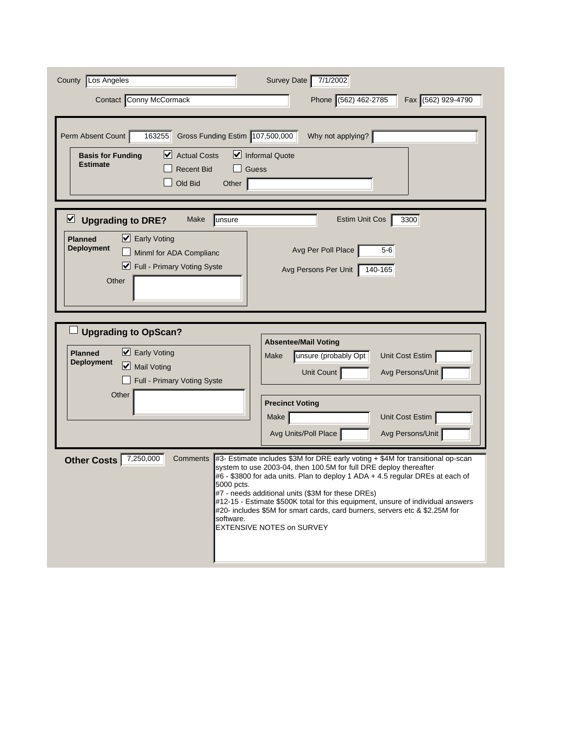County: Los Angeles

Survey Date: 7/1/2002

Contact: Conny McCormack

Phone: (562) 462-2785

Fax: (562) 929-4790

---

Perm Absent Count: 163255

Gross Funding Estim: 107,500,000

Why not applying?:

**Basis for Funding Estimate**

- [x] Actual Costs
- [x] Informal Quote
- [ ] Recent Bid
- [ ] Guess
- [ ] Old Bid

Other:

---

- [x] **Upgrading to DRE?**

Make: unsure

Estim Unit Cos: 3300

**Planned Deployment**

- [x] Early Voting
- [ ] Minml for ADA Complianc
- [x] Full - Primary Voting Syste

Other:

Avg Per Poll Place: 5-6

Avg Persons Per Unit: 140-165

---

- [ ] **Upgrading to OpScan?**

**Planned Deployment**

- [x] Early Voting
- [x] Mail Voting
- [ ] Full - Primary Voting Syste

Other:

**Absentee/Mail Voting**

Make: unsure (probably Opt

Unit Cost Estim:

Unit Count:

Avg Persons/Unit:

**Precinct Voting**

Make:

Unit Cost Estim:

Avg Units/Poll Place:

Avg Persons/Unit:

---

**Other Costs**: 7,250,000

Comments:

#3- Estimate includes $3M for DRE early voting + $4M for transitional op-scan system to use 2003-04, then 100.5M for full DRE deploy thereafter
#6 - $3800 for ada units. Plan to deploy 1 ADA + 4.5 regular DREs at each of 5000 pcts.
#7 - needs additional units ($3M for these DREs)
#12-15 - Estimate $500K total for this equipment, unsure of individual answers
#20- includes $5M for smart cards, card burners, servers etc & $2.25M for software.
EXTENSIVE NOTES on SURVEY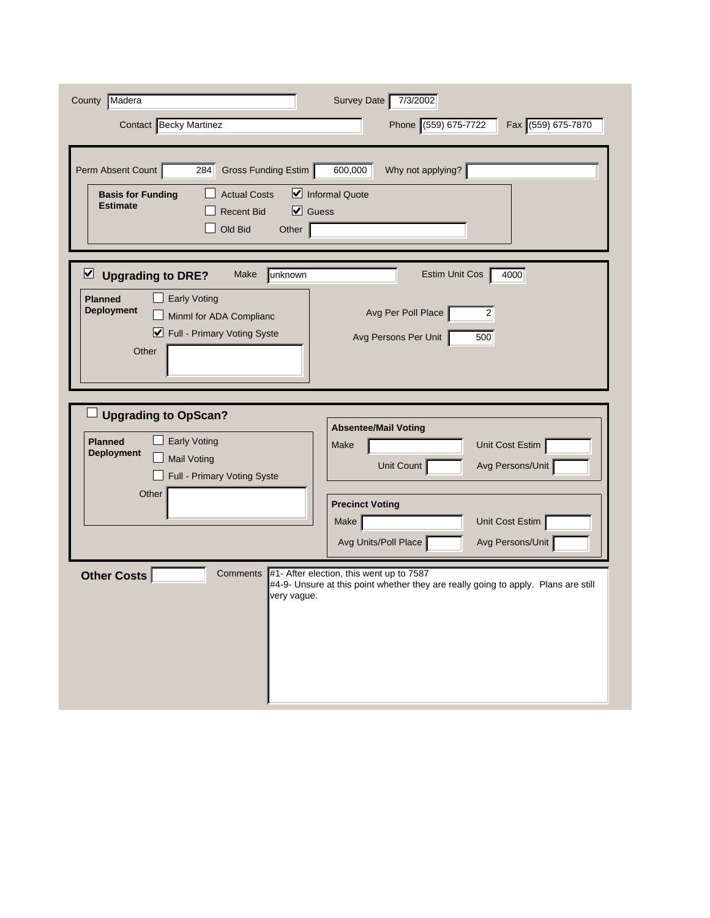County: Madera

Survey Date: 7/3/2002

Contact: Becky Martinez

Phone: (559) 675-7722

Fax: (559) 675-7870

---

Perm Absent Count: 284

Gross Funding Estim: 600,000

Why not applying?:

**Basis for Funding Estimate**

- [ ] Actual Costs
- [x] Informal Quote
- [ ] Recent Bid
- [x] Guess
- [ ] Old Bid

Other:

---

- [x] **Upgrading to DRE?**

Make: unknown

Estim Unit Cos: 4000

**Planned Deployment**

- [ ] Early Voting
- [ ] Minml for ADA Complianc
- [x] Full - Primary Voting Syste

Other:

Avg Per Poll Place: 2

Avg Persons Per Unit: 500

---

- [ ] **Upgrading to OpScan?**

**Planned Deployment**

- [ ] Early Voting
- [ ] Mail Voting
- [ ] Full - Primary Voting Syste

Other:

**Absentee/Mail Voting**

Make:

Unit Cost Estim:

Unit Count:

Avg Persons/Unit:

**Precinct Voting**

Make:

Unit Cost Estim:

Avg Units/Poll Place:

Avg Persons/Unit:

---

**Other Costs**:

Comments:
#1- After election, this went up to 7587
#4-9- Unsure at this point whether they are really going to apply. Plans are still very vague.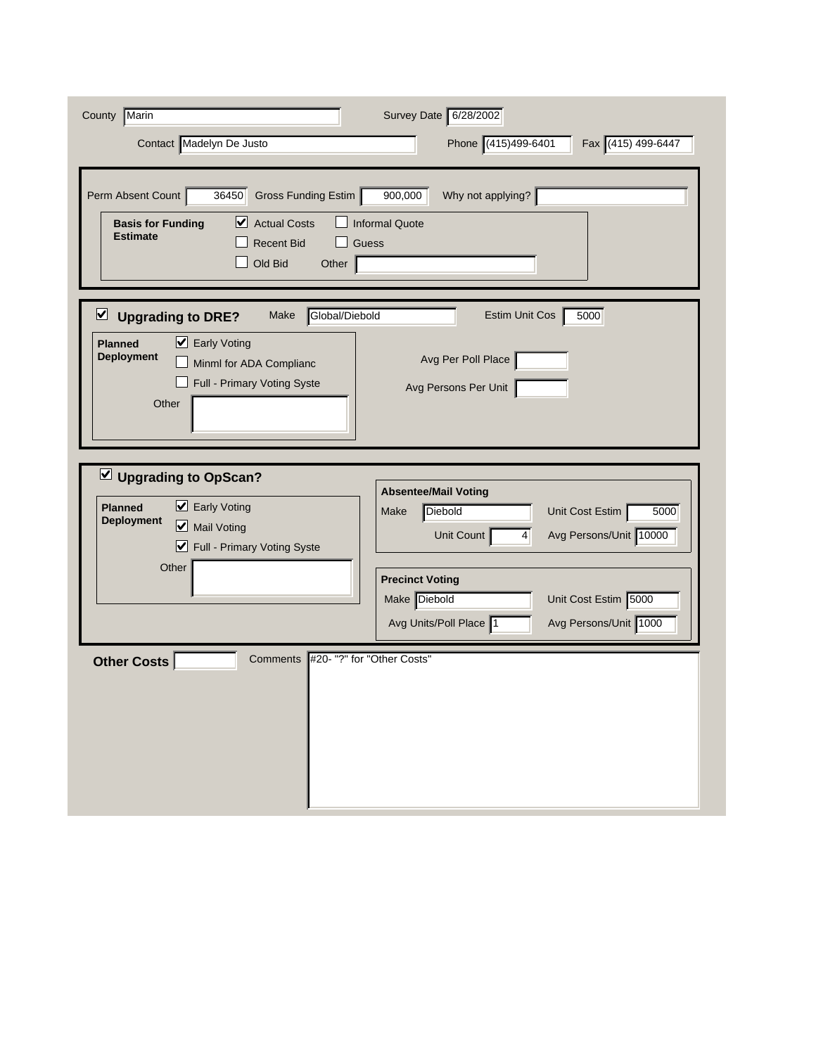County: Marin

Survey Date: 6/28/2002

Contact: Madelyn De Justo

Phone: (415)499-6401

Fax: (415) 499-6447

---

Perm Absent Count: 36450

Gross Funding Estim: 900,000

Why not applying?:

**Basis for Funding Estimate**

- [x] Actual Costs
- [ ] Informal Quote
- [ ] Recent Bid
- [ ] Guess
- [ ] Old Bid
- Other:

---

- [x] **Upgrading to DRE?**

Make: Global/Diebold

Estim Unit Cos: 5000

**Planned Deployment**

- [x] Early Voting
- [ ] Minml for ADA Complianc
- [ ] Full - Primary Voting Syste
- Other:

Avg Per Poll Place:

Avg Persons Per Unit:

---

- [x] **Upgrading to OpScan?**

**Planned Deployment**

- [x] Early Voting
- [x] Mail Voting
- [x] Full - Primary Voting Syste
- Other:

**Absentee/Mail Voting**

Make: Diebold

Unit Cost Estim: 5000

Unit Count: 4

Avg Persons/Unit: 10000

**Precinct Voting**

Make: Diebold

Unit Cost Estim: 5000

Avg Units/Poll Place: 1

Avg Persons/Unit: 1000

---

**Other Costs**:

Comments: #20- "?" for "Other Costs"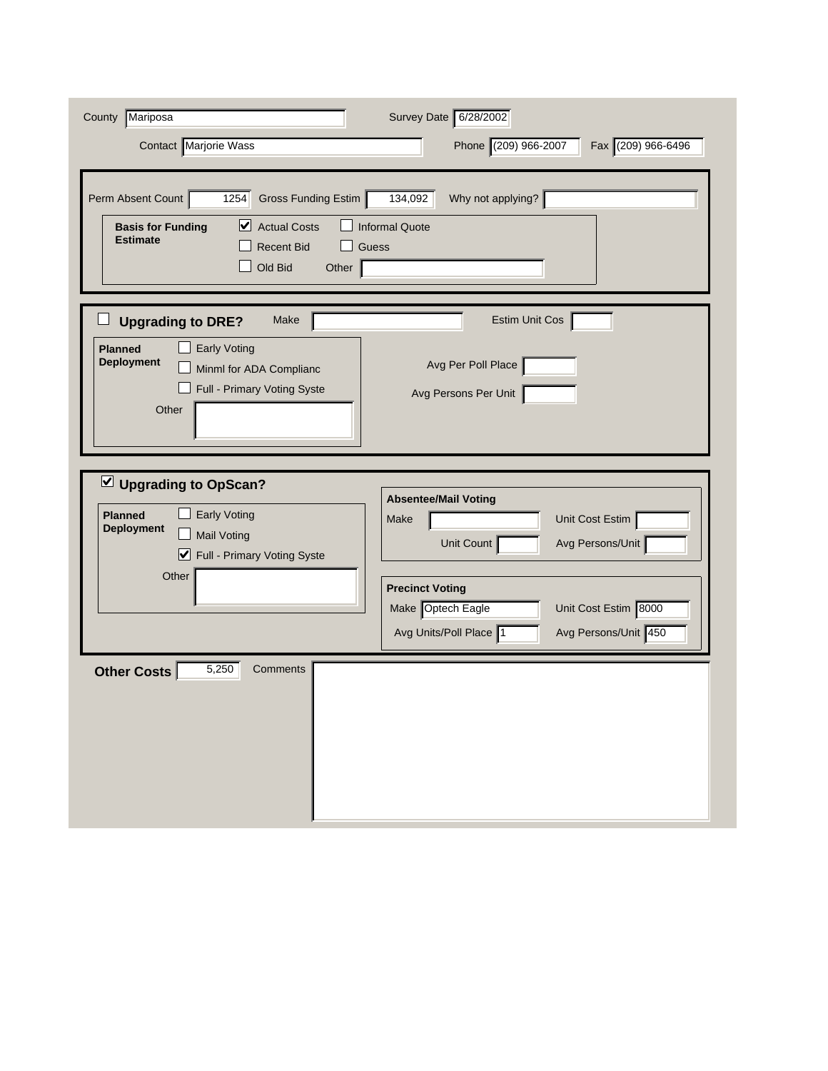County: Mariposa

Survey Date: 6/28/2002

Contact: Marjorie Wass

Phone: (209) 966-2007

Fax: (209) 966-6496

---

Perm Absent Count: 1254

Gross Funding Estim: 134,092

Why not applying?:

**Basis for Funding Estimate**

- [x] Actual Costs
- [ ] Informal Quote
- [ ] Recent Bid
- [ ] Guess
- [ ] Old Bid

Other:

---

- [ ] **Upgrading to DRE?**

Make:

Estim Unit Cos:

**Planned Deployment**

- [ ] Early Voting
- [ ] Minml for ADA Complianc
- [ ] Full - Primary Voting Syste

Other:

Avg Per Poll Place:

Avg Persons Per Unit:

---

- [x] **Upgrading to OpScan?**

**Planned Deployment**

- [ ] Early Voting
- [ ] Mail Voting
- [x] Full - Primary Voting Syste

Other:

**Absentee/Mail Voting**

Make:

Unit Cost Estim:

Unit Count:

Avg Persons/Unit:

**Precinct Voting**

Make: Optech Eagle

Unit Cost Estim: 8000

Avg Units/Poll Place: 1

Avg Persons/Unit: 450

---

**Other Costs**: 5,250

Comments: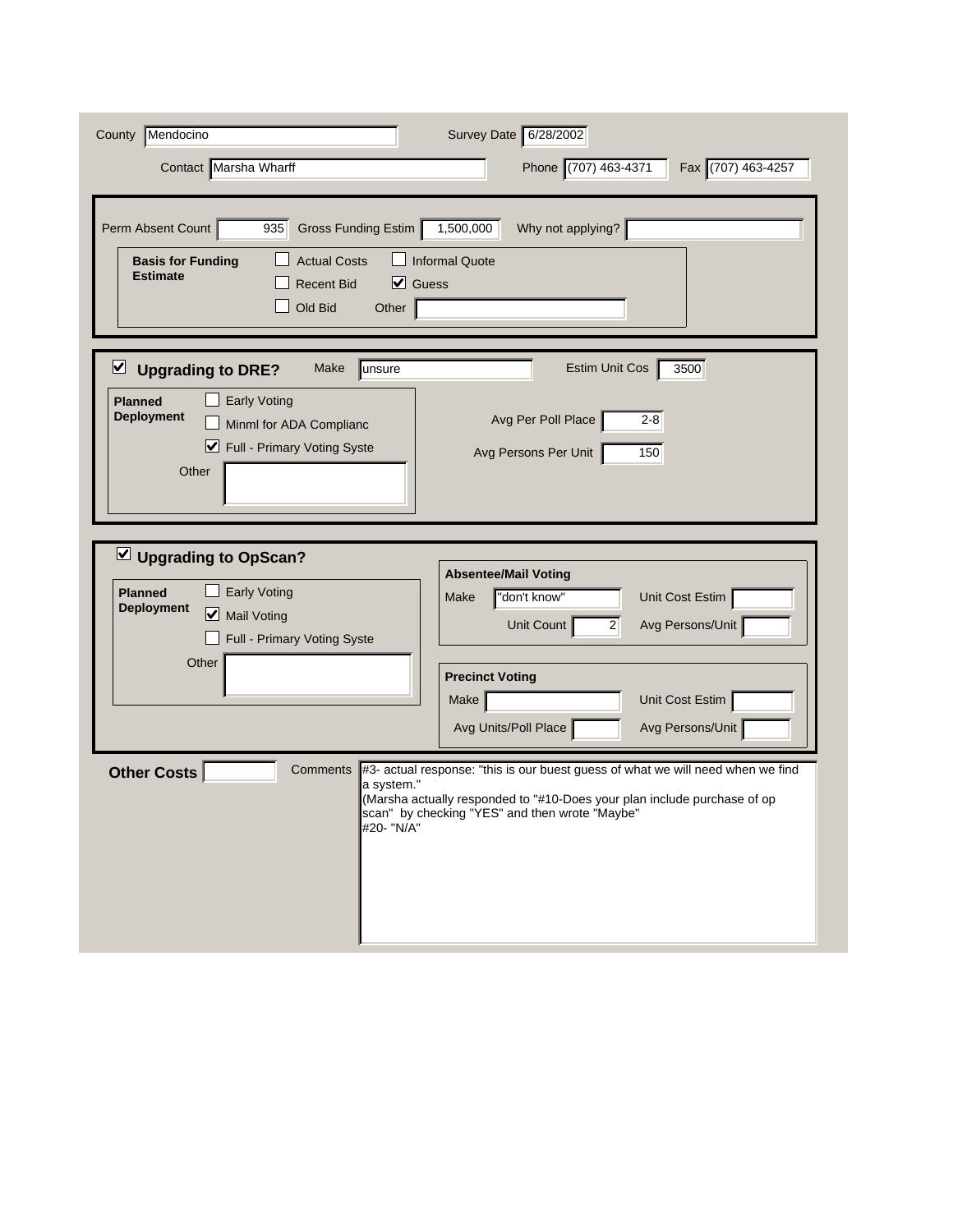County: Mendocino

Survey Date: 6/28/2002

Contact: Marsha Wharff

Phone: (707) 463-4371

Fax: (707) 463-4257

---

Perm Absent Count: 935

Gross Funding Estim: 1,500,000

Why not applying?:

**Basis for Funding Estimate**

- [ ] Actual Costs
- [ ] Informal Quote
- [ ] Recent Bid
- [x] Guess
- [ ] Old Bid

Other:

---

- [x] **Upgrading to DRE?**

Make: unsure

Estim Unit Cos: 3500

**Planned Deployment**

- [ ] Early Voting
- [ ] Minml for ADA Complianc
- [x] Full - Primary Voting Syste

Other:

Avg Per Poll Place: 2-8

Avg Persons Per Unit: 150

---

- [x] **Upgrading to OpScan?**

**Planned Deployment**

- [ ] Early Voting
- [x] Mail Voting
- [ ] Full - Primary Voting Syste

Other:

**Absentee/Mail Voting**

Make: "don't know"

Unit Cost Estim:

Unit Count: 2

Avg Persons/Unit:

**Precinct Voting**

Make:

Unit Cost Estim:

Avg Units/Poll Place:

Avg Persons/Unit:

---

**Other Costs**

Comments: #3- actual response: "this is our buest guess of what we will need when we find a system."
(Marsha actually responded to "#10-Does your plan include purchase of op scan" by checking "YES" and then wrote "Maybe"
#20- "N/A"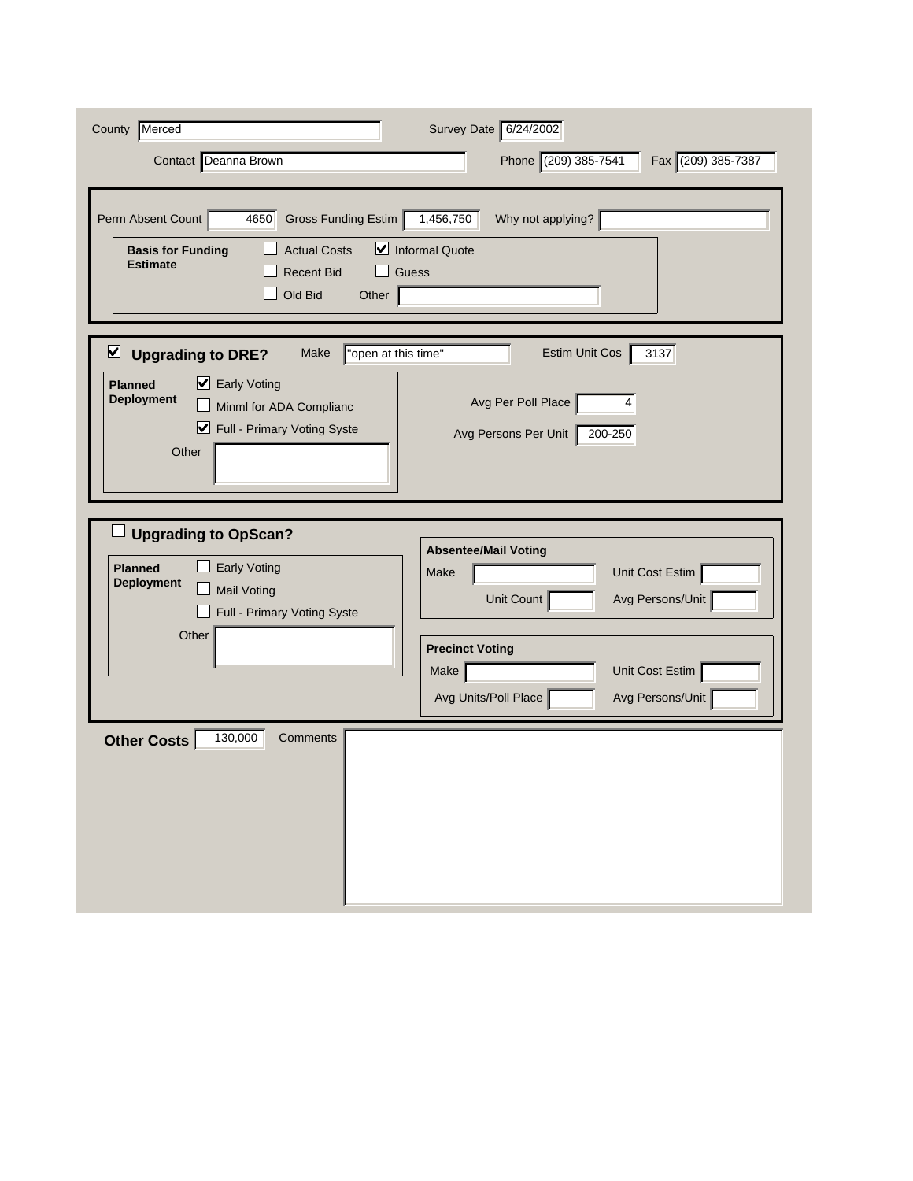County: Merced

Survey Date: 6/24/2002

Contact: Deanna Brown

Phone: (209) 385-7541

Fax: (209) 385-7387

---

Perm Absent Count: 4650

Gross Funding Estim: 1,456,750

Why not applying?:

**Basis for Funding Estimate**

- [ ] Actual Costs
- [x] Informal Quote
- [ ] Recent Bid
- [ ] Guess
- [ ] Old Bid

Other:

---

- [x] **Upgrading to DRE?**

Make: "open at this time"

Estim Unit Cos: 3137

**Planned Deployment**

- [x] Early Voting
- [ ] Minml for ADA Complianc
- [x] Full - Primary Voting Syste

Other:

Avg Per Poll Place: 4

Avg Persons Per Unit: 200-250

---

- [ ] **Upgrading to OpScan?**

**Planned Deployment**

- [ ] Early Voting
- [ ] Mail Voting
- [ ] Full - Primary Voting Syste

Other:

**Absentee/Mail Voting**

Make:

Unit Cost Estim:

Unit Count:

Avg Persons/Unit:

**Precinct Voting**

Make:

Unit Cost Estim:

Avg Units/Poll Place:

Avg Persons/Unit:

---

**Other Costs**: 130,000

Comments: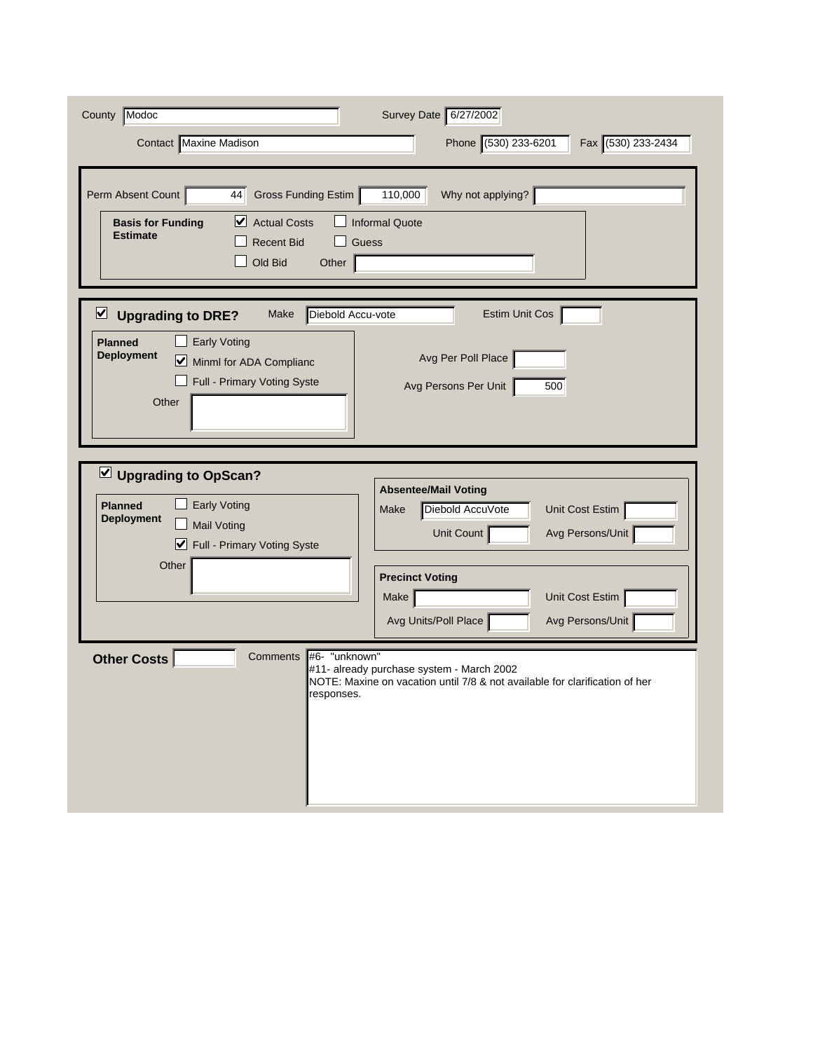County: Modoc

Survey Date: 6/27/2002

Contact: Maxine Madison

Phone: (530) 233-6201

Fax: (530) 233-2434

---

Perm Absent Count: 44

Gross Funding Estim: 110,000

Why not applying?:

**Basis for Funding Estimate**

- [x] Actual Costs
- [ ] Informal Quote
- [ ] Recent Bid
- [ ] Guess
- [ ] Old Bid
- Other:

---

- [x] **Upgrading to DRE?**

Make: Diebold Accu-vote

Estim Unit Cos:

**Planned Deployment**

- [ ] Early Voting
- [x] Minml for ADA Complianc
- [ ] Full - Primary Voting Syste
- Other:

Avg Per Poll Place:

Avg Persons Per Unit: 500

---

- [x] **Upgrading to OpScan?**

**Planned Deployment**

- [ ] Early Voting
- [ ] Mail Voting
- [x] Full - Primary Voting Syste
- Other:

**Absentee/Mail Voting**

Make: Diebold AccuVote

Unit Cost Estim:

Unit Count:

Avg Persons/Unit:

**Precinct Voting**

Make:

Unit Cost Estim:

Avg Units/Poll Place:

Avg Persons/Unit:

---

**Other Costs**:

Comments:

#6- "unknown"
#11- already purchase system - March 2002
NOTE: Maxine on vacation until 7/8 & not available for clarification of her responses.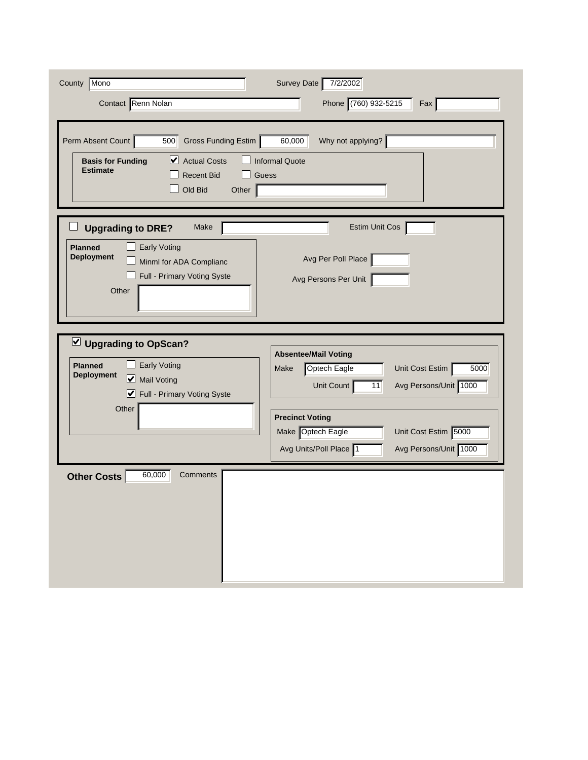County: Mono

Survey Date: 7/2/2002

Contact: Renn Nolan

Phone: (760) 932-5215

Fax:

---

Perm Absent Count: 500

Gross Funding Estim: 60,000

Why not applying?:

**Basis for Funding Estimate**

- [x] Actual Costs
- [ ] Informal Quote
- [ ] Recent Bid
- [ ] Guess
- [ ] Old Bid

Other:

---

- [ ] **Upgrading to DRE?**

Make:

Estim Unit Cos:

**Planned Deployment**

- [ ] Early Voting
- [ ] Minml for ADA Complianc
- [ ] Full - Primary Voting Syste

Other:

Avg Per Poll Place:

Avg Persons Per Unit:

---

- [x] **Upgrading to OpScan?**

**Planned Deployment**

- [ ] Early Voting
- [x] Mail Voting
- [x] Full - Primary Voting Syste

Other:

**Absentee/Mail Voting**

Make: Optech Eagle

Unit Cost Estim: 5000

Unit Count: 11

Avg Persons/Unit: 1000

**Precinct Voting**

Make: Optech Eagle

Unit Cost Estim: 5000

Avg Units/Poll Place: 1

Avg Persons/Unit: 1000

---

**Other Costs**: 60,000

Comments: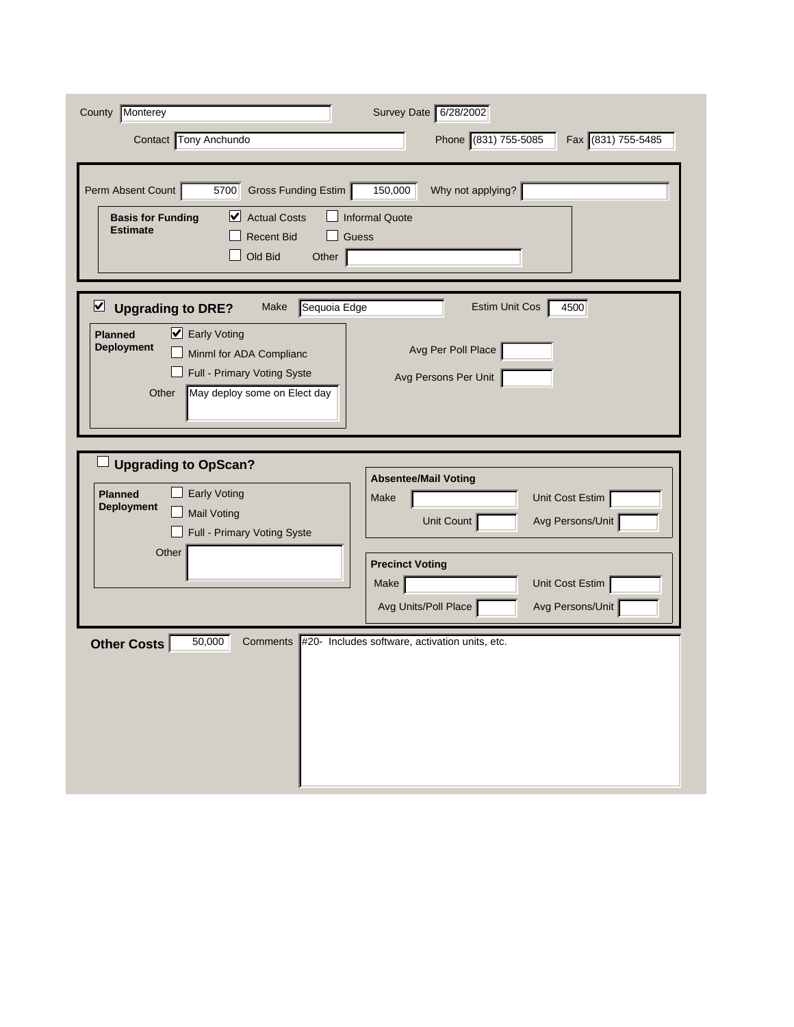County: Monterey

Survey Date: 6/28/2002

Contact: Tony Anchundo

Phone: (831) 755-5085

Fax: (831) 755-5485

Perm Absent Count: 5700

Gross Funding Estim: 150,000

Why not applying?:

**Basis for Funding Estimate**

- [x] Actual Costs
- [ ] Informal Quote
- [ ] Recent Bid
- [ ] Guess
- [ ] Old Bid

Other:

- [x] **Upgrading to DRE?**

Make: Sequoia Edge

Estim Unit Cos: 4500

**Planned Deployment**

- [x] Early Voting
- [ ] Minml for ADA Complianc
- [ ] Full - Primary Voting Syste

Other: May deploy some on Elect day

Avg Per Poll Place:

Avg Persons Per Unit:

- [ ] **Upgrading to OpScan?**

**Planned Deployment**

- [ ] Early Voting
- [ ] Mail Voting
- [ ] Full - Primary Voting Syste

Other:

**Absentee/Mail Voting**

Make:

Unit Cost Estim:

Unit Count:

Avg Persons/Unit:

**Precinct Voting**

Make:

Unit Cost Estim:

Avg Units/Poll Place:

Avg Persons/Unit:

**Other Costs**: 50,000

Comments: #20- Includes software, activation units, etc.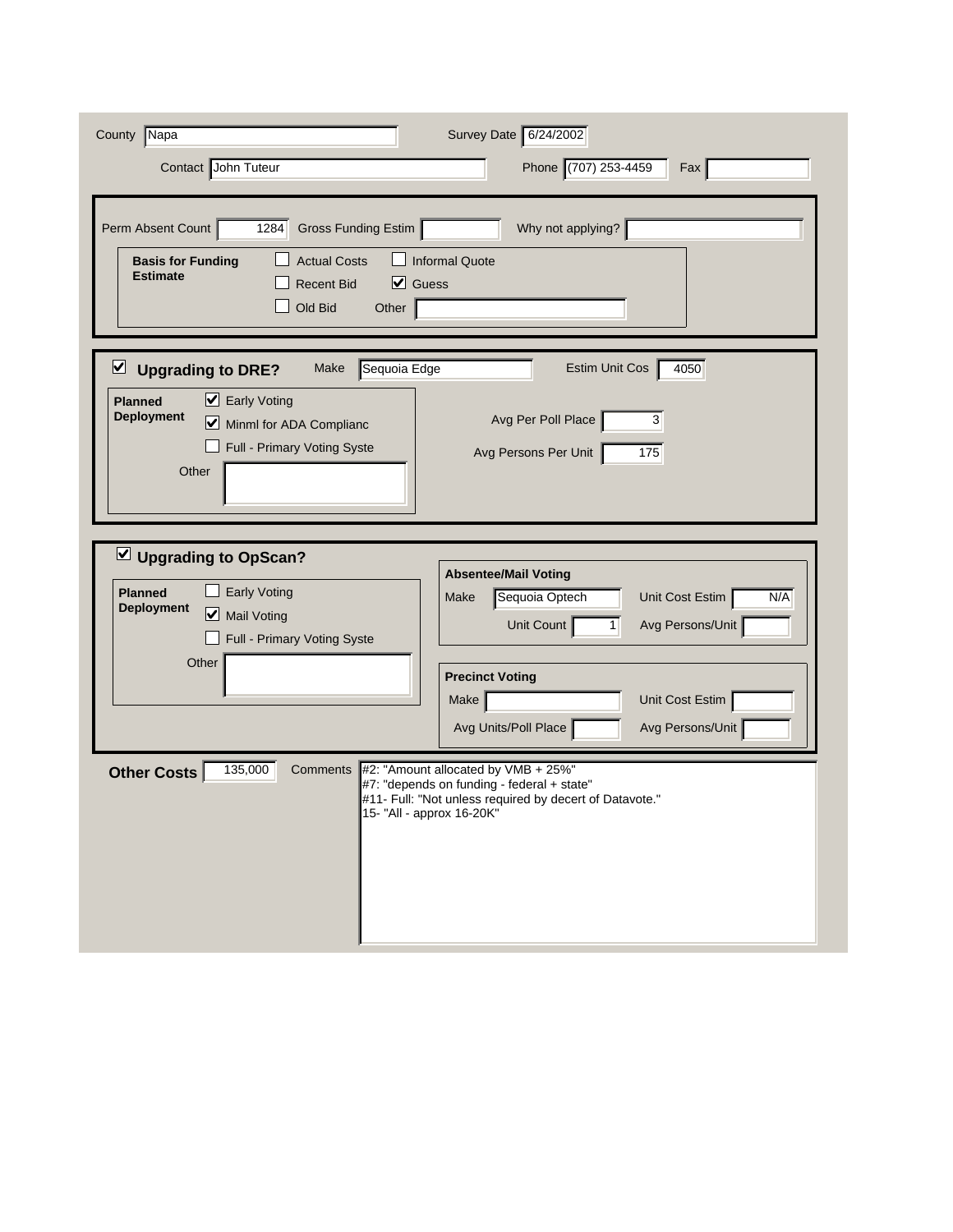County: Napa

Survey Date: 6/24/2002

Contact: John Tuteur

Phone: (707) 253-4459

Fax:

---

Perm Absent Count: 1284

Gross Funding Estim:

Why not applying?:

**Basis for Funding Estimate**

- [ ] Actual Costs
- [ ] Informal Quote
- [ ] Recent Bid
- [x] Guess
- [ ] Old Bid
- Other:

---

- [x] **Upgrading to DRE?**

Make: Sequoia Edge

Estim Unit Cos: 4050

**Planned Deployment**

- [x] Early Voting
- [x] Minml for ADA Complianc
- [ ] Full - Primary Voting Syste
- Other:

Avg Per Poll Place: 3

Avg Persons Per Unit: 175

---

- [x] **Upgrading to OpScan?**

**Planned Deployment**

- [ ] Early Voting
- [x] Mail Voting
- [ ] Full - Primary Voting Syste
- Other:

**Absentee/Mail Voting**

Make: Sequoia Optech

Unit Cost Estim: N/A

Unit Count: 1

Avg Persons/Unit:

**Precinct Voting**

Make:

Unit Cost Estim:

Avg Units/Poll Place:

Avg Persons/Unit:

---

**Other Costs**: 135,000

Comments:

#2: "Amount allocated by VMB + 25%"
#7: "depends on funding - federal + state"
#11- Full: "Not unless required by decert of Datavote."
15- "All - approx 16-20K"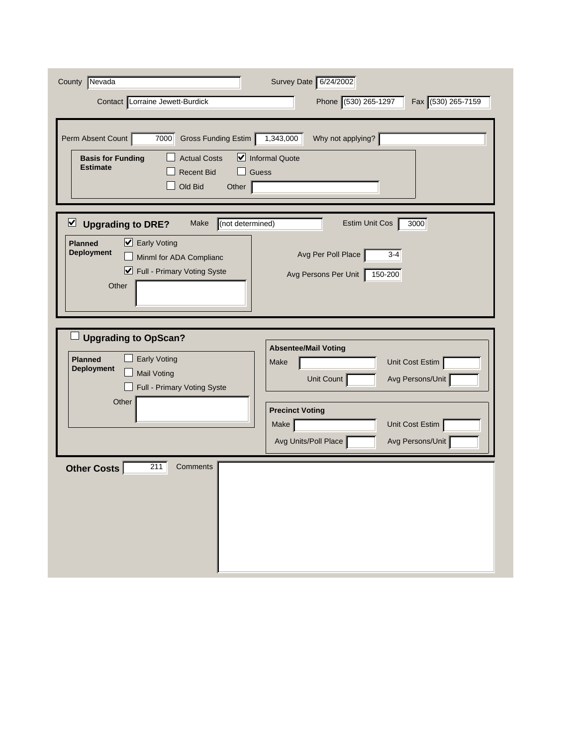County: Nevada

Survey Date: 6/24/2002

Contact: Lorraine Jewett-Burdick

Phone: (530) 265-1297

Fax: (530) 265-7159

Perm Absent Count: 7000

Gross Funding Estim: 1,343,000

Why not applying?:

**Basis for Funding Estimate**

- [ ] Actual Costs
- [x] Informal Quote
- [ ] Recent Bid
- [ ] Guess
- [ ] Old Bid

Other:

- [x] **Upgrading to DRE?**

Make: (not determined)

Estim Unit Cos: 3000

**Planned Deployment**

- [x] Early Voting
- [ ] Minml for ADA Complianc
- [x] Full - Primary Voting Syste

Other:

Avg Per Poll Place: 3-4

Avg Persons Per Unit: 150-200

- [ ] **Upgrading to OpScan?**

**Planned Deployment**

- [ ] Early Voting
- [ ] Mail Voting
- [ ] Full - Primary Voting Syste

Other:

**Absentee/Mail Voting**

Make:

Unit Cost Estim:

Unit Count:

Avg Persons/Unit:

**Precinct Voting**

Make:

Unit Cost Estim:

Avg Units/Poll Place:

Avg Persons/Unit:

**Other Costs**: 211

Comments: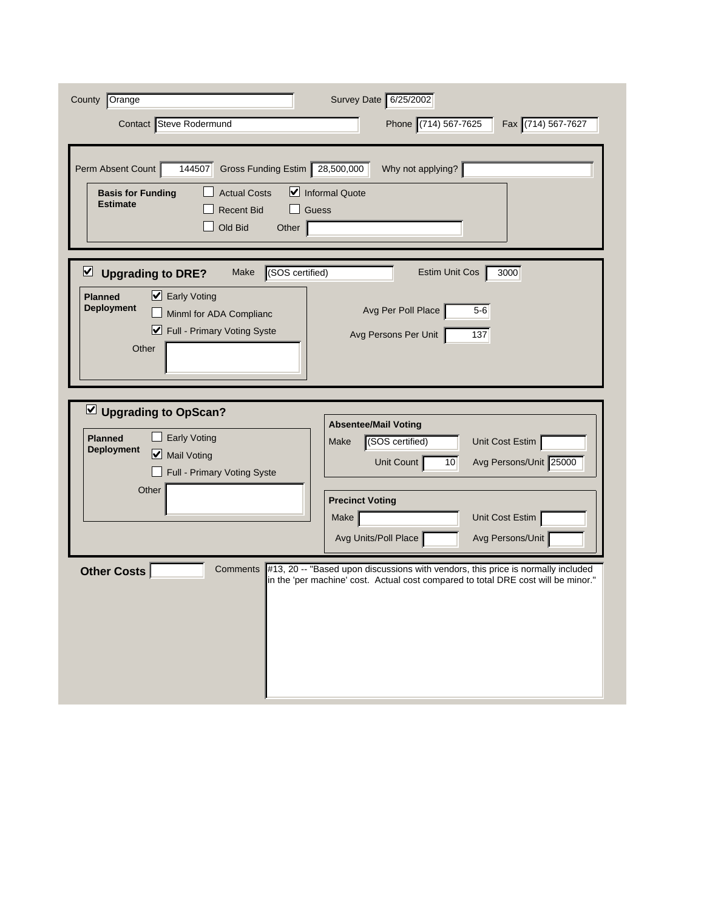County: Orange

Survey Date: 6/25/2002

Contact: Steve Rodermund

Phone: (714) 567-7625

Fax: (714) 567-7627

---

Perm Absent Count: 144507

Gross Funding Estim: 28,500,000

Why not applying?:

**Basis for Funding Estimate**

- [ ] Actual Costs
- [x] Informal Quote
- [ ] Recent Bid
- [ ] Guess
- [ ] Old Bid

Other:

---

- [x] **Upgrading to DRE?**

Make: (SOS certified)

Estim Unit Cos: 3000

**Planned Deployment**

- [x] Early Voting
- [ ] Minml for ADA Complianc
- [x] Full - Primary Voting Syste

Other:

Avg Per Poll Place: 5-6

Avg Persons Per Unit: 137

---

- [x] **Upgrading to OpScan?**

**Planned Deployment**

- [ ] Early Voting
- [x] Mail Voting
- [ ] Full - Primary Voting Syste

Other:

**Absentee/Mail Voting**

Make: (SOS certified)

Unit Cost Estim:

Unit Count: 10

Avg Persons/Unit: 25000

**Precinct Voting**

Make:

Unit Cost Estim:

Avg Units/Poll Place:

Avg Persons/Unit:

---

**Other Costs**:

Comments: #13, 20 -- "Based upon discussions with vendors, this price is normally included in the 'per machine' cost. Actual cost compared to total DRE cost will be minor."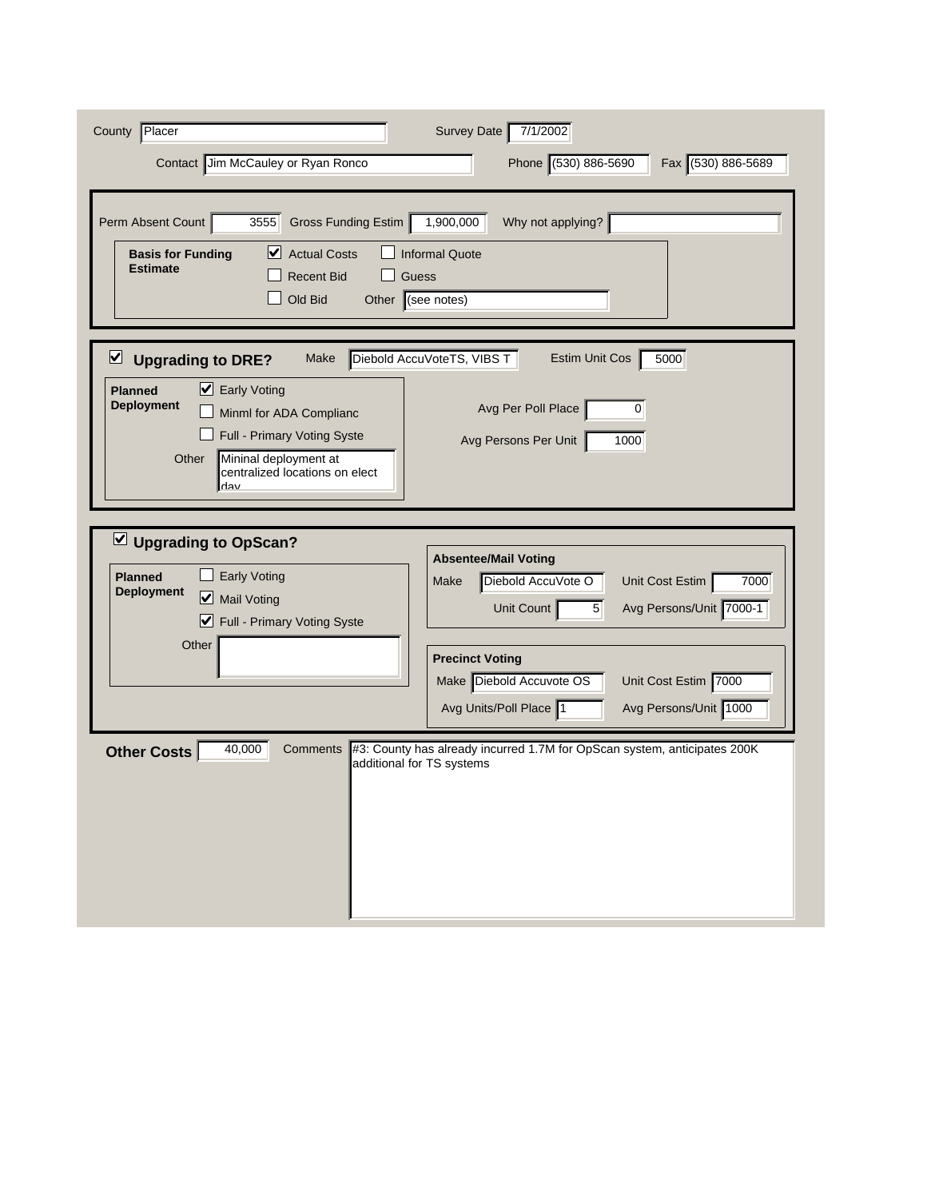County: Placer

Survey Date: 7/1/2002

Contact: Jim McCauley or Ryan Ronco

Phone: (530) 886-5690

Fax: (530) 886-5689

---

Perm Absent Count: 3555

Gross Funding Estim: 1,900,000

Why not applying?:

**Basis for Funding Estimate**

- [x] Actual Costs
- [ ] Informal Quote
- [ ] Recent Bid
- [ ] Guess
- [ ] Old Bid

Other: (see notes)

---

- [x] **Upgrading to DRE?**

Make: Diebold AccuVoteTS, VIBS T

Estim Unit Cos: 5000

**Planned Deployment**

- [x] Early Voting
- [ ] Minml for ADA Complianc
- [ ] Full - Primary Voting Syste

Other: Mininal deployment at centralized locations on elect day

Avg Per Poll Place: 0

Avg Persons Per Unit: 1000

---

- [x] **Upgrading to OpScan?**

**Planned Deployment**

- [ ] Early Voting
- [x] Mail Voting
- [x] Full - Primary Voting Syste

Other:

**Absentee/Mail Voting**

Make: Diebold AccuVote O

Unit Cost Estim: 7000

Unit Count: 5

Avg Persons/Unit: 7000-1

**Precinct Voting**

Make: Diebold Accuvote OS

Unit Cost Estim: 7000

Avg Units/Poll Place: 1

Avg Persons/Unit: 1000

---

**Other Costs**: 40,000

Comments: #3: County has already incurred 1.7M for OpScan system, anticipates 200K additional for TS systems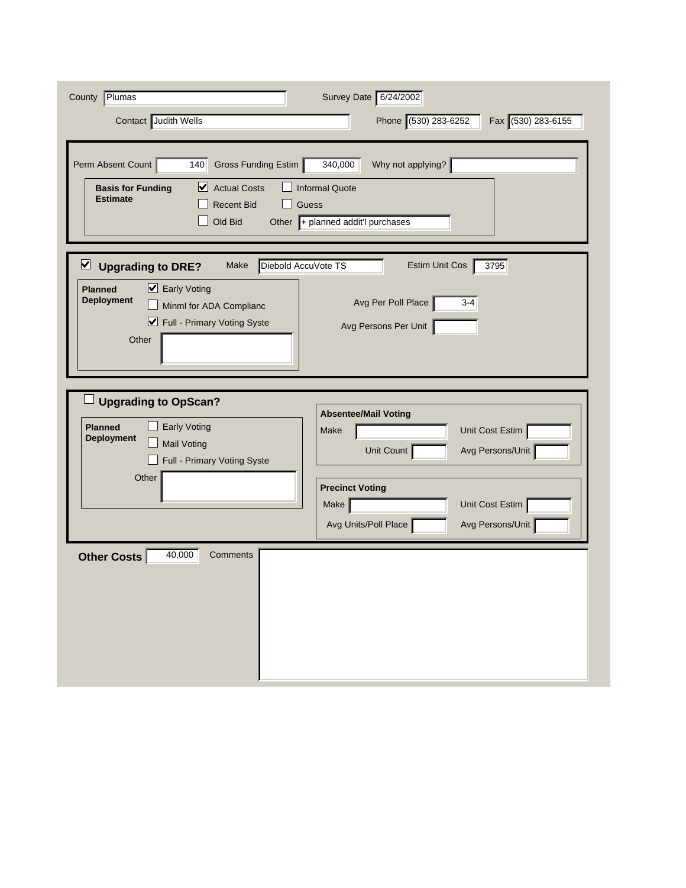County: Plumas

Survey Date: 6/24/2002

Contact: Judith Wells

Phone: (530) 283-6252

Fax: (530) 283-6155

---

Perm Absent Count: 140

Gross Funding Estim: 340,000

Why not applying?:

**Basis for Funding Estimate**

- [x] Actual Costs
- [ ] Informal Quote
- [ ] Recent Bid
- [ ] Guess
- [ ] Old Bid

Other: + planned addit'l purchases

---

- [x] **Upgrading to DRE?**

Make: Diebold AccuVote TS

Estim Unit Cos: 3795

**Planned Deployment**

- [x] Early Voting
- [ ] Minml for ADA Complianc
- [x] Full - Primary Voting Syste

Other:

Avg Per Poll Place: 3-4

Avg Persons Per Unit:

---

- [ ] **Upgrading to OpScan?**

**Planned Deployment**

- [ ] Early Voting
- [ ] Mail Voting
- [ ] Full - Primary Voting Syste

Other:

**Absentee/Mail Voting**

Make:

Unit Cost Estim:

Unit Count:

Avg Persons/Unit:

**Precinct Voting**

Make:

Unit Cost Estim:

Avg Units/Poll Place:

Avg Persons/Unit:

---

**Other Costs**: 40,000

Comments: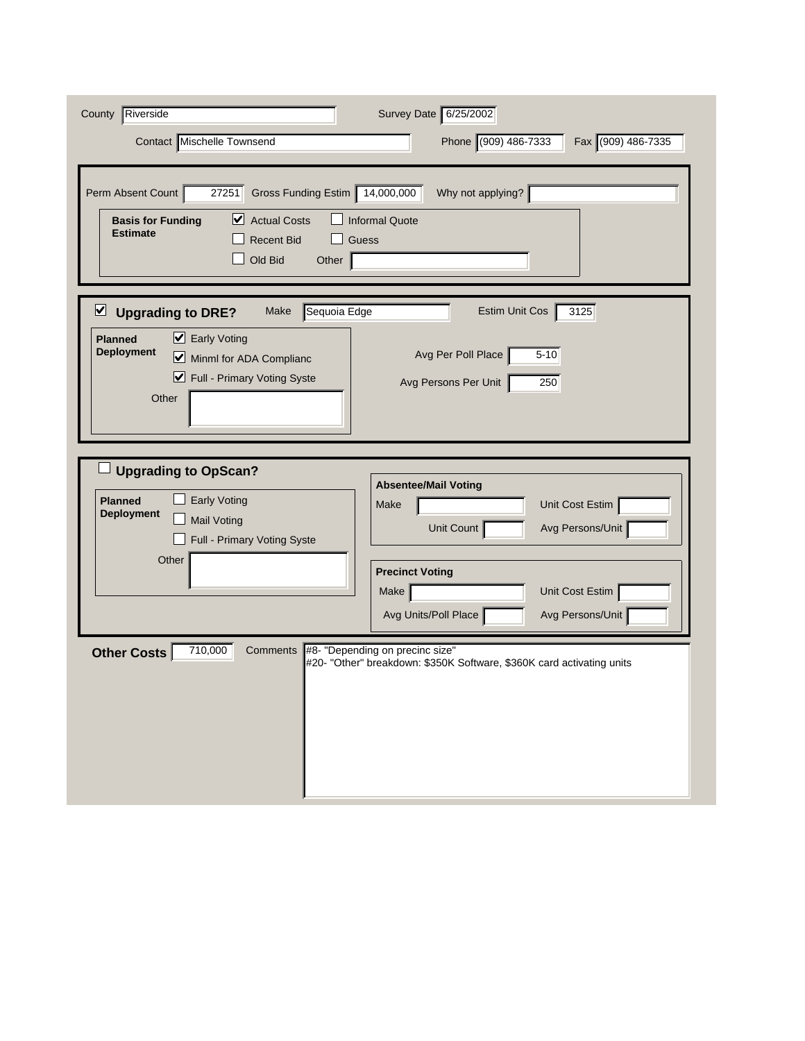County: Riverside

Survey Date: 6/25/2002

Contact: Mischelle Townsend

Phone: (909) 486-7333

Fax: (909) 486-7335

---

Perm Absent Count: 27251

Gross Funding Estim: 14,000,000

Why not applying?:

**Basis for Funding Estimate**

- [x] Actual Costs
- [ ] Informal Quote
- [ ] Recent Bid
- [ ] Guess
- [ ] Old Bid
- Other:

---

- [x] **Upgrading to DRE?**

Make: Sequoia Edge

Estim Unit Cos: 3125

**Planned Deployment**

- [x] Early Voting
- [x] Minml for ADA Complianc
- [x] Full - Primary Voting Syste
- Other:

Avg Per Poll Place: 5-10

Avg Persons Per Unit: 250

---

- [ ] **Upgrading to OpScan?**

**Planned Deployment**

- [ ] Early Voting
- [ ] Mail Voting
- [ ] Full - Primary Voting Syste
- Other:

**Absentee/Mail Voting**

Make:

Unit Cost Estim:

Unit Count:

Avg Persons/Unit:

**Precinct Voting**

Make:

Unit Cost Estim:

Avg Units/Poll Place:

Avg Persons/Unit:

---

**Other Costs**: 710,000

Comments:
#8- "Depending on precinc size"
#20- "Other" breakdown: $350K Software, $360K card activating units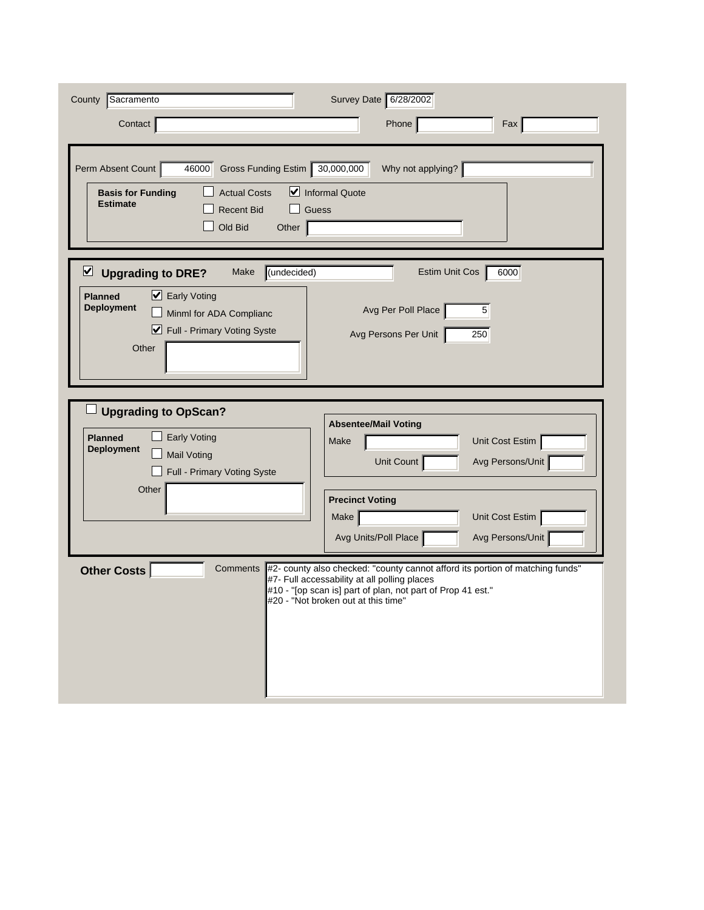County: Sacramento

Survey Date: 6/28/2002

Contact:

Phone:

Fax:

Perm Absent Count: 46000

Gross Funding Estim: 30,000,000

Why not applying?:

**Basis for Funding Estimate**

- [ ] Actual Costs
- [x] Informal Quote
- [ ] Recent Bid
- [ ] Guess
- [ ] Old Bid

Other:

## ☑ Upgrading to DRE?

Make: (undecided)

Estim Unit Cos: 6000

**Planned Deployment**

- [x] Early Voting
- [ ] Minml for ADA Complianc
- [x] Full - Primary Voting Syste

Other:

Avg Per Poll Place: 5

Avg Persons Per Unit: 250

## ☐ Upgrading to OpScan?

**Planned Deployment**

- [ ] Early Voting
- [ ] Mail Voting
- [ ] Full - Primary Voting Syste

Other:

**Absentee/Mail Voting**

Make:

Unit Cost Estim:

Unit Count:

Avg Persons/Unit:

**Precinct Voting**

Make:

Unit Cost Estim:

Avg Units/Poll Place:

Avg Persons/Unit:

**Other Costs**

Comments:

#2- county also checked: "county cannot afford its portion of matching funds"
#7- Full accessability at all polling places
#10 - "[op scan is] part of plan, not part of Prop 41 est."
#20 - "Not broken out at this time"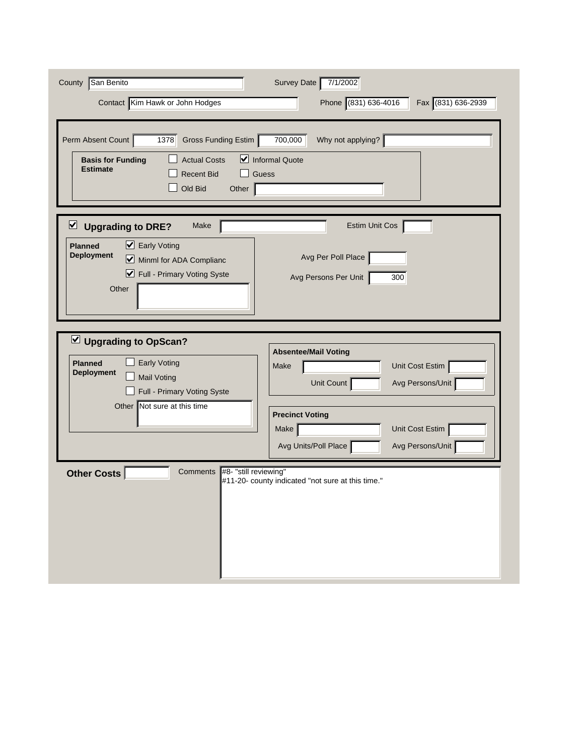County: San Benito

Survey Date: 7/1/2002

Contact: Kim Hawk or John Hodges

Phone: (831) 636-4016

Fax: (831) 636-2939

---

Perm Absent Count: 1378

Gross Funding Estim: 700,000

Why not applying?:

**Basis for Funding Estimate**

- [ ] Actual Costs
- [x] Informal Quote
- [ ] Recent Bid
- [ ] Guess
- [ ] Old Bid

Other:

---

- [x] **Upgrading to DRE?**

Make:

Estim Unit Cos:

**Planned Deployment**

- [x] Early Voting
- [x] Minml for ADA Complianc
- [x] Full - Primary Voting Syste

Other:

Avg Per Poll Place:

Avg Persons Per Unit: 300

---

- [x] **Upgrading to OpScan?**

**Planned Deployment**

- [ ] Early Voting
- [ ] Mail Voting
- [ ] Full - Primary Voting Syste

Other: Not sure at this time

**Absentee/Mail Voting**

Make:

Unit Cost Estim:

Unit Count:

Avg Persons/Unit:

**Precinct Voting**

Make:

Unit Cost Estim:

Avg Units/Poll Place:

Avg Persons/Unit:

---

**Other Costs**:

Comments:
#8- "still reviewing"
#11-20- county indicated "not sure at this time."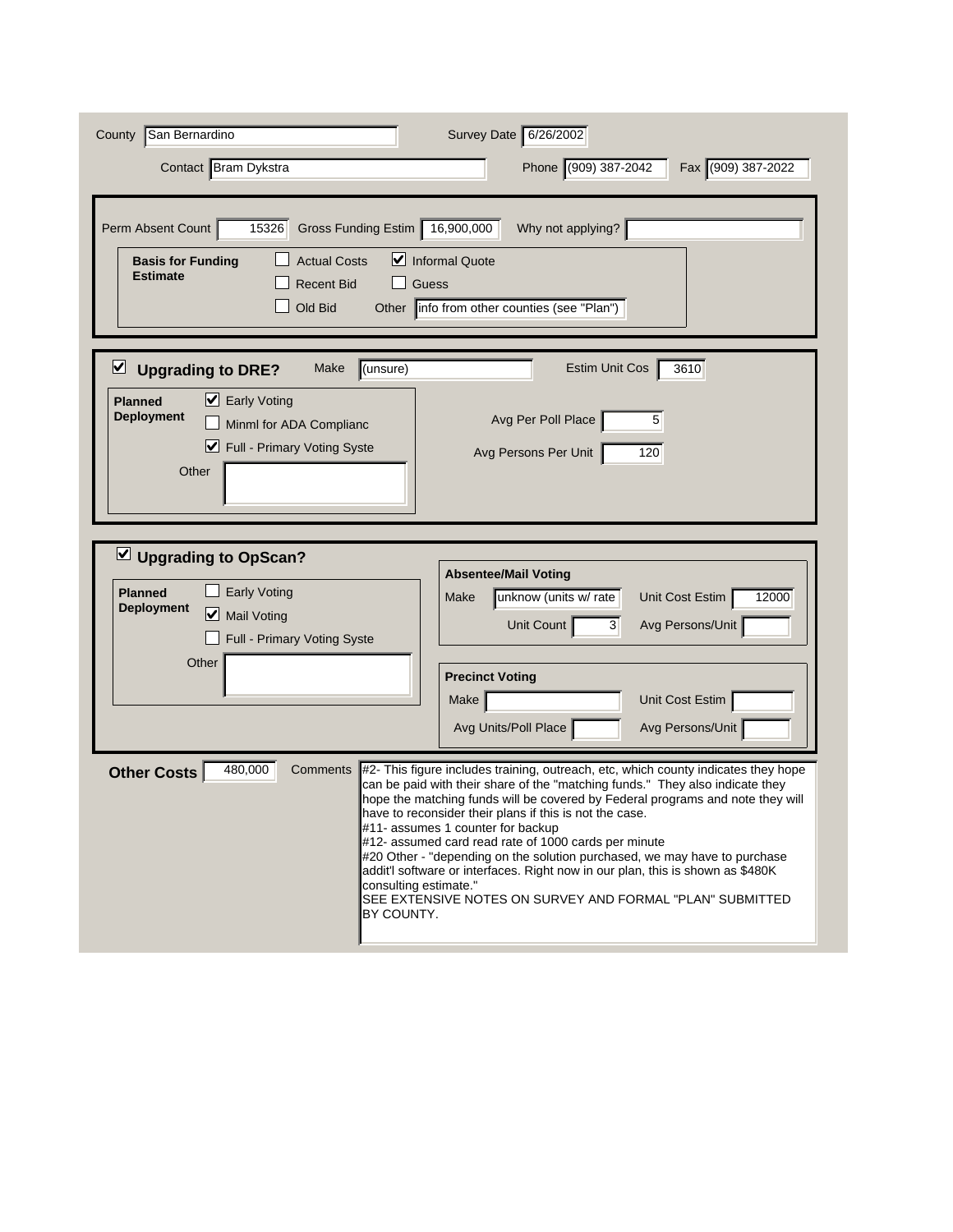County: San Bernardino

Survey Date: 6/26/2002

Contact: Bram Dykstra

Phone: (909) 387-2042

Fax: (909) 387-2022

---

Perm Absent Count: 15326

Gross Funding Estim: 16,900,000

Why not applying?:

**Basis for Funding Estimate**

- [ ] Actual Costs
- [x] Informal Quote
- [ ] Recent Bid
- [ ] Guess
- [ ] Old Bid

Other: info from other counties (see "Plan")

---

- [x] **Upgrading to DRE?**

Make: (unsure)

Estim Unit Cos: 3610

**Planned Deployment**

- [x] Early Voting
- [ ] Minml for ADA Complianc
- [x] Full - Primary Voting Syste

Other:

Avg Per Poll Place: 5

Avg Persons Per Unit: 120

---

- [x] **Upgrading to OpScan?**

**Planned Deployment**

- [ ] Early Voting
- [x] Mail Voting
- [ ] Full - Primary Voting Syste

Other:

**Absentee/Mail Voting**

Make: unknow (units w/ rate

Unit Cost Estim: 12000

Unit Count: 3

Avg Persons/Unit:

**Precinct Voting**

Make:

Unit Cost Estim:

Avg Units/Poll Place:

Avg Persons/Unit:

---

**Other Costs**: 480,000

Comments:

#2- This figure includes training, outreach, etc, which county indicates they hope can be paid with their share of the "matching funds." They also indicate they hope the matching funds will be covered by Federal programs and note they will have to reconsider their plans if this is not the case.
#11- assumes 1 counter for backup
#12- assumed card read rate of 1000 cards per minute
#20 Other - "depending on the solution purchased, we may have to purchase addit'l software or interfaces. Right now in our plan, this is shown as $480K consulting estimate."
SEE EXTENSIVE NOTES ON SURVEY AND FORMAL "PLAN" SUBMITTED BY COUNTY.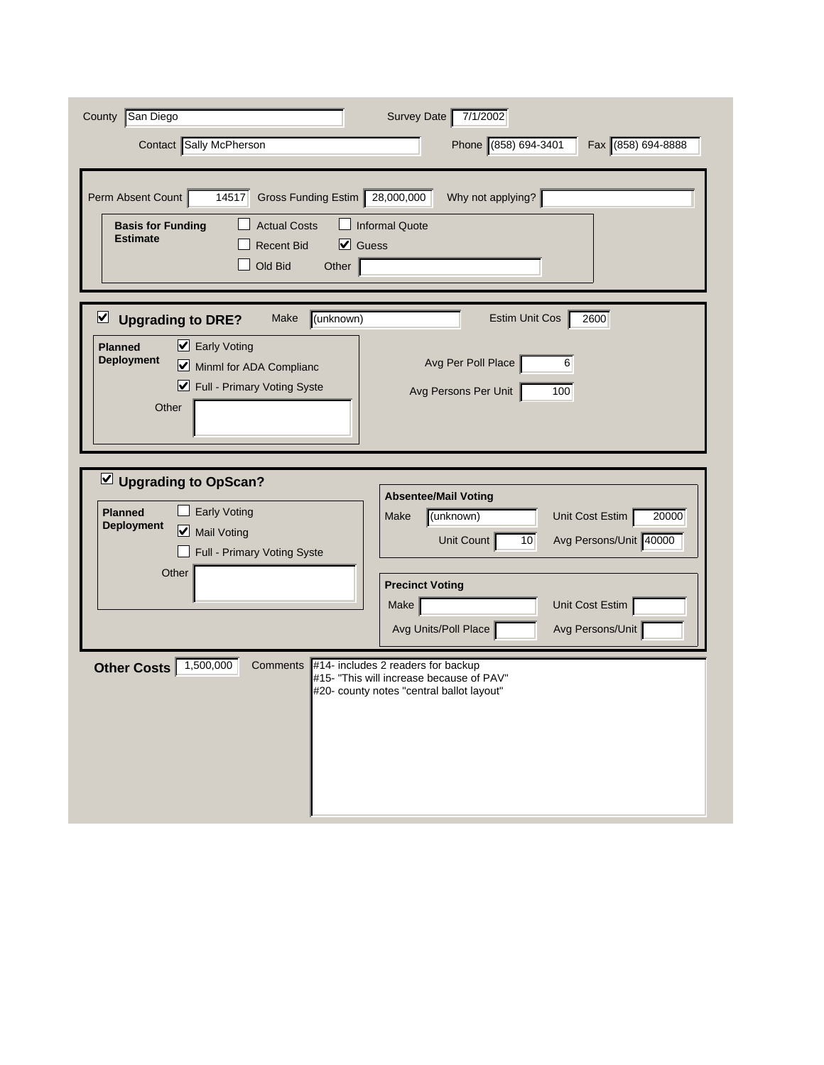County: San Diego

Survey Date: 7/1/2002

Contact: Sally McPherson

Phone: (858) 694-3401

Fax: (858) 694-8888

---

Perm Absent Count: 14517

Gross Funding Estim: 28,000,000

Why not applying?:

**Basis for Funding Estimate**

- [ ] Actual Costs
- [ ] Informal Quote
- [ ] Recent Bid
- [x] Guess
- [ ] Old Bid
- Other:

---

- [x] **Upgrading to DRE?**

Make: (unknown)

Estim Unit Cos: 2600

**Planned Deployment**

- [x] Early Voting
- [x] Minml for ADA Complianc
- [x] Full - Primary Voting Syste
- Other:

Avg Per Poll Place: 6

Avg Persons Per Unit: 100

---

- [x] **Upgrading to OpScan?**

**Planned Deployment**

- [ ] Early Voting
- [x] Mail Voting
- [ ] Full - Primary Voting Syste
- Other:

**Absentee/Mail Voting**

Make: (unknown)

Unit Cost Estim: 20000

Unit Count: 10

Avg Persons/Unit: 40000

**Precinct Voting**

Make:

Unit Cost Estim:

Avg Units/Poll Place:

Avg Persons/Unit:

---

**Other Costs**: 1,500,000

Comments:

#14- includes 2 readers for backup
#15- "This will increase because of PAV"
#20- county notes "central ballot layout"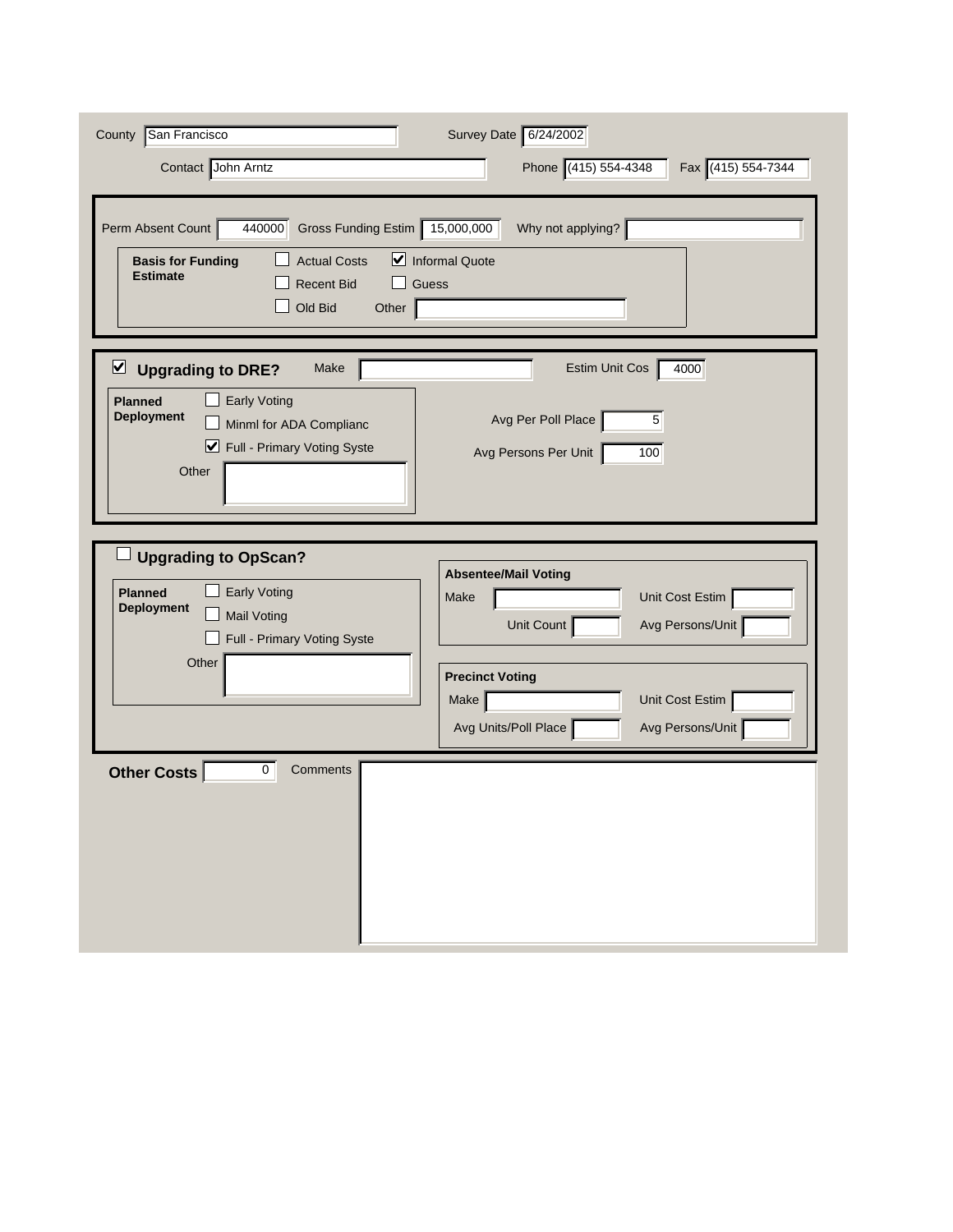County: San Francisco

Survey Date: 6/24/2002

Contact: John Arntz

Phone: (415) 554-4348

Fax: (415) 554-7344

---

Perm Absent Count: 440000

Gross Funding Estim: 15,000,000

Why not applying?:

**Basis for Funding Estimate**

- [ ] Actual Costs
- [x] Informal Quote
- [ ] Recent Bid
- [ ] Guess
- [ ] Old Bid

Other:

---

- [x] **Upgrading to DRE?**

Make:

Estim Unit Cos: 4000

**Planned Deployment**

- [ ] Early Voting
- [ ] Minml for ADA Complianc
- [x] Full - Primary Voting Syste

Other:

Avg Per Poll Place: 5

Avg Persons Per Unit: 100

---

- [ ] **Upgrading to OpScan?**

**Planned Deployment**

- [ ] Early Voting
- [ ] Mail Voting
- [ ] Full - Primary Voting Syste

Other:

**Absentee/Mail Voting**

Make:

Unit Cost Estim:

Unit Count:

Avg Persons/Unit:

**Precinct Voting**

Make:

Unit Cost Estim:

Avg Units/Poll Place:

Avg Persons/Unit:

---

**Other Costs**: 0

Comments: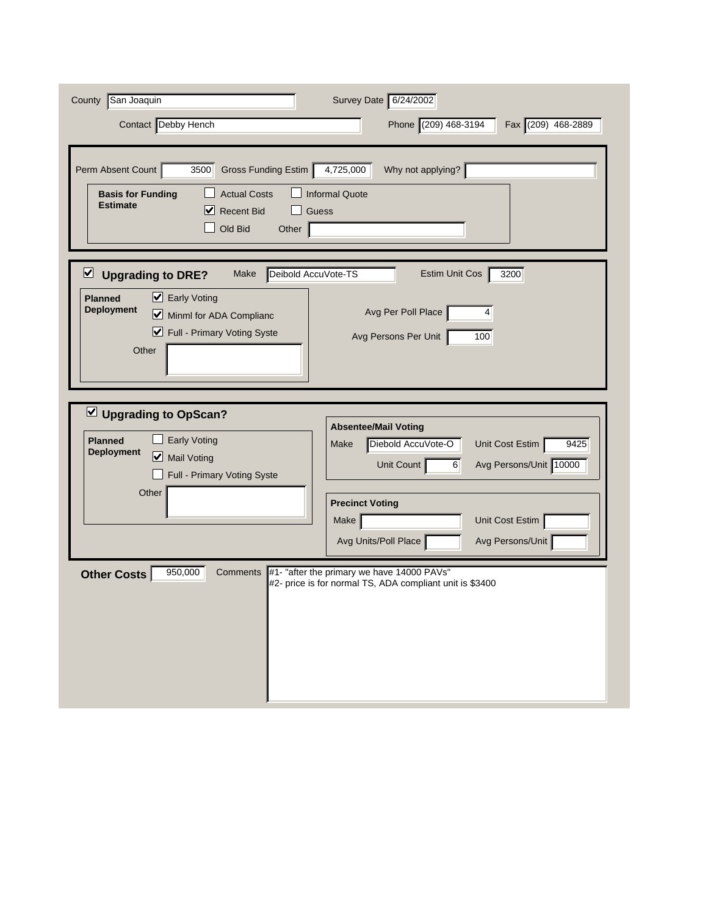County: San Joaquin

Survey Date: 6/24/2002

Contact: Debby Hench

Phone: (209) 468-3194

Fax: (209) 468-2889

---

Perm Absent Count: 3500

Gross Funding Estim: 4,725,000

Why not applying?:

**Basis for Funding Estimate**

- [ ] Actual Costs
- [ ] Informal Quote
- [x] Recent Bid
- [ ] Guess
- [ ] Old Bid

Other:

---

- [x] **Upgrading to DRE?**

Make: Deibold AccuVote-TS

Estim Unit Cos: 3200

**Planned Deployment**

- [x] Early Voting
- [x] Minml for ADA Complianc
- [x] Full - Primary Voting Syste

Other:

Avg Per Poll Place: 4

Avg Persons Per Unit: 100

---

- [x] **Upgrading to OpScan?**

**Planned Deployment**

- [ ] Early Voting
- [x] Mail Voting
- [ ] Full - Primary Voting Syste

Other:

**Absentee/Mail Voting**

Make: Diebold AccuVote-O

Unit Cost Estim: 9425

Unit Count: 6

Avg Persons/Unit: 10000

**Precinct Voting**

Make:

Unit Cost Estim:

Avg Units/Poll Place:

Avg Persons/Unit:

---

**Other Costs**: 950,000

Comments:

#1- "after the primary we have 14000 PAVs"
#2- price is for normal TS, ADA compliant unit is $3400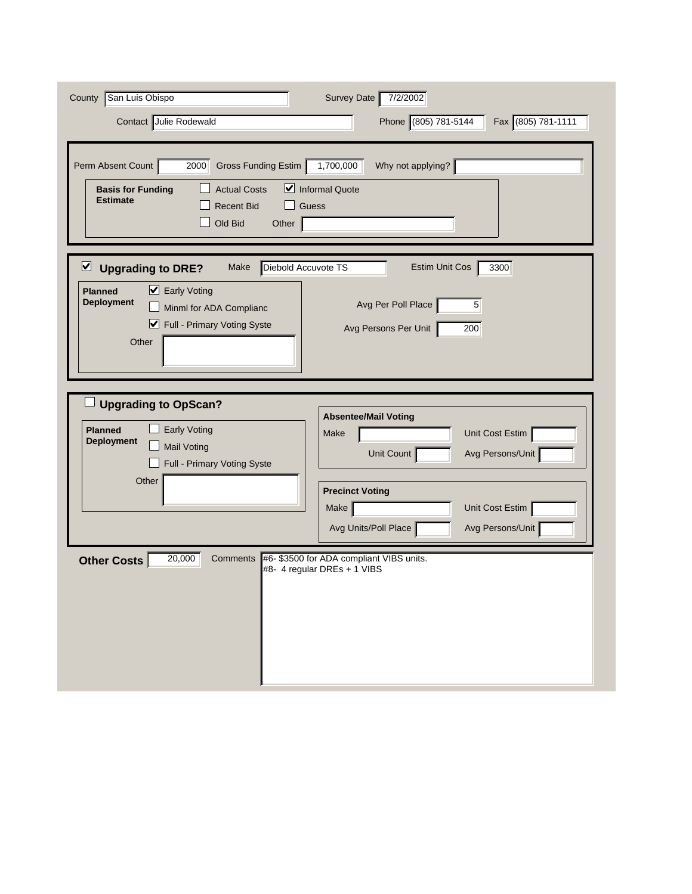County: San Luis Obispo

Survey Date: 7/2/2002

Contact: Julie Rodewald

Phone: (805) 781-5144

Fax: (805) 781-1111

---

Perm Absent Count: 2000

Gross Funding Estim: 1,700,000

Why not applying?:

**Basis for Funding Estimate**

- [ ] Actual Costs
- [x] Informal Quote
- [ ] Recent Bid
- [ ] Guess
- [ ] Old Bid

Other:

---

## [x] Upgrading to DRE?

Make: Diebold Accuvote TS

Estim Unit Cos: 3300

**Planned Deployment**

- [x] Early Voting
- [ ] Minml for ADA Complianc
- [x] Full - Primary Voting Syste

Other:

Avg Per Poll Place: 5

Avg Persons Per Unit: 200

---

## [ ] Upgrading to OpScan?

**Planned Deployment**

- [ ] Early Voting
- [ ] Mail Voting
- [ ] Full - Primary Voting Syste

Other:

**Absentee/Mail Voting**

Make:

Unit Cost Estim:

Unit Count:

Avg Persons/Unit:

**Precinct Voting**

Make:

Unit Cost Estim:

Avg Units/Poll Place:

Avg Persons/Unit:

---

**Other Costs**: 20,000

Comments:
#6- $3500 for ADA compliant VIBS units.
#8- 4 regular DREs + 1 VIBS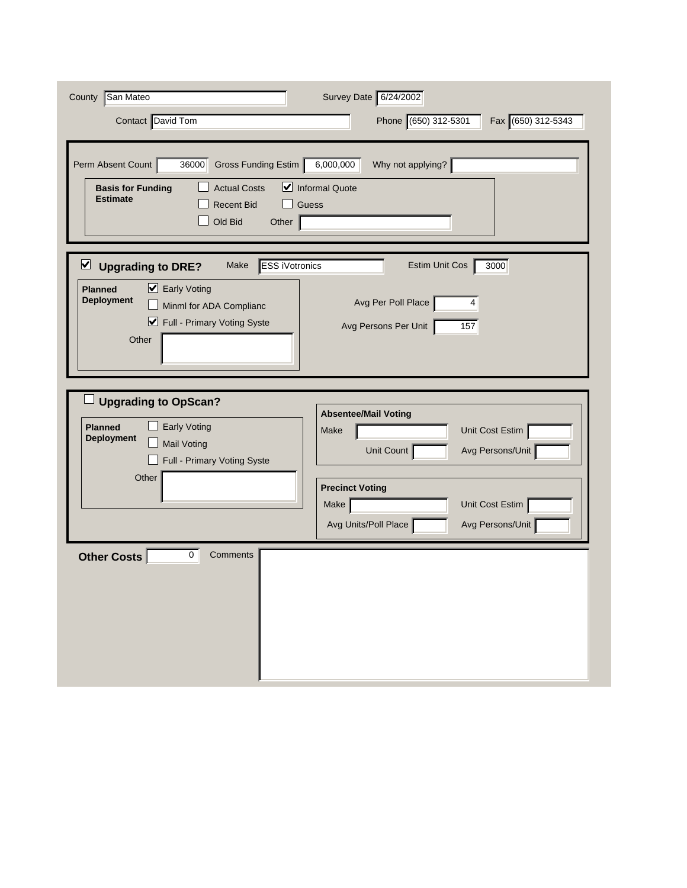County: San Mateo

Survey Date: 6/24/2002

Contact: David Tom

Phone: (650) 312-5301

Fax: (650) 312-5343

---

Perm Absent Count: 36000

Gross Funding Estim: 6,000,000

Why not applying?:

**Basis for Funding Estimate**

- [ ] Actual Costs
- [x] Informal Quote
- [ ] Recent Bid
- [ ] Guess
- [ ] Old Bid

Other:

---

- [x] **Upgrading to DRE?**

Make: ESS iVotronics

Estim Unit Cos: 3000

**Planned Deployment**

- [x] Early Voting
- [ ] Minml for ADA Complianc
- [x] Full - Primary Voting Syste

Other:

Avg Per Poll Place: 4

Avg Persons Per Unit: 157

---

- [ ] **Upgrading to OpScan?**

**Planned Deployment**

- [ ] Early Voting
- [ ] Mail Voting
- [ ] Full - Primary Voting Syste

Other:

**Absentee/Mail Voting**

Make:

Unit Cost Estim:

Unit Count:

Avg Persons/Unit:

**Precinct Voting**

Make:

Unit Cost Estim:

Avg Units/Poll Place:

Avg Persons/Unit:

---

**Other Costs**: 0

Comments: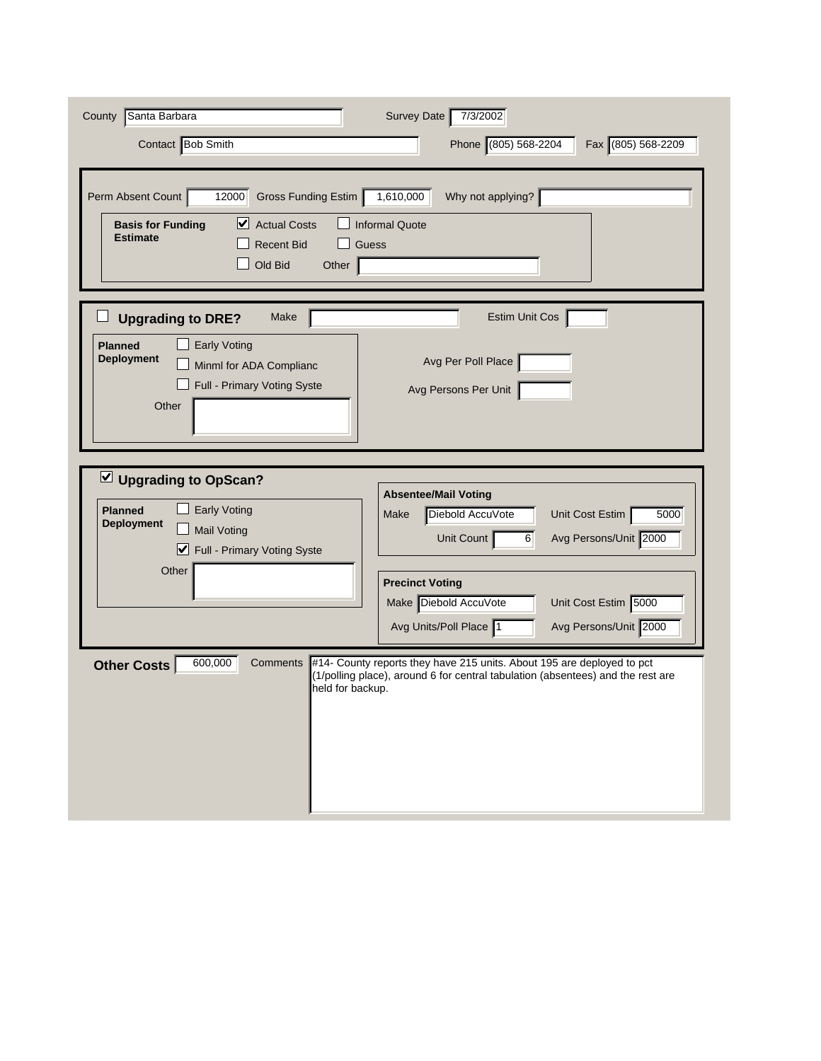County: Santa Barbara

Survey Date: 7/3/2002

Contact: Bob Smith

Phone: (805) 568-2204

Fax: (805) 568-2209

---

Perm Absent Count: 12000

Gross Funding Estim: 1,610,000

Why not applying?:

**Basis for Funding Estimate**

- [x] Actual Costs
- [ ] Informal Quote
- [ ] Recent Bid
- [ ] Guess
- [ ] Old Bid

Other:

---

- [ ] **Upgrading to DRE?**

Make:

Estim Unit Cos:

**Planned Deployment**

- [ ] Early Voting
- [ ] Minml for ADA Complianc
- [ ] Full - Primary Voting Syste

Other:

Avg Per Poll Place:

Avg Persons Per Unit:

---

- [x] **Upgrading to OpScan?**

**Planned Deployment**

- [ ] Early Voting
- [ ] Mail Voting
- [x] Full - Primary Voting Syste

Other:

**Absentee/Mail Voting**

Make: Diebold AccuVote

Unit Cost Estim: 5000

Unit Count: 6

Avg Persons/Unit: 2000

**Precinct Voting**

Make: Diebold AccuVote

Unit Cost Estim: 5000

Avg Units/Poll Place: 1

Avg Persons/Unit: 2000

---

**Other Costs**: 600,000

Comments: #14- County reports they have 215 units. About 195 are deployed to pct (1/polling place), around 6 for central tabulation (absentees) and the rest are held for backup.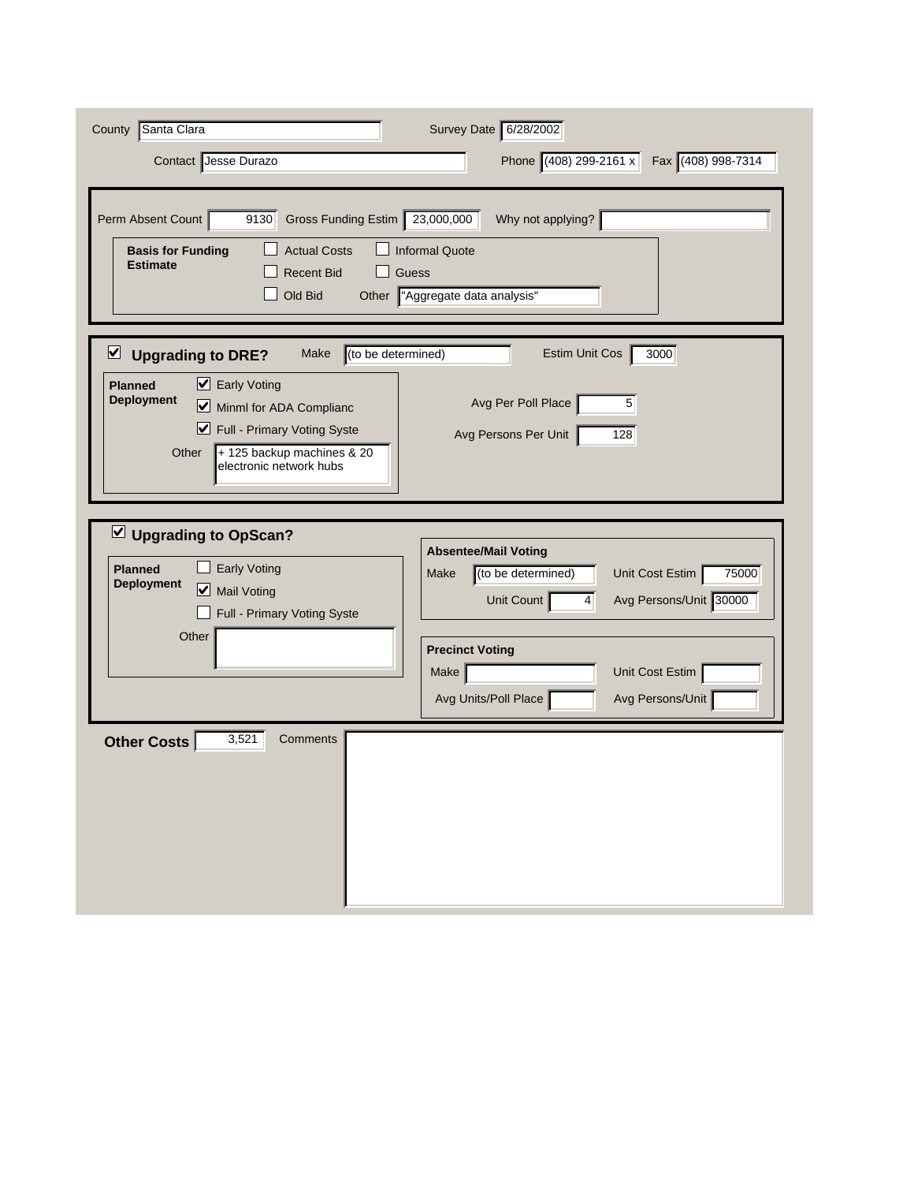County: Santa Clara

Survey Date: 6/28/2002

Contact: Jesse Durazo

Phone: (408) 299-2161 x

Fax: (408) 998-7314

---

Perm Absent Count: 9130

Gross Funding Estim: 23,000,000

Why not applying?:

**Basis for Funding Estimate**

- [ ] Actual Costs
- [ ] Informal Quote
- [ ] Recent Bid
- [ ] Guess
- [ ] Old Bid

Other: "Aggregate data analysis"

---

- [x] **Upgrading to DRE?**

Make: (to be determined)

Estim Unit Cos: 3000

**Planned Deployment**

- [x] Early Voting
- [x] Minml for ADA Complianc
- [x] Full - Primary Voting Syste

Other: + 125 backup machines & 20 electronic network hubs

Avg Per Poll Place: 5

Avg Persons Per Unit: 128

---

- [x] **Upgrading to OpScan?**

**Planned Deployment**

- [ ] Early Voting
- [x] Mail Voting
- [ ] Full - Primary Voting Syste

Other:

**Absentee/Mail Voting**

Make: (to be determined)

Unit Cost Estim: 75000

Unit Count: 4

Avg Persons/Unit: 30000

**Precinct Voting**

Make:

Unit Cost Estim:

Avg Units/Poll Place:

Avg Persons/Unit:

---

**Other Costs**: 3,521

Comments: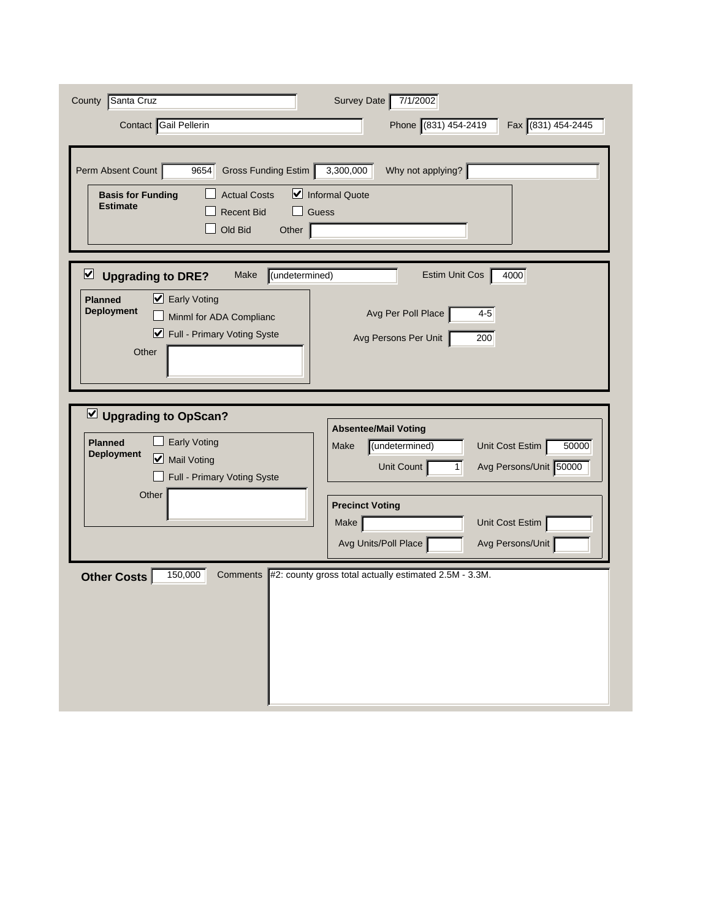County: Santa Cruz

Survey Date: 7/1/2002

Contact: Gail Pellerin

Phone: (831) 454-2419

Fax: (831) 454-2445

---

Perm Absent Count: 9654

Gross Funding Estim: 3,300,000

Why not applying?:

**Basis for Funding Estimate**

- [ ] Actual Costs
- [x] Informal Quote
- [ ] Recent Bid
- [ ] Guess
- [ ] Old Bid

Other:

---

- [x] **Upgrading to DRE?**

Make: (undetermined)

Estim Unit Cos: 4000

**Planned Deployment**

- [x] Early Voting
- [ ] Minml for ADA Complianc
- [x] Full - Primary Voting Syste

Other:

Avg Per Poll Place: 4-5

Avg Persons Per Unit: 200

---

- [x] **Upgrading to OpScan?**

**Planned Deployment**

- [ ] Early Voting
- [x] Mail Voting
- [ ] Full - Primary Voting Syste

Other:

**Absentee/Mail Voting**

Make: (undetermined)

Unit Cost Estim: 50000

Unit Count: 1

Avg Persons/Unit: 50000

**Precinct Voting**

Make:

Unit Cost Estim:

Avg Units/Poll Place:

Avg Persons/Unit:

---

**Other Costs**: 150,000

Comments: #2: county gross total actually estimated 2.5M - 3.3M.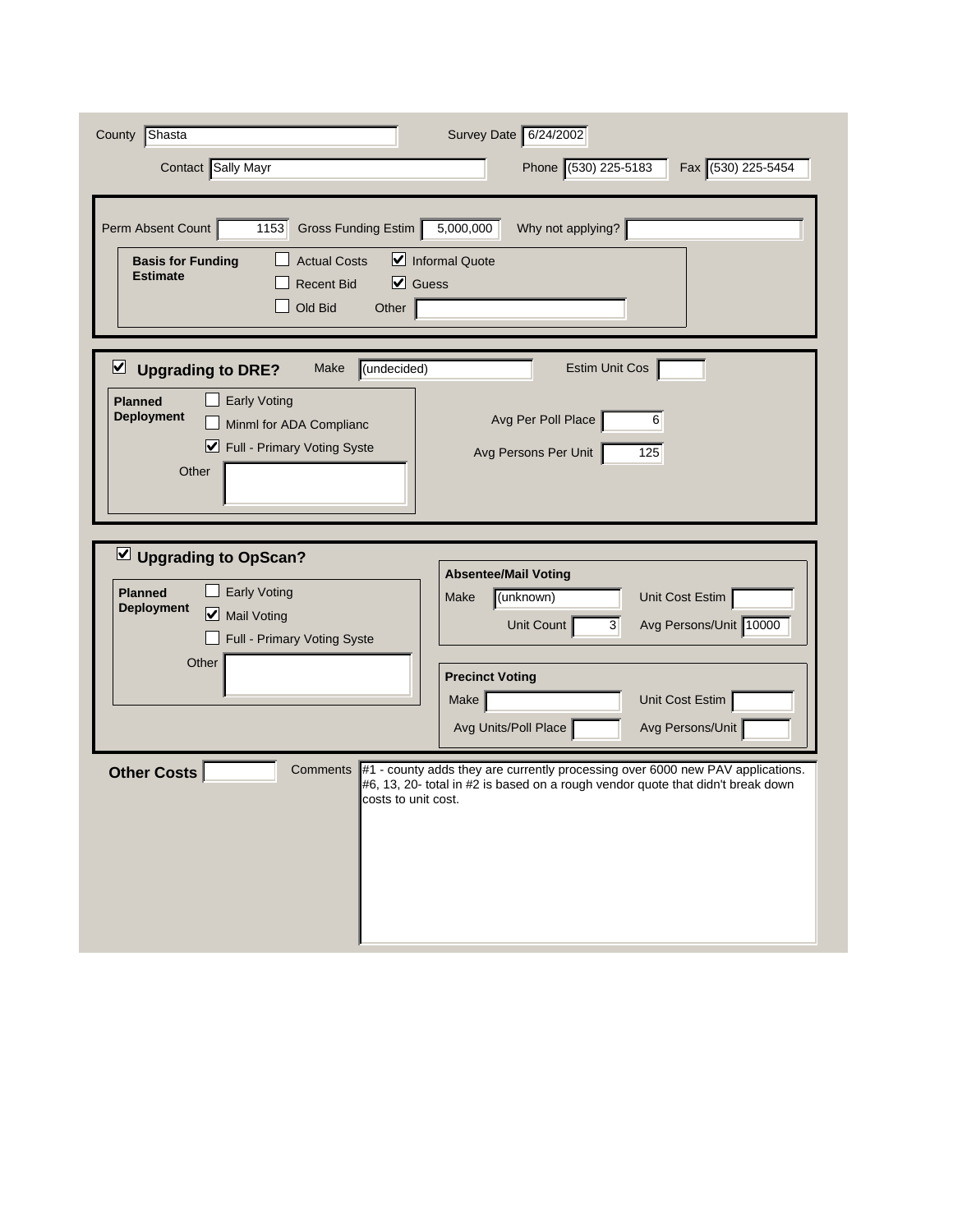County: Shasta

Survey Date: 6/24/2002

Contact: Sally Mayr

Phone: (530) 225-5183

Fax: (530) 225-5454

---

Perm Absent Count: 1153

Gross Funding Estim: 5,000,000

Why not applying?:

**Basis for Funding Estimate**

- [ ] Actual Costs
- [x] Informal Quote
- [ ] Recent Bid
- [x] Guess
- [ ] Old Bid
- Other:

---

- [x] **Upgrading to DRE?**

Make: (undecided)

Estim Unit Cos:

**Planned Deployment**

- [ ] Early Voting
- [ ] Minml for ADA Complianc
- [x] Full - Primary Voting Syste
- Other:

Avg Per Poll Place: 6

Avg Persons Per Unit: 125

---

- [x] **Upgrading to OpScan?**

**Planned Deployment**

- [ ] Early Voting
- [x] Mail Voting
- [ ] Full - Primary Voting Syste
- Other:

**Absentee/Mail Voting**

Make: (unknown)

Unit Cost Estim:

Unit Count: 3

Avg Persons/Unit: 10000

**Precinct Voting**

Make:

Unit Cost Estim:

Avg Units/Poll Place:

Avg Persons/Unit:

---

**Other Costs**:

Comments: #1 - county adds they are currently processing over 6000 new PAV applications. #6, 13, 20- total in #2 is based on a rough vendor quote that didn't break down costs to unit cost.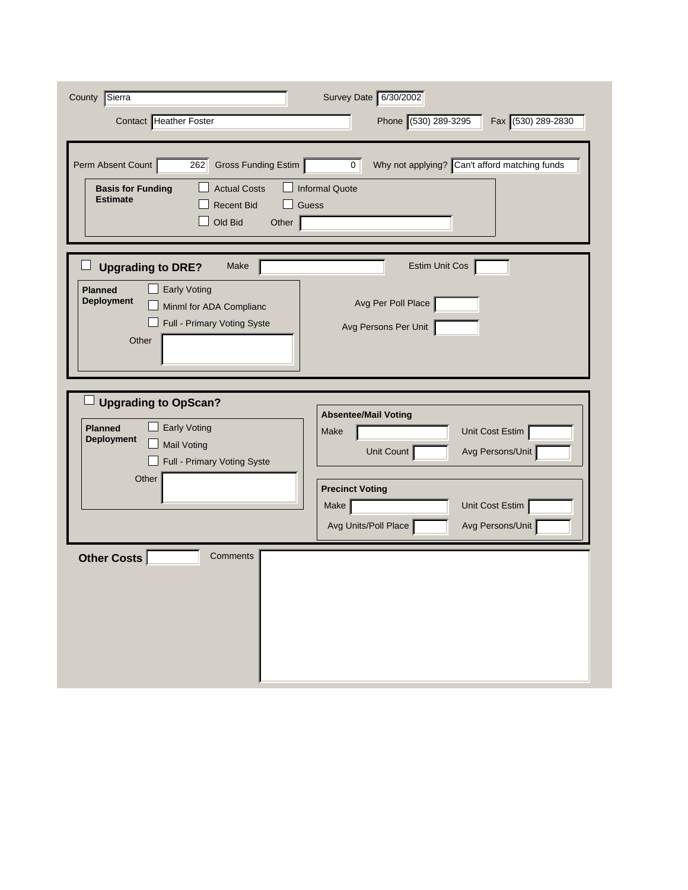County: Sierra

Survey Date: 6/30/2002

Contact: Heather Foster

Phone: (530) 289-3295

Fax: (530) 289-2830

---

Perm Absent Count: 262

Gross Funding Estim: 0

Why not applying? Can't afford matching funds

**Basis for Funding Estimate**

- ☐ Actual Costs
- ☐ Informal Quote
- ☐ Recent Bid
- ☐ Guess
- ☐ Old Bid
- Other:

---

☐ **Upgrading to DRE?**

Make:

Estim Unit Cos:

**Planned Deployment**

- ☐ Early Voting
- ☐ Minml for ADA Complianc
- ☐ Full - Primary Voting Syste
- Other:

Avg Per Poll Place:

Avg Persons Per Unit:

---

☐ **Upgrading to OpScan?**

**Planned Deployment**

- ☐ Early Voting
- ☐ Mail Voting
- ☐ Full - Primary Voting Syste
- Other:

**Absentee/Mail Voting**

Make:

Unit Cost Estim:

Unit Count:

Avg Persons/Unit:

**Precinct Voting**

Make:

Unit Cost Estim:

Avg Units/Poll Place:

Avg Persons/Unit:

---

**Other Costs**

Comments: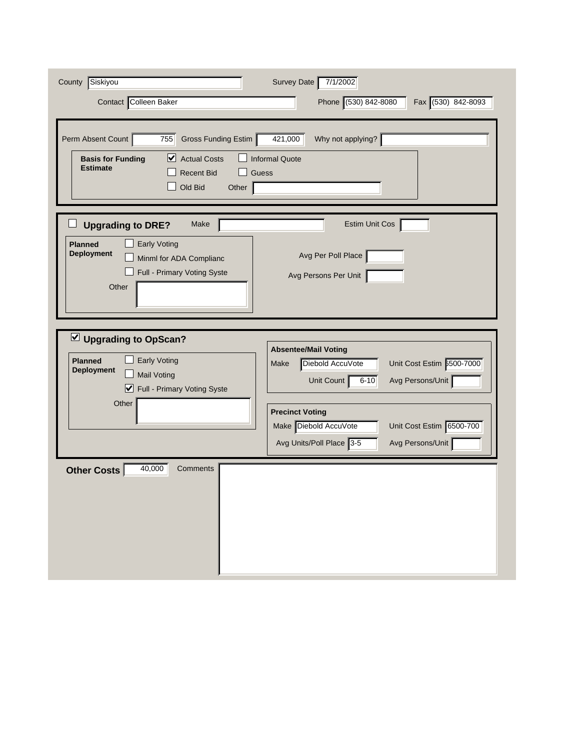County: Siskiyou

Survey Date: 7/1/2002

Contact: Colleen Baker

Phone: (530) 842-8080

Fax: (530) 842-8093

---

Perm Absent Count: 755

Gross Funding Estim: 421,000

Why not applying?:

**Basis for Funding Estimate**

- [x] Actual Costs
- [ ] Informal Quote
- [ ] Recent Bid
- [ ] Guess
- [ ] Old Bid

Other:

---

- [ ] **Upgrading to DRE?**

Make:

Estim Unit Cos:

**Planned Deployment**

- [ ] Early Voting
- [ ] Minml for ADA Complianc
- [ ] Full - Primary Voting Syste

Other:

Avg Per Poll Place:

Avg Persons Per Unit:

---

- [x] **Upgrading to OpScan?**

**Planned Deployment**

- [ ] Early Voting
- [ ] Mail Voting
- [x] Full - Primary Voting Syste

Other:

**Absentee/Mail Voting**

Make: Diebold AccuVote

Unit Cost Estim: 6500-7000

Unit Count: 6-10

Avg Persons/Unit:

**Precinct Voting**

Make: Diebold AccuVote

Unit Cost Estim: 6500-700

Avg Units/Poll Place: 3-5

Avg Persons/Unit:

---

**Other Costs**: 40,000

Comments: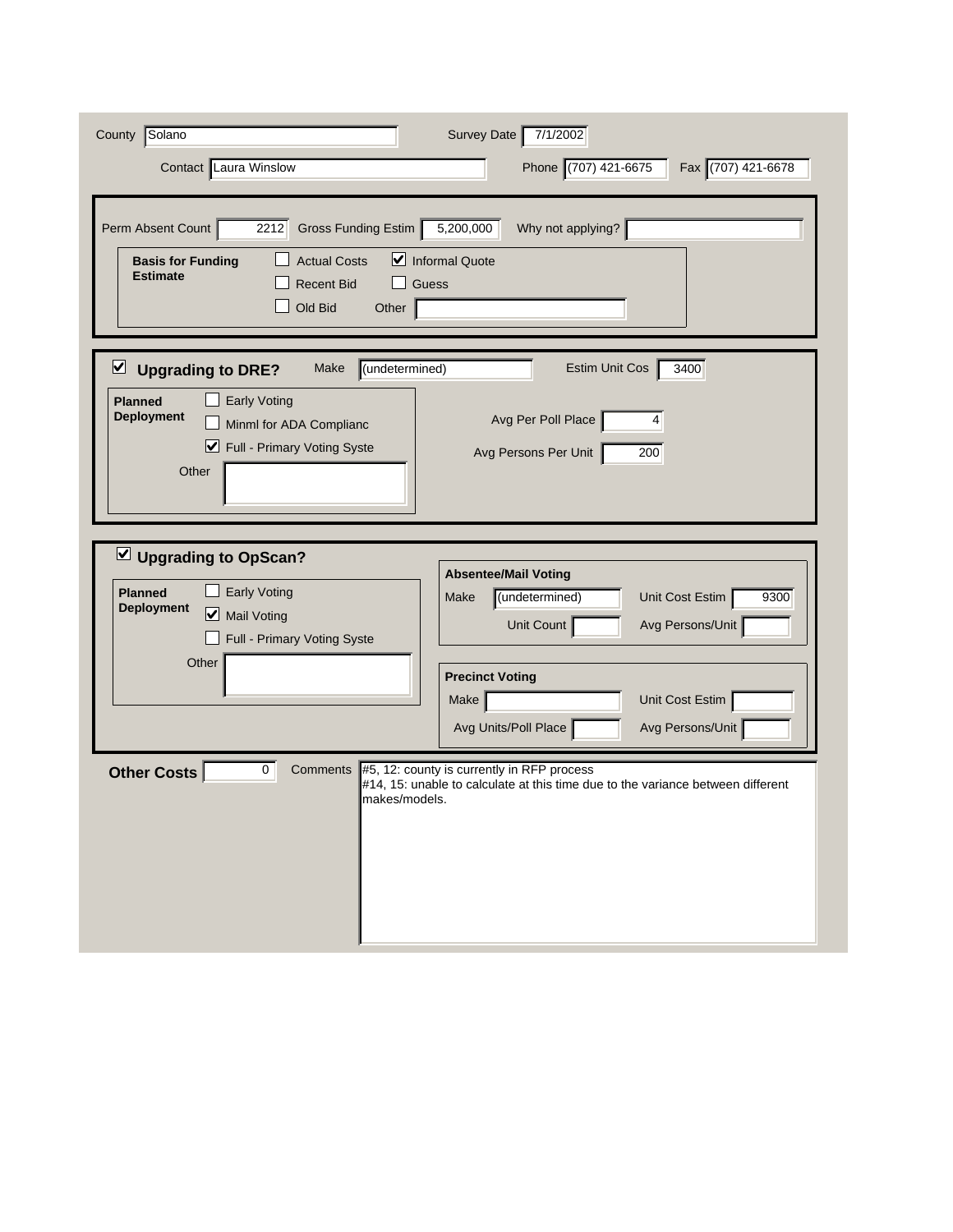County: Solano

Survey Date: 7/1/2002

Contact: Laura Winslow

Phone: (707) 421-6675

Fax: (707) 421-6678

Perm Absent Count: 2212

Gross Funding Estim: 5,200,000

Why not applying?:

**Basis for Funding Estimate**

- [ ] Actual Costs
- [x] Informal Quote
- [ ] Recent Bid
- [ ] Guess
- [ ] Old Bid

Other:

- [x] **Upgrading to DRE?**

Make: (undetermined)

Estim Unit Cos: 3400

**Planned Deployment**

- [ ] Early Voting
- [ ] Minml for ADA Complianc
- [x] Full - Primary Voting Syste

Other:

Avg Per Poll Place: 4

Avg Persons Per Unit: 200

- [x] **Upgrading to OpScan?**

**Planned Deployment**

- [ ] Early Voting
- [x] Mail Voting
- [ ] Full - Primary Voting Syste

Other:

**Absentee/Mail Voting**

Make: (undetermined)

Unit Cost Estim: 9300

Unit Count:

Avg Persons/Unit:

**Precinct Voting**

Make:

Unit Cost Estim:

Avg Units/Poll Place:

Avg Persons/Unit:

**Other Costs**: 0

Comments: #5, 12: county is currently in RFP process
#14, 15: unable to calculate at this time due to the variance between different makes/models.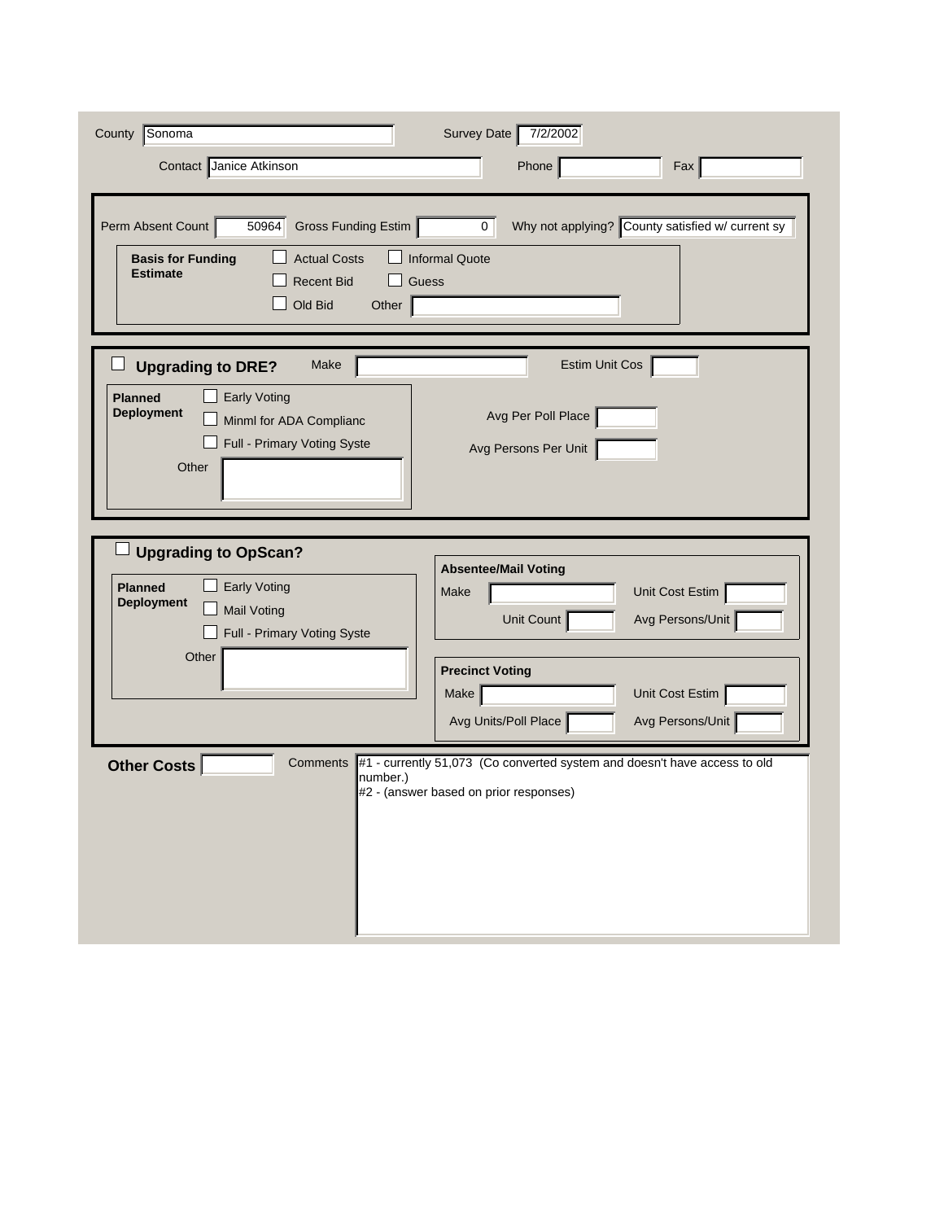County: Sonoma

Survey Date: 7/2/2002

Contact: Janice Atkinson

Phone:

Fax:

---

Perm Absent Count: 50964

Gross Funding Estim: 0

Why not applying? County satisfied w/ current sy

**Basis for Funding Estimate**

- ☐ Actual Costs
- ☐ Informal Quote
- ☐ Recent Bid
- ☐ Guess
- ☐ Old Bid
- Other:

---

☐ **Upgrading to DRE?**

Make:

Estim Unit Cos:

**Planned Deployment**

- ☐ Early Voting
- ☐ Minml for ADA Complianc
- ☐ Full - Primary Voting Syste
- Other:

Avg Per Poll Place:

Avg Persons Per Unit:

---

☐ **Upgrading to OpScan?**

**Planned Deployment**

- ☐ Early Voting
- ☐ Mail Voting
- ☐ Full - Primary Voting Syste
- Other:

**Absentee/Mail Voting**

Make:

Unit Cost Estim:

Unit Count:

Avg Persons/Unit:

**Precinct Voting**

Make:

Unit Cost Estim:

Avg Units/Poll Place:

Avg Persons/Unit:

---

**Other Costs**:

Comments:

#1 - currently 51,073 (Co converted system and doesn't have access to old number.)
#2 - (answer based on prior responses)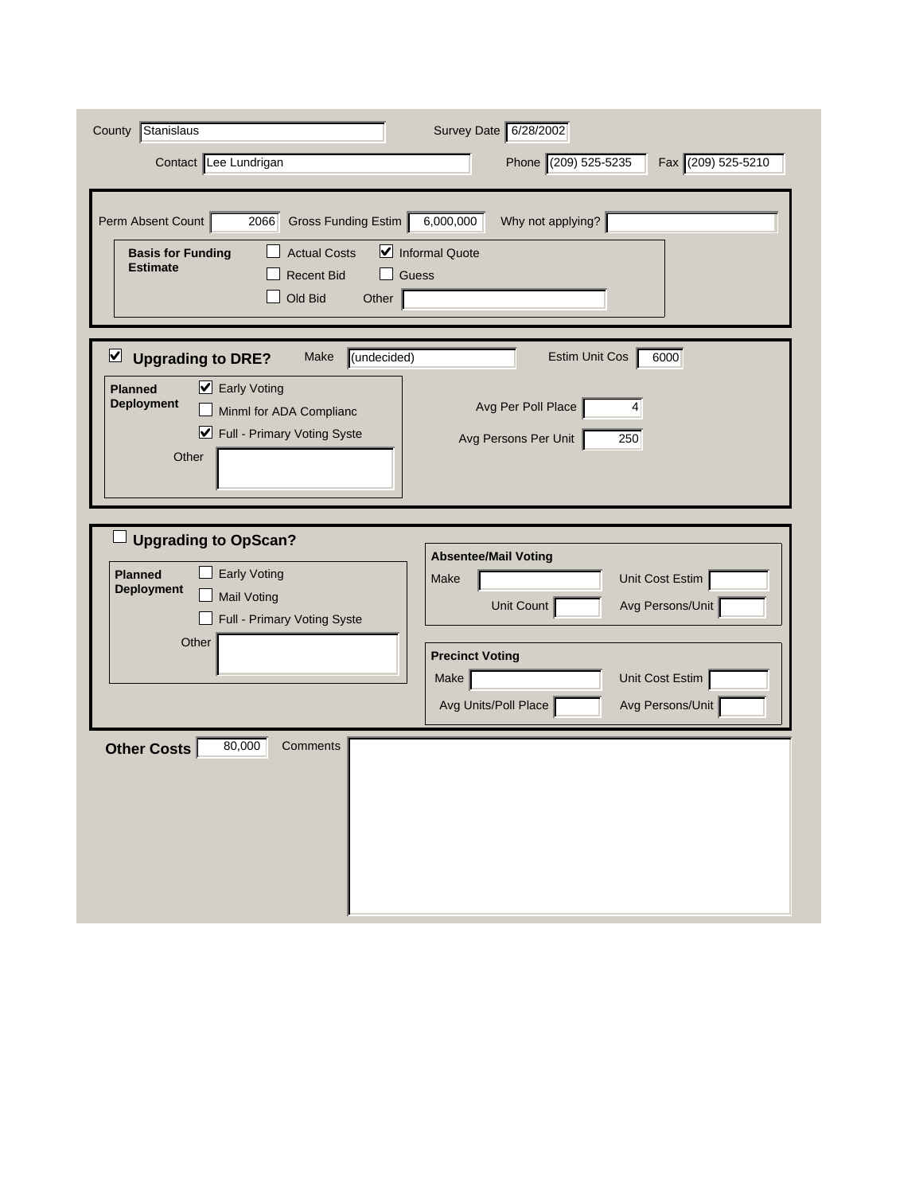County: Stanislaus

Survey Date: 6/28/2002

Contact: Lee Lundrigan

Phone: (209) 525-5235

Fax: (209) 525-5210

---

Perm Absent Count: 2066

Gross Funding Estim: 6,000,000

Why not applying?:

**Basis for Funding Estimate**

- [ ] Actual Costs
- [x] Informal Quote
- [ ] Recent Bid
- [ ] Guess
- [ ] Old Bid

Other:

---

- [x] **Upgrading to DRE?**

Make: (undecided)

Estim Unit Cos: 6000

**Planned Deployment**

- [x] Early Voting
- [ ] Minml for ADA Complianc
- [x] Full - Primary Voting Syste

Other:

Avg Per Poll Place: 4

Avg Persons Per Unit: 250

---

- [ ] **Upgrading to OpScan?**

**Planned Deployment**

- [ ] Early Voting
- [ ] Mail Voting
- [ ] Full - Primary Voting Syste

Other:

**Absentee/Mail Voting**

Make:

Unit Cost Estim:

Unit Count:

Avg Persons/Unit:

**Precinct Voting**

Make:

Unit Cost Estim:

Avg Units/Poll Place:

Avg Persons/Unit:

---

**Other Costs**: 80,000

Comments: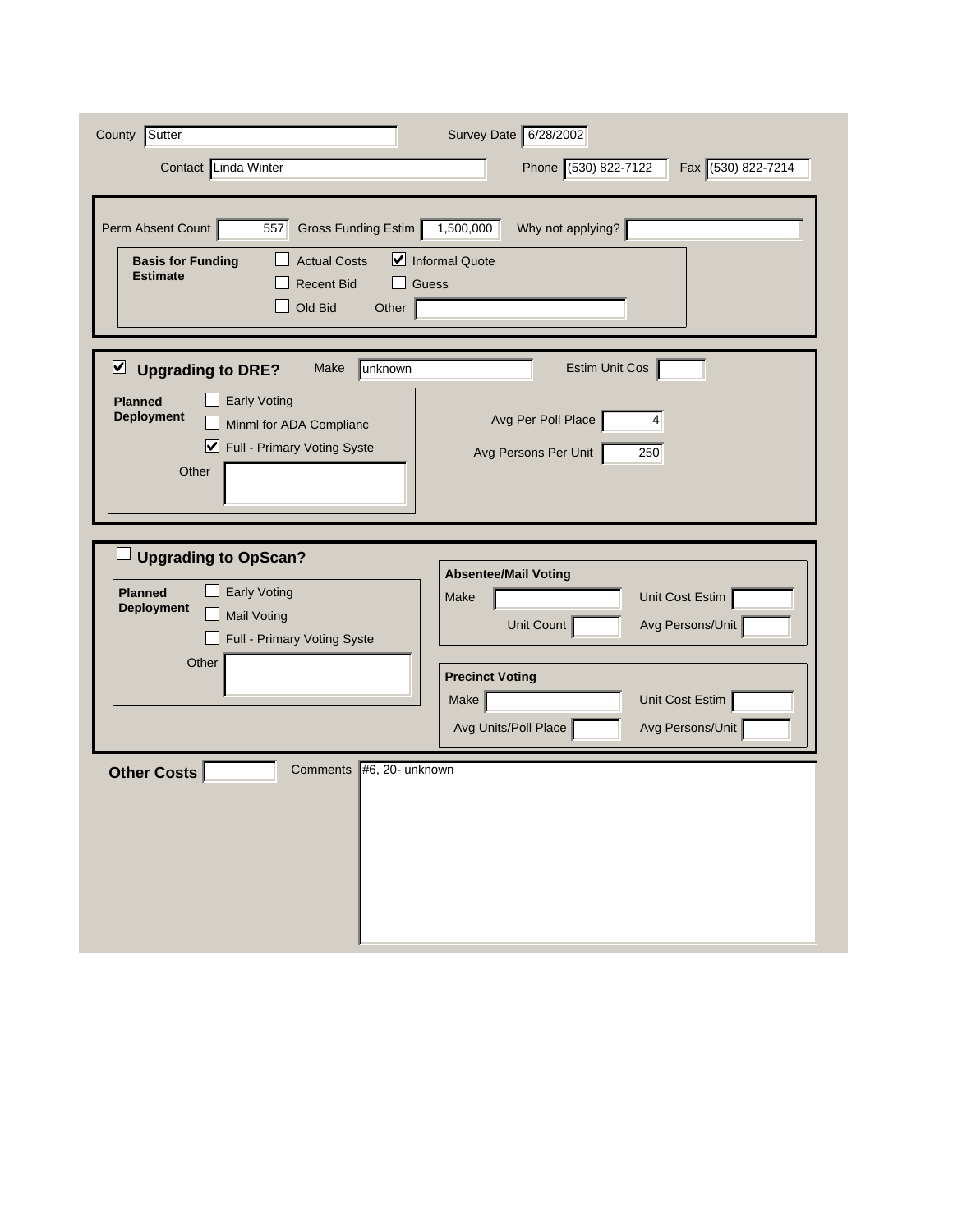County: Sutter

Survey Date: 6/28/2002

Contact: Linda Winter

Phone: (530) 822-7122

Fax: (530) 822-7214

---

Perm Absent Count: 557

Gross Funding Estim: 1,500,000

Why not applying?:

**Basis for Funding Estimate**

- [ ] Actual Costs
- [x] Informal Quote
- [ ] Recent Bid
- [ ] Guess
- [ ] Old Bid

Other:

---

- [x] **Upgrading to DRE?**

Make: unknown

Estim Unit Cos:

**Planned Deployment**

- [ ] Early Voting
- [ ] Minml for ADA Complianc
- [x] Full - Primary Voting Syste

Other:

Avg Per Poll Place: 4

Avg Persons Per Unit: 250

---

- [ ] **Upgrading to OpScan?**

**Planned Deployment**

- [ ] Early Voting
- [ ] Mail Voting
- [ ] Full - Primary Voting Syste

Other:

**Absentee/Mail Voting**

Make:

Unit Cost Estim:

Unit Count:

Avg Persons/Unit:

**Precinct Voting**

Make:

Unit Cost Estim:

Avg Units/Poll Place:

Avg Persons/Unit:

---

**Other Costs**:

Comments: #6, 20- unknown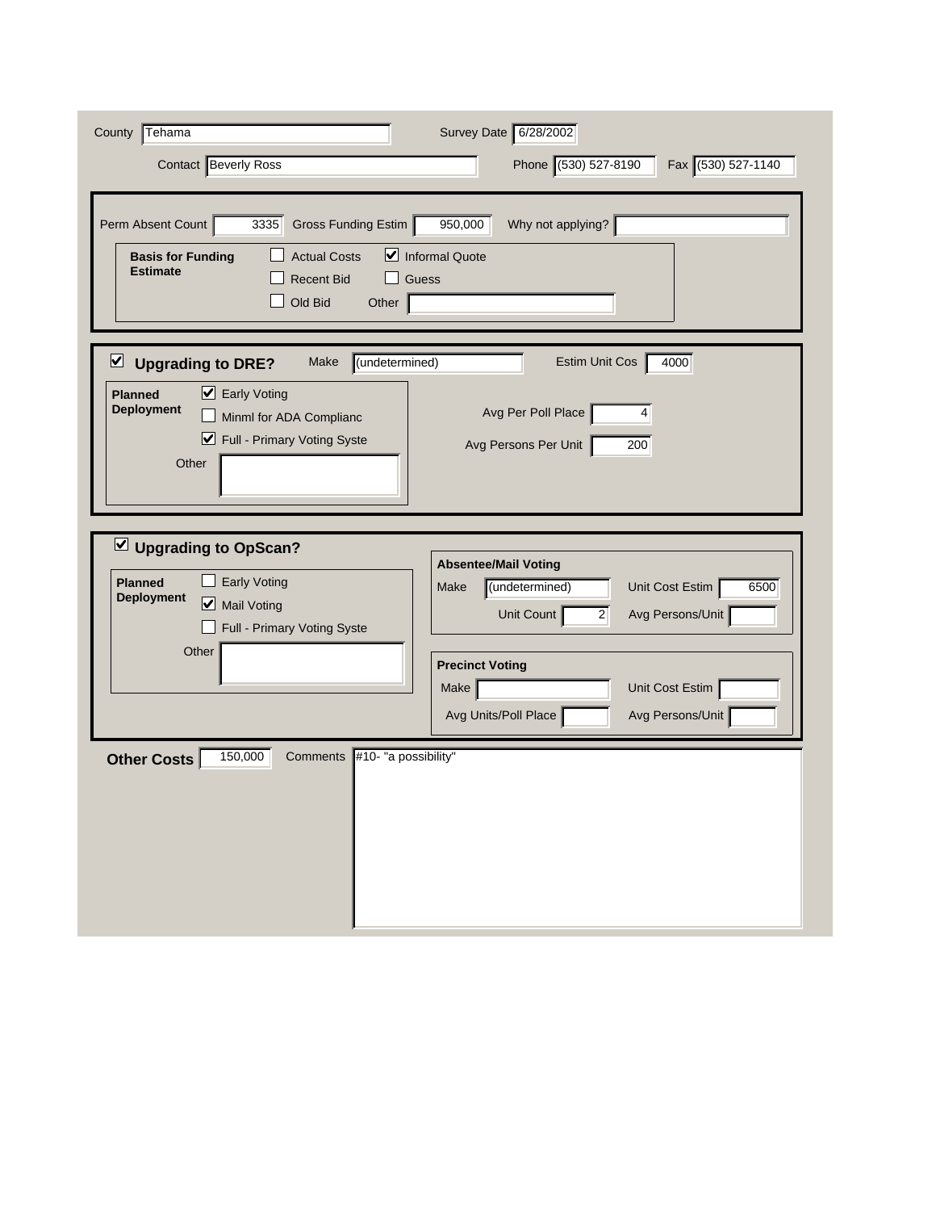County: Tehama

Survey Date: 6/28/2002

Contact: Beverly Ross

Phone: (530) 527-8190

Fax: (530) 527-1140

Perm Absent Count: 3335

Gross Funding Estim: 950,000

Why not applying?:

**Basis for Funding Estimate**

- [ ] Actual Costs
- [x] Informal Quote
- [ ] Recent Bid
- [ ] Guess
- [ ] Old Bid

Other:

- [x] **Upgrading to DRE?**

Make: (undetermined)

Estim Unit Cos: 4000

**Planned Deployment**

- [x] Early Voting
- [ ] Minml for ADA Complianc
- [x] Full - Primary Voting Syste

Other:

Avg Per Poll Place: 4

Avg Persons Per Unit: 200

- [x] **Upgrading to OpScan?**

**Planned Deployment**

- [ ] Early Voting
- [x] Mail Voting
- [ ] Full - Primary Voting Syste

Other:

**Absentee/Mail Voting**

Make: (undetermined)

Unit Cost Estim: 6500

Unit Count: 2

Avg Persons/Unit:

**Precinct Voting**

Make:

Unit Cost Estim:

Avg Units/Poll Place:

Avg Persons/Unit:

**Other Costs**: 150,000

Comments: #10- "a possibility"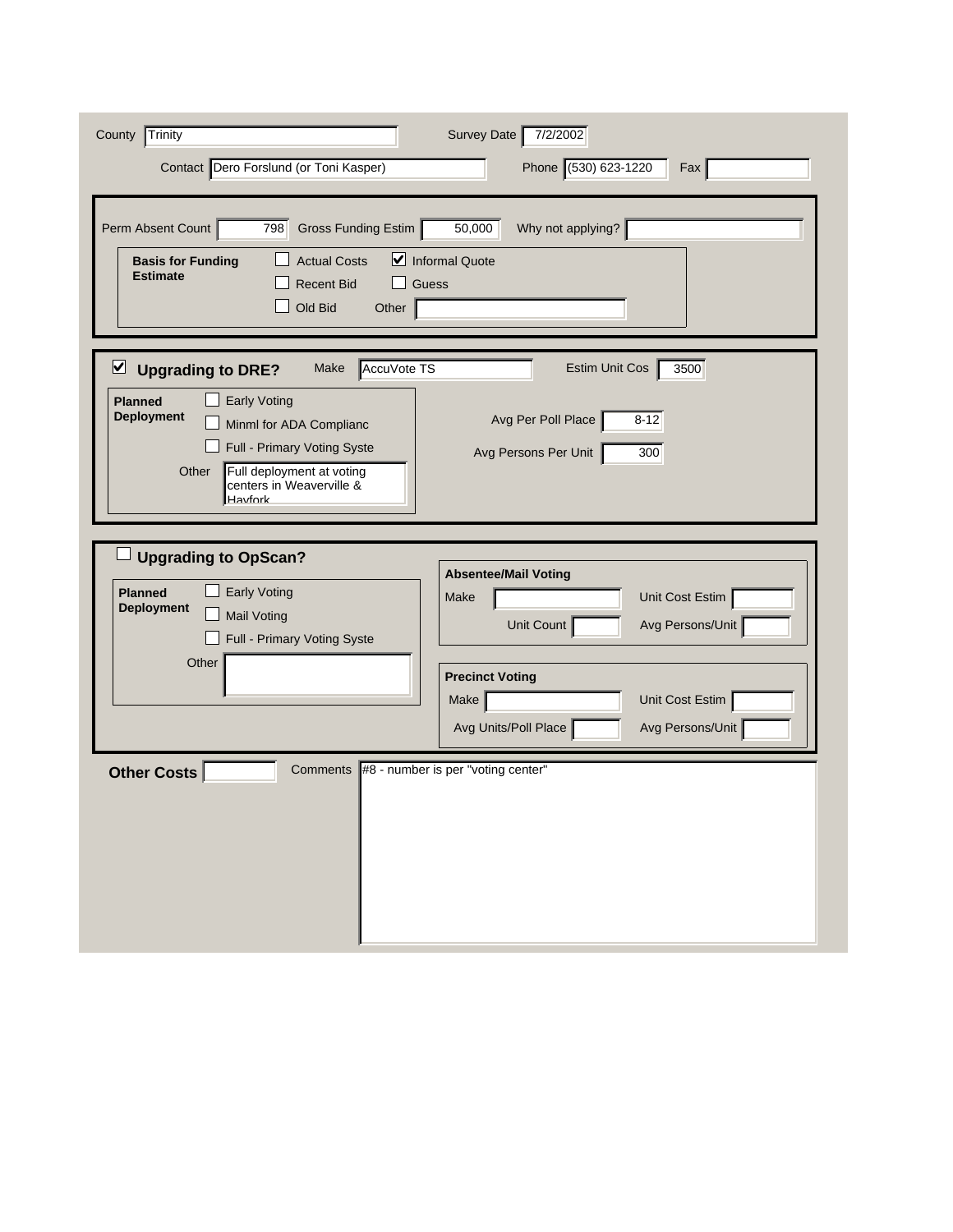County: Trinity

Survey Date: 7/2/2002

Contact: Dero Forslund (or Toni Kasper)

Phone: (530) 623-1220

Fax:

---

Perm Absent Count: 798

Gross Funding Estim: 50,000

Why not applying?:

**Basis for Funding Estimate**

- [ ] Actual Costs
- [x] Informal Quote
- [ ] Recent Bid
- [ ] Guess
- [ ] Old Bid

Other:

---

- [x] **Upgrading to DRE?**

Make: AccuVote TS

Estim Unit Cos: 3500

**Planned Deployment**

- [ ] Early Voting
- [ ] Minml for ADA Complianc
- [ ] Full - Primary Voting Syste

Other: Full deployment at voting centers in Weaverville & Hayfork

Avg Per Poll Place: 8-12

Avg Persons Per Unit: 300

---

- [ ] **Upgrading to OpScan?**

**Planned Deployment**

- [ ] Early Voting
- [ ] Mail Voting
- [ ] Full - Primary Voting Syste

Other:

**Absentee/Mail Voting**

Make:

Unit Cost Estim:

Unit Count:

Avg Persons/Unit:

**Precinct Voting**

Make:

Unit Cost Estim:

Avg Units/Poll Place:

Avg Persons/Unit:

---

**Other Costs**:

Comments: #8 - number is per "voting center"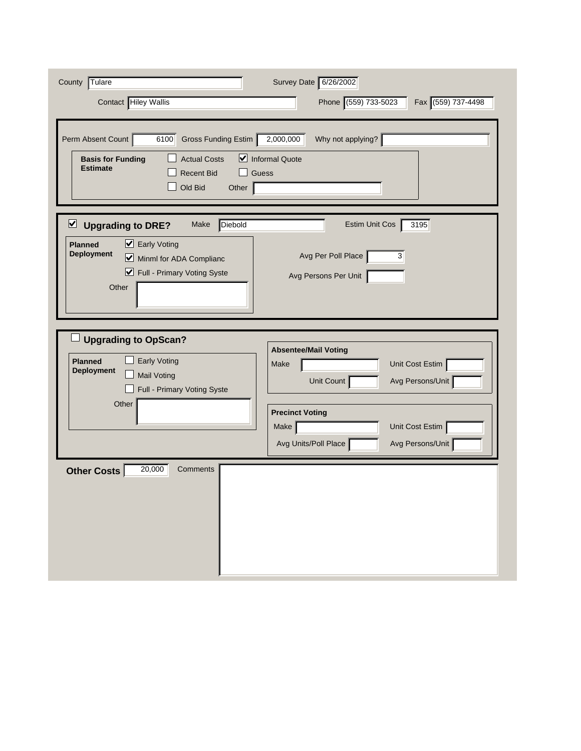County: Tulare

Survey Date: 6/26/2002

Contact: Hiley Wallis

Phone: (559) 733-5023

Fax: (559) 737-4498

---

Perm Absent Count: 6100

Gross Funding Estim: 2,000,000

Why not applying?:

**Basis for Funding Estimate**

- [ ] Actual Costs
- [x] Informal Quote
- [ ] Recent Bid
- [ ] Guess
- [ ] Old Bid

Other:

---

- [x] **Upgrading to DRE?**

Make: Diebold

Estim Unit Cos: 3195

**Planned Deployment**

- [x] Early Voting
- [x] Minml for ADA Complianc
- [x] Full - Primary Voting Syste

Other:

Avg Per Poll Place: 3

Avg Persons Per Unit:

---

- [ ] **Upgrading to OpScan?**

**Planned Deployment**

- [ ] Early Voting
- [ ] Mail Voting
- [ ] Full - Primary Voting Syste

Other:

**Absentee/Mail Voting**

Make:

Unit Cost Estim:

Unit Count:

Avg Persons/Unit:

**Precinct Voting**

Make:

Unit Cost Estim:

Avg Units/Poll Place:

Avg Persons/Unit:

---

**Other Costs**: 20,000

Comments: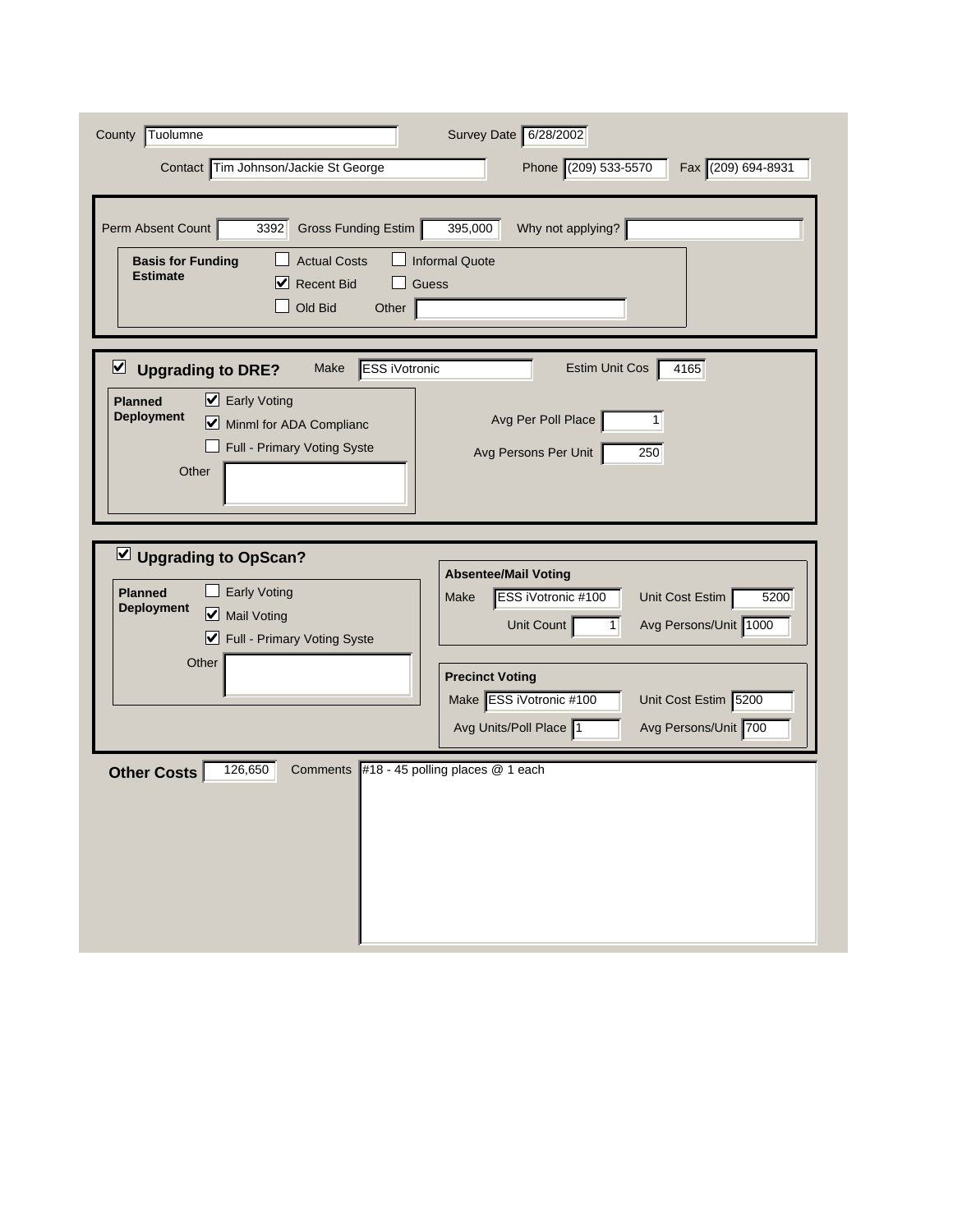County: Tuolumne

Survey Date: 6/28/2002

Contact: Tim Johnson/Jackie St George

Phone: (209) 533-5570

Fax: (209) 694-8931

---

Perm Absent Count: 3392

Gross Funding Estim: 395,000

Why not applying?:

**Basis for Funding Estimate**

- [ ] Actual Costs
- [ ] Informal Quote
- [x] Recent Bid
- [ ] Guess
- [ ] Old Bid

Other:

---

- [x] **Upgrading to DRE?**

Make: ESS iVotronic

Estim Unit Cos: 4165

**Planned Deployment**

- [x] Early Voting
- [x] Minml for ADA Complianc
- [ ] Full - Primary Voting Syste

Other:

Avg Per Poll Place: 1

Avg Persons Per Unit: 250

---

- [x] **Upgrading to OpScan?**

**Planned Deployment**

- [ ] Early Voting
- [x] Mail Voting
- [x] Full - Primary Voting Syste

Other:

**Absentee/Mail Voting**

Make: ESS iVotronic #100

Unit Cost Estim: 5200

Unit Count: 1

Avg Persons/Unit: 1000

**Precinct Voting**

Make: ESS iVotronic #100

Unit Cost Estim: 5200

Avg Units/Poll Place: 1

Avg Persons/Unit: 700

---

**Other Costs**: 126,650

Comments: #18 - 45 polling places @ 1 each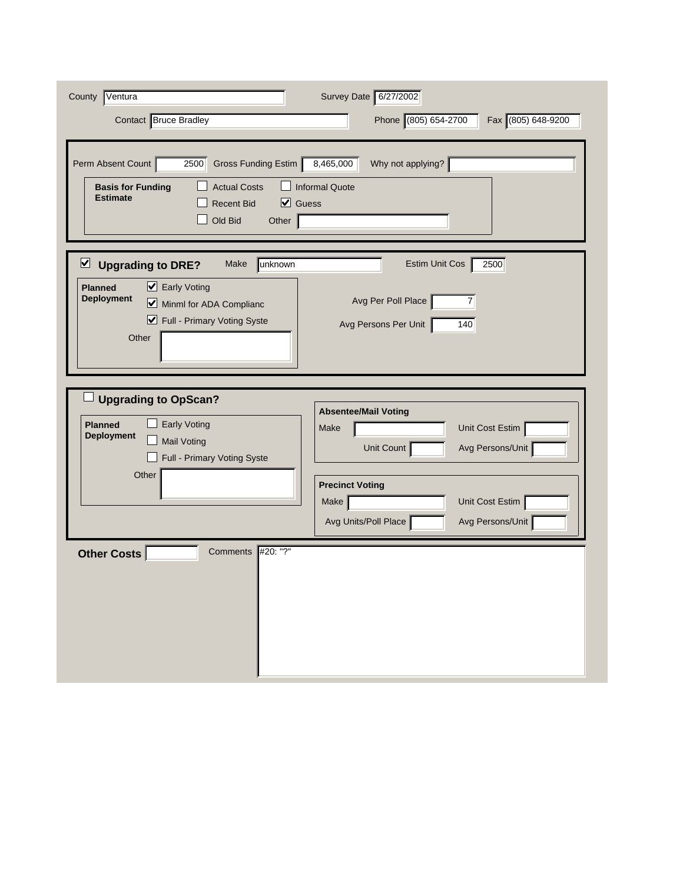County: Ventura

Survey Date: 6/27/2002

Contact: Bruce Bradley

Phone: (805) 654-2700

Fax: (805) 648-9200

---

Perm Absent Count: 2500

Gross Funding Estim: 8,465,000

Why not applying?:

**Basis for Funding Estimate**

- [ ] Actual Costs
- [ ] Informal Quote
- [ ] Recent Bid
- [x] Guess
- [ ] Old Bid
- Other:

---

- [x] **Upgrading to DRE?**

Make: unknown

Estim Unit Cos: 2500

**Planned Deployment**

- [x] Early Voting
- [x] Minml for ADA Complianc
- [x] Full - Primary Voting Syste
- Other:

Avg Per Poll Place: 7

Avg Persons Per Unit: 140

---

- [ ] **Upgrading to OpScan?**

**Planned Deployment**

- [ ] Early Voting
- [ ] Mail Voting
- [ ] Full - Primary Voting Syste
- Other:

**Absentee/Mail Voting**

Make:

Unit Cost Estim:

Unit Count:

Avg Persons/Unit:

**Precinct Voting**

Make:

Unit Cost Estim:

Avg Units/Poll Place:

Avg Persons/Unit:

---

**Other Costs**:

Comments: #20: "?"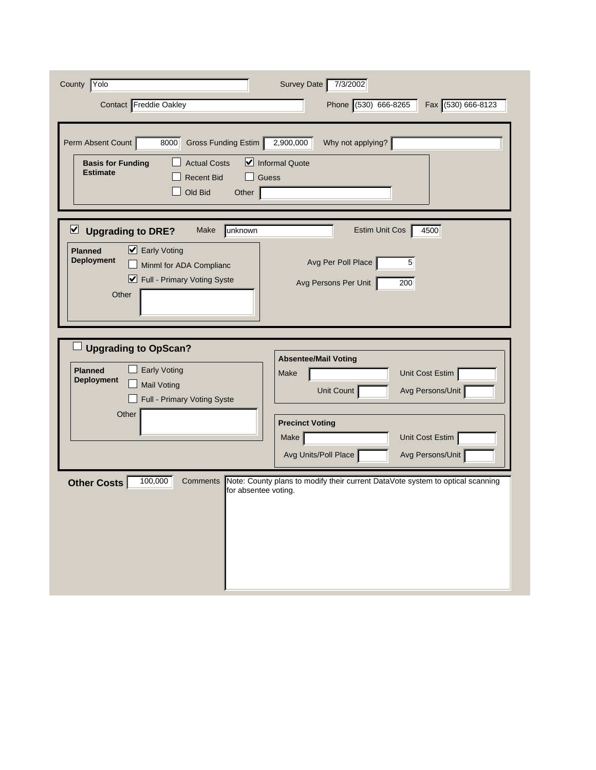County: Yolo

Survey Date: 7/3/2002

Contact: Freddie Oakley

Phone: (530) 666-8265

Fax: (530) 666-8123

---

Perm Absent Count: 8000

Gross Funding Estim: 2,900,000

Why not applying?:

**Basis for Funding Estimate**

- [ ] Actual Costs
- [x] Informal Quote
- [ ] Recent Bid
- [ ] Guess
- [ ] Old Bid

Other:

---

- [x] **Upgrading to DRE?**

Make: unknown

Estim Unit Cos: 4500

**Planned Deployment**

- [x] Early Voting
- [ ] Minml for ADA Complianc
- [x] Full - Primary Voting Syste

Other:

Avg Per Poll Place: 5

Avg Persons Per Unit: 200

---

- [ ] **Upgrading to OpScan?**

**Planned Deployment**

- [ ] Early Voting
- [ ] Mail Voting
- [ ] Full - Primary Voting Syste

Other:

**Absentee/Mail Voting**

Make:

Unit Cost Estim:

Unit Count:

Avg Persons/Unit:

**Precinct Voting**

Make:

Unit Cost Estim:

Avg Units/Poll Place:

Avg Persons/Unit:

---

**Other Costs**: 100,000

Comments: Note: County plans to modify their current DataVote system to optical scanning for absentee voting.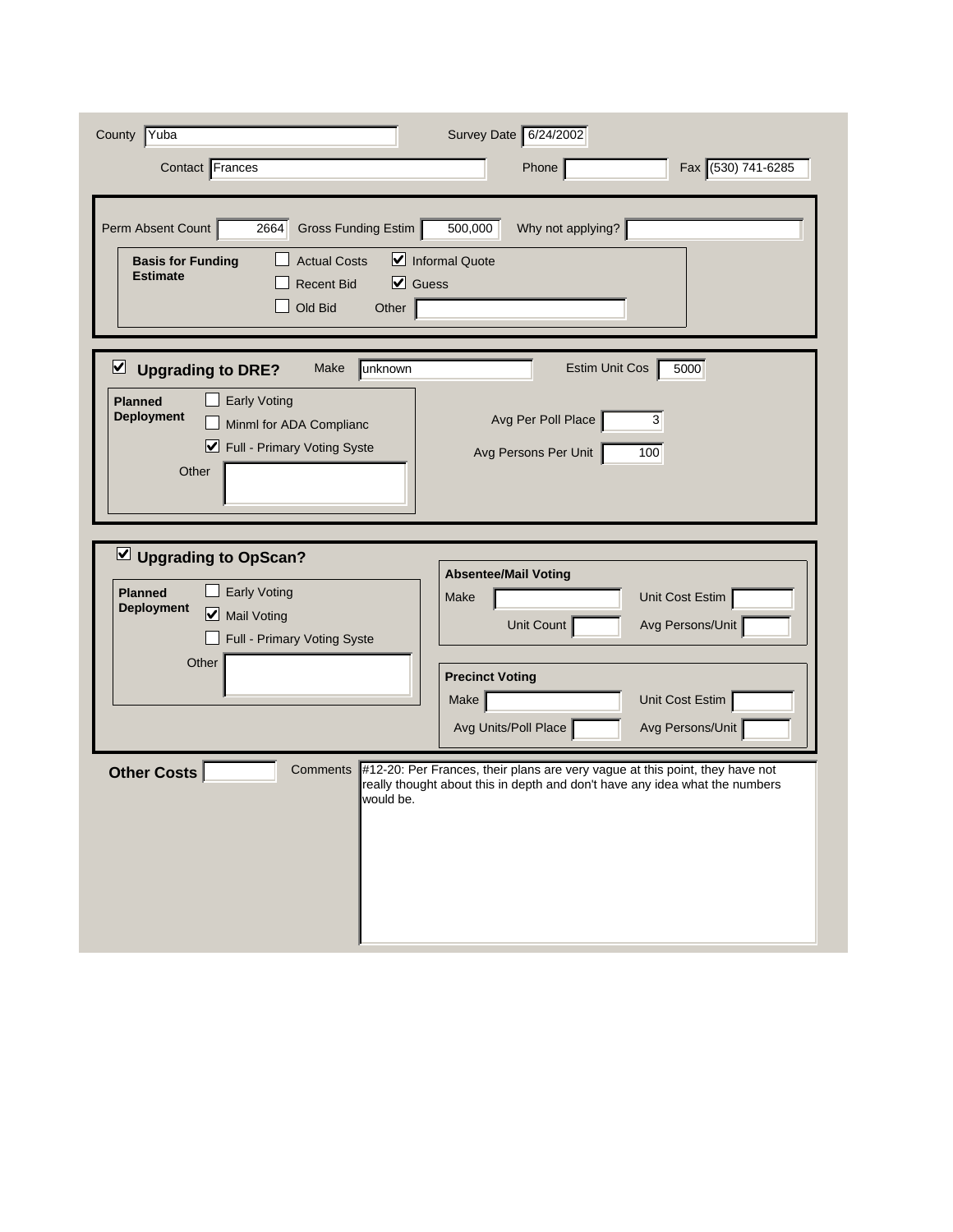County: Yuba

Survey Date: 6/24/2002

Contact: Frances

Phone:

Fax: (530) 741-6285

---

Perm Absent Count: 2664

Gross Funding Estim: 500,000

Why not applying?:

**Basis for Funding Estimate**

- [ ] Actual Costs
- [x] Informal Quote
- [ ] Recent Bid
- [x] Guess
- [ ] Old Bid

Other:

---

- [x] **Upgrading to DRE?**

Make: unknown

Estim Unit Cos: 5000

**Planned Deployment**

- [ ] Early Voting
- [ ] Minml for ADA Complianc
- [x] Full - Primary Voting Syste

Other:

Avg Per Poll Place: 3

Avg Persons Per Unit: 100

---

- [x] **Upgrading to OpScan?**

**Planned Deployment**

- [ ] Early Voting
- [x] Mail Voting
- [ ] Full - Primary Voting Syste

Other:

**Absentee/Mail Voting**

Make:

Unit Cost Estim:

Unit Count:

Avg Persons/Unit:

**Precinct Voting**

Make:

Unit Cost Estim:

Avg Units/Poll Place:

Avg Persons/Unit:

---

**Other Costs**:

Comments: #12-20: Per Frances, their plans are very vague at this point, they have not really thought about this in depth and don't have any idea what the numbers would be.